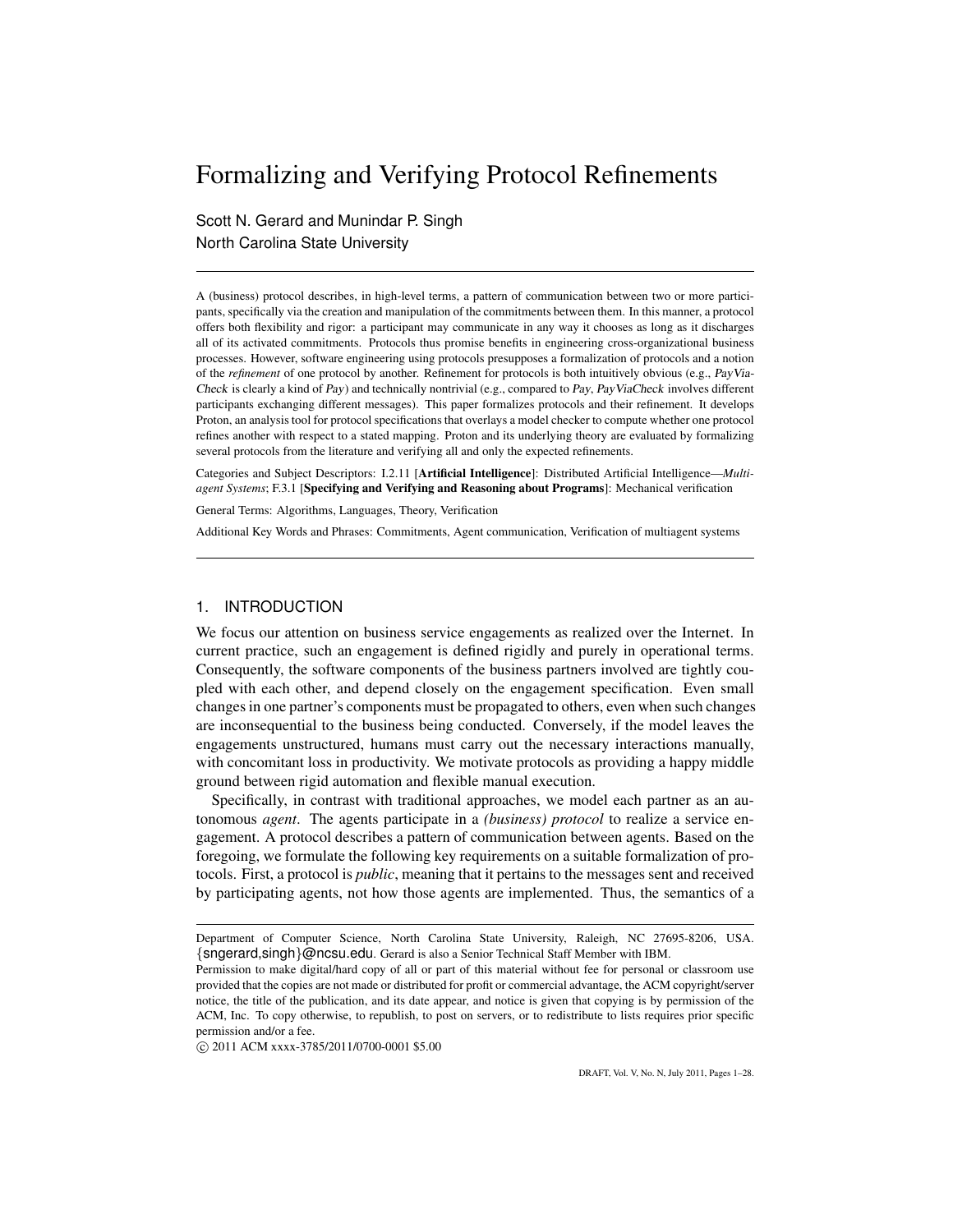# Formalizing and Verifying Protocol Refinements

Scott N. Gerard and Munindar P. Singh
North Carolina State University

---

A (business) protocol describes, in high-level terms, a pattern of communication between two or more participants, specifically via the creation and manipulation of the commitments between them. In this manner, a protocol offers both flexibility and rigor: a participant may communicate in any way it chooses as long as it discharges all of its activated commitments. Protocols thus promise benefits in engineering cross-organizational business processes. However, software engineering using protocols presupposes a formalization of protocols and a notion of the *refinement* of one protocol by another. Refinement for protocols is both intuitively obvious (e.g., *PayViaCheck* is clearly a kind of *Pay*) and technically nontrivial (e.g., compared to *Pay*, *PayViaCheck* involves different participants exchanging different messages). This paper formalizes protocols and their refinement. It develops Proton, an analysis tool for protocol specifications that overlays a model checker to compute whether one protocol refines another with respect to a stated mapping. Proton and its underlying theory are evaluated by formalizing several protocols from the literature and verifying all and only the expected refinements.

Categories and Subject Descriptors: I.2.11 [**Artificial Intelligence**]: Distributed Artificial Intelligence—*Multiagent Systems*; F.3.1 [**Specifying and Verifying and Reasoning about Programs**]: Mechanical verification

General Terms: Algorithms, Languages, Theory, Verification

Additional Key Words and Phrases: Commitments, Agent communication, Verification of multiagent systems

---

## 1. INTRODUCTION

We focus our attention on business service engagements as realized over the Internet. In current practice, such an engagement is defined rigidly and purely in operational terms. Consequently, the software components of the business partners involved are tightly coupled with each other, and depend closely on the engagement specification. Even small changes in one partner's components must be propagated to others, even when such changes are inconsequential to the business being conducted. Conversely, if the model leaves the engagements unstructured, humans must carry out the necessary interactions manually, with concomitant loss in productivity. We motivate protocols as providing a happy middle ground between rigid automation and flexible manual execution.

Specifically, in contrast with traditional approaches, we model each partner as an autonomous *agent*. The agents participate in a *(business) protocol* to realize a service engagement. A protocol describes a pattern of communication between agents. Based on the foregoing, we formulate the following key requirements on a suitable formalization of protocols. First, a protocol is *public*, meaning that it pertains to the messages sent and received by participating agents, not how those agents are implemented. Thus, the semantics of a

---

Department of Computer Science, North Carolina State University, Raleigh, NC 27695-8206, USA. {sngerard,singh}@ncsu.edu. Gerard is also a Senior Technical Staff Member with IBM.

Permission to make digital/hard copy of all or part of this material without fee for personal or classroom use provided that the copies are not made or distributed for profit or commercial advantage, the ACM copyright/server notice, the title of the publication, and its date appear, and notice is given that copying is by permission of the ACM, Inc. To copy otherwise, to republish, to post on servers, or to redistribute to lists requires prior specific permission and/or a fee.

© 2011 ACM xxxx-3785/2011/0700-0001 $5.00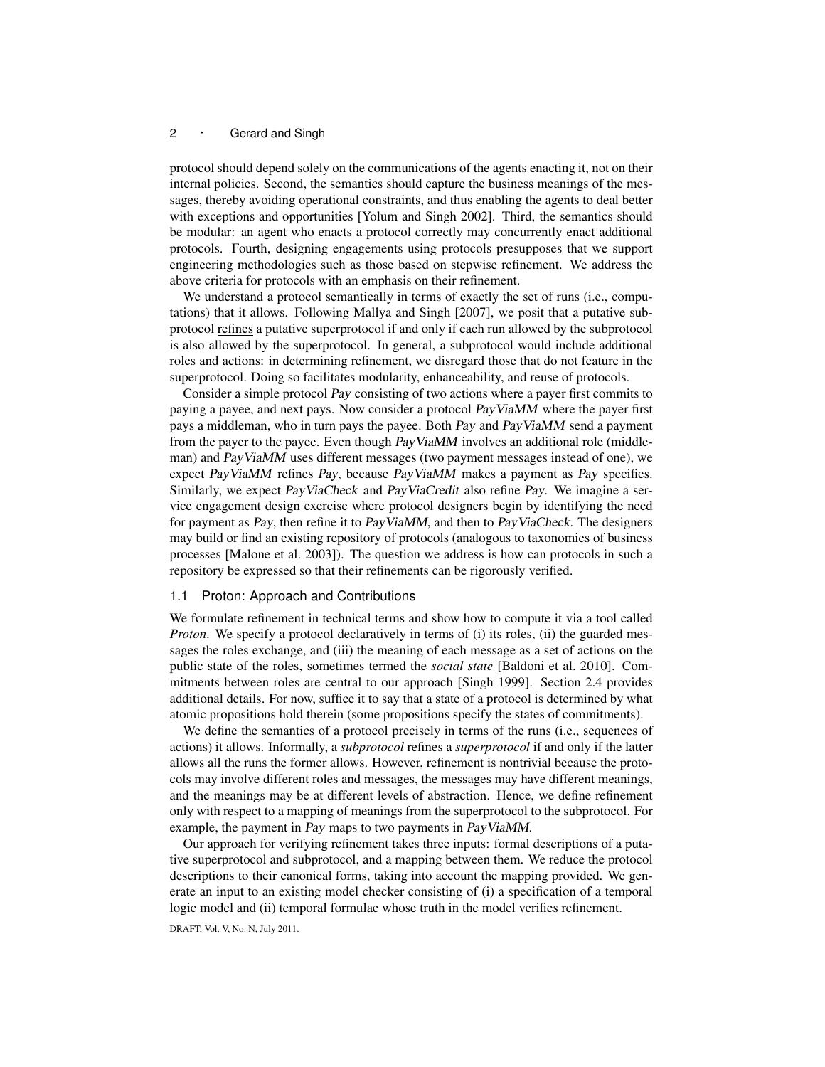protocol should depend solely on the communications of the agents enacting it, not on their internal policies. Second, the semantics should capture the business meanings of the messages, thereby avoiding operational constraints, and thus enabling the agents to deal better with exceptions and opportunities [Yolum and Singh 2002]. Third, the semantics should be modular: an agent who enacts a protocol correctly may concurrently enact additional protocols. Fourth, designing engagements using protocols presupposes that we support engineering methodologies such as those based on stepwise refinement. We address the above criteria for protocols with an emphasis on their refinement.

We understand a protocol semantically in terms of exactly the set of runs (i.e., computations) that it allows. Following Mallya and Singh [2007], we posit that a putative subprotocol refines a putative superprotocol if and only if each run allowed by the subprotocol is also allowed by the superprotocol. In general, a subprotocol would include additional roles and actions: in determining refinement, we disregard those that do not feature in the superprotocol. Doing so facilitates modularity, enhanceability, and reuse of protocols.

Consider a simple protocol *Pay* consisting of two actions where a payer first commits to paying a payee, and next pays. Now consider a protocol *PayViaMM* where the payer first pays a middleman, who in turn pays the payee. Both *Pay* and *PayViaMM* send a payment from the payer to the payee. Even though *PayViaMM* involves an additional role (middleman) and *PayViaMM* uses different messages (two payment messages instead of one), we expect *PayViaMM* refines *Pay*, because *PayViaMM* makes a payment as *Pay* specifies. Similarly, we expect *PayViaCheck* and *PayViaCredit* also refine *Pay*. We imagine a service engagement design exercise where protocol designers begin by identifying the need for payment as *Pay*, then refine it to *PayViaMM*, and then to *PayViaCheck*. The designers may build or find an existing repository of protocols (analogous to taxonomies of business processes [Malone et al. 2003]). The question we address is how can protocols in such a repository be expressed so that their refinements can be rigorously verified.

### 1.1 Proton: Approach and Contributions

We formulate refinement in technical terms and show how to compute it via a tool called *Proton*. We specify a protocol declaratively in terms of (i) its roles, (ii) the guarded messages the roles exchange, and (iii) the meaning of each message as a set of actions on the public state of the roles, sometimes termed the *social state* [Baldoni et al. 2010]. Commitments between roles are central to our approach [Singh 1999]. Section 2.4 provides additional details. For now, suffice it to say that a state of a protocol is determined by what atomic propositions hold therein (some propositions specify the states of commitments).

We define the semantics of a protocol precisely in terms of the runs (i.e., sequences of actions) it allows. Informally, a *subprotocol* refines a *superprotocol* if and only if the latter allows all the runs the former allows. However, refinement is nontrivial because the protocols may involve different roles and messages, the messages may have different meanings, and the meanings may be at different levels of abstraction. Hence, we define refinement only with respect to a mapping of meanings from the superprotocol to the subprotocol. For example, the payment in *Pay* maps to two payments in *PayViaMM*.

Our approach for verifying refinement takes three inputs: formal descriptions of a putative superprotocol and subprotocol, and a mapping between them. We reduce the protocol descriptions to their canonical forms, taking into account the mapping provided. We generate an input to an existing model checker consisting of (i) a specification of a temporal logic model and (ii) temporal formulae whose truth in the model verifies refinement.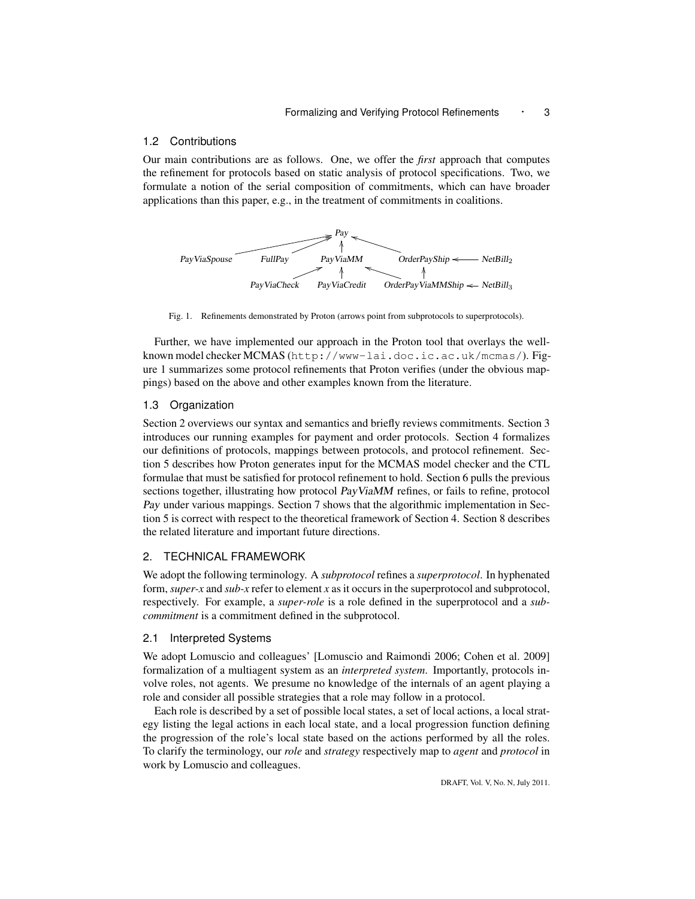## 1.2 Contributions

Our main contributions are as follows. One, we offer the *first* approach that computes the refinement for protocols based on static analysis of protocol specifications. Two, we formulate a notion of the serial composition of commitments, which can have broader applications than this paper, e.g., in the treatment of commitments in coalitions.

Fig. 1. Refinements demonstrated by Proton (arrows point from subprotocols to superprotocols).

Further, we have implemented our approach in the Proton tool that overlays the well-known model checker MCMAS (http://www-lai.doc.ic.ac.uk/mcmas/). Figure 1 summarizes some protocol refinements that Proton verifies (under the obvious mappings) based on the above and other examples known from the literature.

## 1.3 Organization

Section 2 overviews our syntax and semantics and briefly reviews commitments. Section 3 introduces our running examples for payment and order protocols. Section 4 formalizes our definitions of protocols, mappings between protocols, and protocol refinement. Section 5 describes how Proton generates input for the MCMAS model checker and the CTL formulae that must be satisfied for protocol refinement to hold. Section 6 pulls the previous sections together, illustrating how protocol *PayViaMM* refines, or fails to refine, protocol *Pay* under various mappings. Section 7 shows that the algorithmic implementation in Section 5 is correct with respect to the theoretical framework of Section 4. Section 8 describes the related literature and important future directions.

# 2. TECHNICAL FRAMEWORK

We adopt the following terminology. A *subprotocol* refines a *superprotocol*. In hyphenated form, *super-x* and *sub-x* refer to element *x* as it occurs in the superprotocol and subprotocol, respectively. For example, a *super-role* is a role defined in the superprotocol and a *sub-commitment* is a commitment defined in the subprotocol.

## 2.1 Interpreted Systems

We adopt Lomuscio and colleagues' [Lomuscio and Raimondi 2006; Cohen et al. 2009] formalization of a multiagent system as an *interpreted system*. Importantly, protocols involve roles, not agents. We presume no knowledge of the internals of an agent playing a role and consider all possible strategies that a role may follow in a protocol.

Each role is described by a set of possible local states, a set of local actions, a local strategy listing the legal actions in each local state, and a local progression function defining the progression of the role's local state based on the actions performed by all the roles. To clarify the terminology, our *role* and *strategy* respectively map to *agent* and *protocol* in work by Lomuscio and colleagues.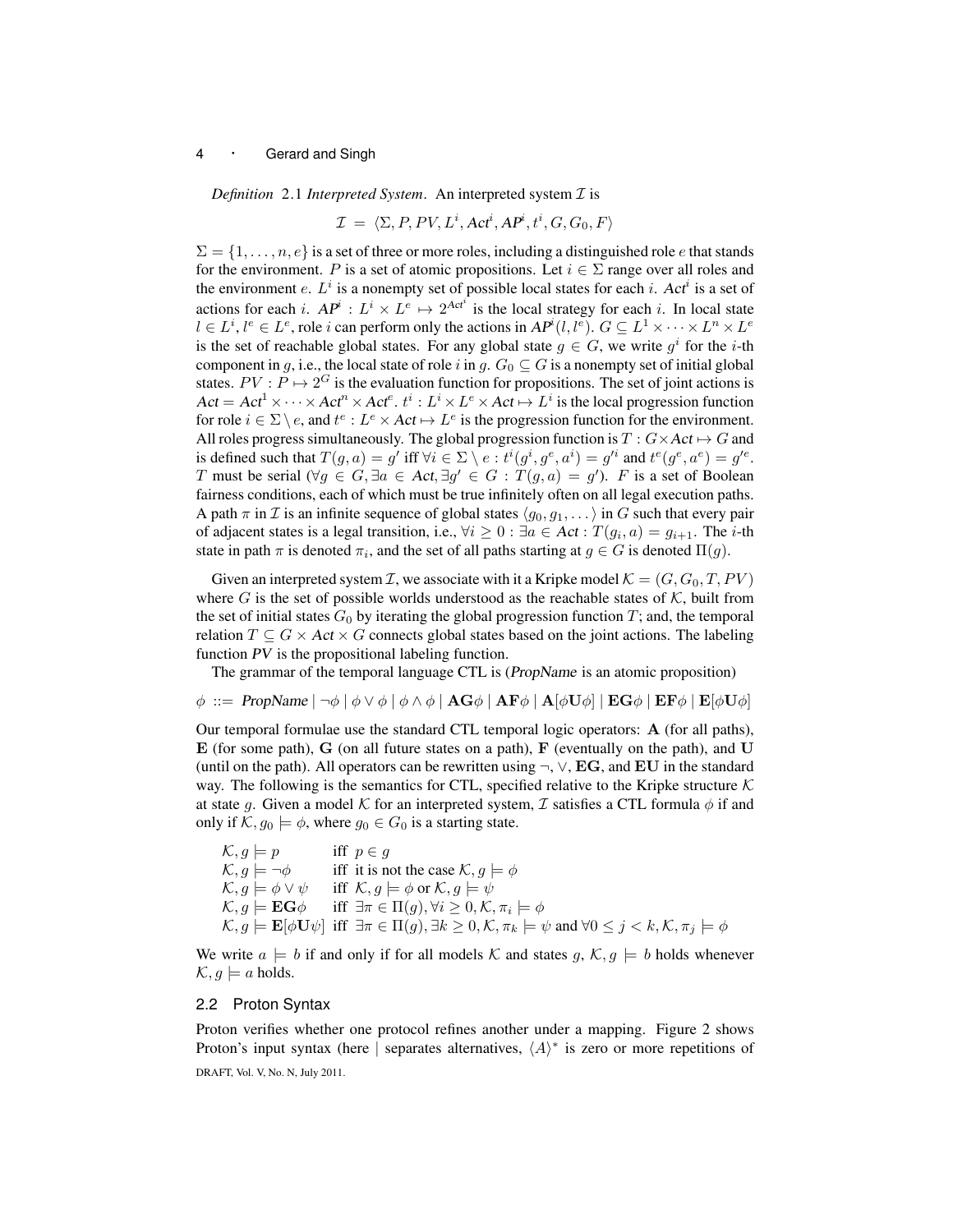*Definition* 2.1 *Interpreted System*. An interpreted system $\mathcal{I}$ is

$$\mathcal{I} = \langle \Sigma, P, PV, L^i, \mathit{Act}^i, \mathit{AP}^i, t^i, G, G_0, F \rangle$$

$\Sigma = \{1, \ldots, n, e\}$ is a set of three or more roles, including a distinguished role $e$ that stands for the environment. $P$ is a set of atomic propositions. Let $i \in \Sigma$ range over all roles and the environment $e$. $L^i$ is a nonempty set of possible local states for each $i$. $\mathit{Act}^i$ is a set of actions for each $i$. $\mathit{AP}^i : L^i \times L^e \mapsto 2^{\mathit{Act}^i}$ is the local strategy for each $i$. In local state $l \in L^i, l^e \in L^e$, role $i$ can perform only the actions in $\mathit{AP}^i(l, l^e)$. $G \subseteq L^1 \times \cdots \times L^n \times L^e$ is the set of reachable global states. For any global state $g \in G$, we write $g^i$ for the $i$-th component in $g$, i.e., the local state of role $i$ in $g$. $G_0 \subseteq G$ is a nonempty set of initial global states. $PV : P \mapsto 2^G$ is the evaluation function for propositions. The set of joint actions is $\mathit{Act} = \mathit{Act}^1 \times \cdots \times \mathit{Act}^n \times \mathit{Act}^e$. $t^i : L^i \times L^e \times \mathit{Act} \mapsto L^i$ is the local progression function for role $i \in \Sigma \setminus e$, and $t^e : L^e \times \mathit{Act} \mapsto L^e$ is the progression function for the environment. All roles progress simultaneously. The global progression function is $T : G \times \mathit{Act} \mapsto G$ and is defined such that $T(g, a) = g'$ iff $\forall i \in \Sigma \setminus e : t^i(g^i, g^e, a^i) = g'^i$ and $t^e(g^e, a^e) = g'^e$. $T$ must be serial ($\forall g \in G, \exists a \in \mathit{Act}, \exists g' \in G : T(g, a) = g'$). $F$ is a set of Boolean fairness conditions, each of which must be true infinitely often on all legal execution paths. A path $\pi$ in $\mathcal{I}$ is an infinite sequence of global states $\langle g_0, g_1, \ldots \rangle$ in $G$ such that every pair of adjacent states is a legal transition, i.e., $\forall i \geq 0 : \exists a \in \mathit{Act} : T(g_i, a) = g_{i+1}$. The $i$-th state in path $\pi$ is denoted $\pi_i$, and the set of all paths starting at $g \in G$ is denoted $\Pi(g)$.

Given an interpreted system $\mathcal{I}$, we associate with it a Kripke model $\mathcal{K} = (G, G_0, T, PV)$ where $G$ is the set of possible worlds understood as the reachable states of $\mathcal{K}$, built from the set of initial states $G_0$ by iterating the global progression function $T$; and, the temporal relation $T \subseteq G \times \mathit{Act} \times G$ connects global states based on the joint actions. The labeling function $PV$ is the propositional labeling function.

The grammar of the temporal language CTL is (*PropName* is an atomic proposition)

$$\phi ::= \mathit{PropName} \mid \neg\phi \mid \phi \vee \phi \mid \phi \wedge \phi \mid \mathbf{AG}\phi \mid \mathbf{AF}\phi \mid \mathbf{A}[\phi\mathbf{U}\phi] \mid \mathbf{EG}\phi \mid \mathbf{EF}\phi \mid \mathbf{E}[\phi\mathbf{U}\phi]$$

Our temporal formulae use the standard CTL temporal logic operators: $\mathbf{A}$ (for all paths), $\mathbf{E}$ (for some path), $\mathbf{G}$ (on all future states on a path), $\mathbf{F}$ (eventually on the path), and $\mathbf{U}$ (until on the path). All operators can be rewritten using $\neg$, $\vee$, $\mathbf{EG}$, and $\mathbf{EU}$ in the standard way. The following is the semantics for CTL, specified relative to the Kripke structure $\mathcal{K}$ at state $g$. Given a model $\mathcal{K}$ for an interpreted system, $\mathcal{I}$ satisfies a CTL formula $\phi$ if and only if $\mathcal{K}, g_0 \models \phi$, where $g_0 \in G_0$ is a starting state.

$$
\begin{array}{ll}
\mathcal{K}, g \models p & \text{iff } p \in g \\
\mathcal{K}, g \models \neg\phi & \text{iff it is not the case } \mathcal{K}, g \models \phi \\
\mathcal{K}, g \models \phi \vee \psi & \text{iff } \mathcal{K}, g \models \phi \text{ or } \mathcal{K}, g \models \psi \\
\mathcal{K}, g \models \mathbf{EG}\phi & \text{iff } \exists \pi \in \Pi(g), \forall i \geq 0, \mathcal{K}, \pi_i \models \phi \\
\mathcal{K}, g \models \mathbf{E}[\phi\mathbf{U}\psi] & \text{iff } \exists \pi \in \Pi(g), \exists k \geq 0, \mathcal{K}, \pi_k \models \psi \text{ and } \forall 0 \leq j < k, \mathcal{K}, \pi_j \models \phi
\end{array}
$$

We write $a \models b$ if and only if for all models $\mathcal{K}$ and states $g$, $\mathcal{K}, g \models b$ holds whenever $\mathcal{K}, g \models a$ holds.

### 2.2 Proton Syntax

Proton verifies whether one protocol refines another under a mapping. Figure 2 shows Proton's input syntax (here | separates alternatives, $\langle A \rangle^*$ is zero or more repetitions of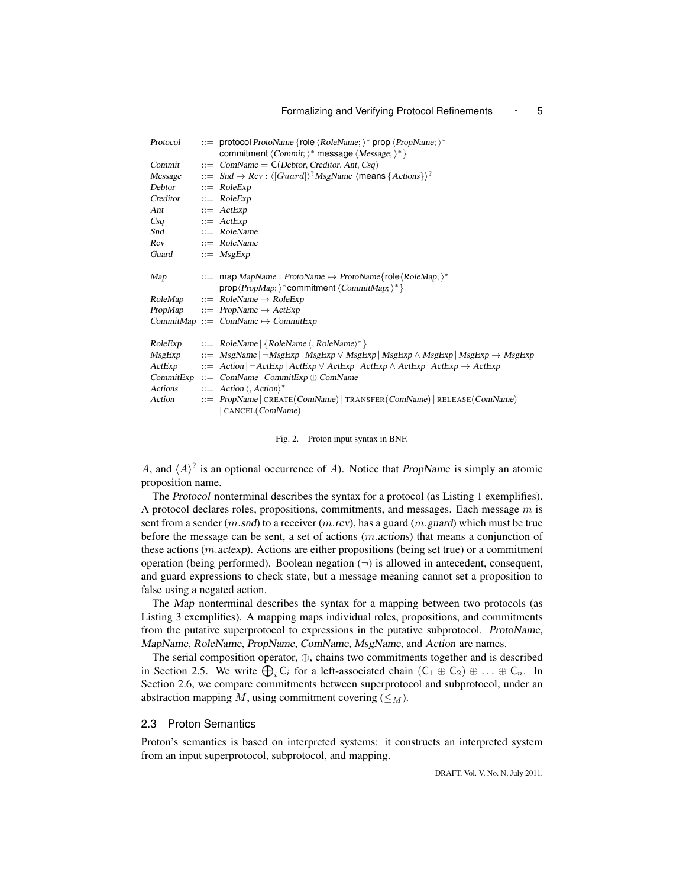| | | |
|---|---|---|
| *Protocol* | ::= | protocol *ProtoName* {role ⟨*RoleName*; ⟩* prop ⟨*PropName*; ⟩* commitment ⟨*Commit*; ⟩* message ⟨*Message*; ⟩* } |
| *Commit* | ::= | *ComName* = C(*Debtor*, *Creditor*, *Ant*, *Csq*) |
| *Message* | ::= | *Snd* → *Rcv* : ⟨[*Guard*]⟩$^?$ *MsgName* ⟨means {*Actions*}⟩$^?$ |
| *Debtor* | ::= | *RoleExp* |
| *Creditor* | ::= | *RoleExp* |
| *Ant* | ::= | *ActExp* |
| *Csq* | ::= | *ActExp* |
| *Snd* | ::= | *RoleName* |
| *Rcv* | ::= | *RoleName* |
| *Guard* | ::= | *MsgExp* |
| | | |
| *Map* | ::= | map *MapName* : *ProtoName* ↦ *ProtoName*{role⟨*RoleMap*; ⟩* prop⟨*PropMap*; ⟩* commitment ⟨*CommitMap*; ⟩* } |
| *RoleMap* | ::= | *RoleName* ↦ *RoleExp* |
| *PropMap* | ::= | *PropName* ↦ *ActExp* |
| *CommitMap* | ::= | *ComName* ↦ *CommitExp* |
| | | |
| *RoleExp* | ::= | *RoleName* \| {*RoleName* ⟨, *RoleName*⟩* } |
| *MsgExp* | ::= | *MsgName* \| ¬*MsgExp* \| *MsgExp* ∨ *MsgExp* \| *MsgExp* ∧ *MsgExp* \| *MsgExp* → *MsgExp* |
| *ActExp* | ::= | *Action* \| ¬*ActExp* \| *ActExp* ∨ *ActExp* \| *ActExp* ∧ *ActExp* \| *ActExp* → *ActExp* |
| *CommitExp* | ::= | *ComName* \| *CommitExp* ⊕ *ComName* |
| *Actions* | ::= | *Action* ⟨, *Action*⟩* |
| *Action* | ::= | *PropName* \| CREATE(*ComName*) \| TRANSFER(*ComName*) \| RELEASE(*ComName*) \| CANCEL(*ComName*) |

Fig. 2. Proton input syntax in BNF.

$A$, and $\langle A\rangle^?$ is an optional occurrence of $A$). Notice that *PropName* is simply an atomic proposition name.

The *Protocol* nonterminal describes the syntax for a protocol (as Listing 1 exemplifies). A protocol declares roles, propositions, commitments, and messages. Each message $m$ is sent from a sender ($m$.*snd*) to a receiver ($m$.*rcv*), has a guard ($m$.*guard*) which must be true before the message can be sent, a set of actions ($m$.*actions*) that means a conjunction of these actions ($m$.*actexp*). Actions are either propositions (being set true) or a commitment operation (being performed). Boolean negation ($\neg$) is allowed in antecedent, consequent, and guard expressions to check state, but a message meaning cannot set a proposition to false using a negated action.

The *Map* nonterminal describes the syntax for a mapping between two protocols (as Listing 3 exemplifies). A mapping maps individual roles, propositions, and commitments from the putative superprotocol to expressions in the putative subprotocol. *ProtoName*, *MapName*, *RoleName*, *PropName*, *ComName*, *MsgName*, and *Action* are names.

The serial composition operator, $\oplus$, chains two commitments together and is described in Section 2.5. We write $\bigoplus_i \mathsf{C}_i$ for a left-associated chain $(\mathsf{C}_1 \oplus \mathsf{C}_2) \oplus \ldots \oplus \mathsf{C}_n$. In Section 2.6, we compare commitments between superprotocol and subprotocol, under an abstraction mapping $M$, using commitment covering ($\leq_M$).

### 2.3 Proton Semantics

Proton's semantics is based on interpreted systems: it constructs an interpreted system from an input superprotocol, subprotocol, and mapping.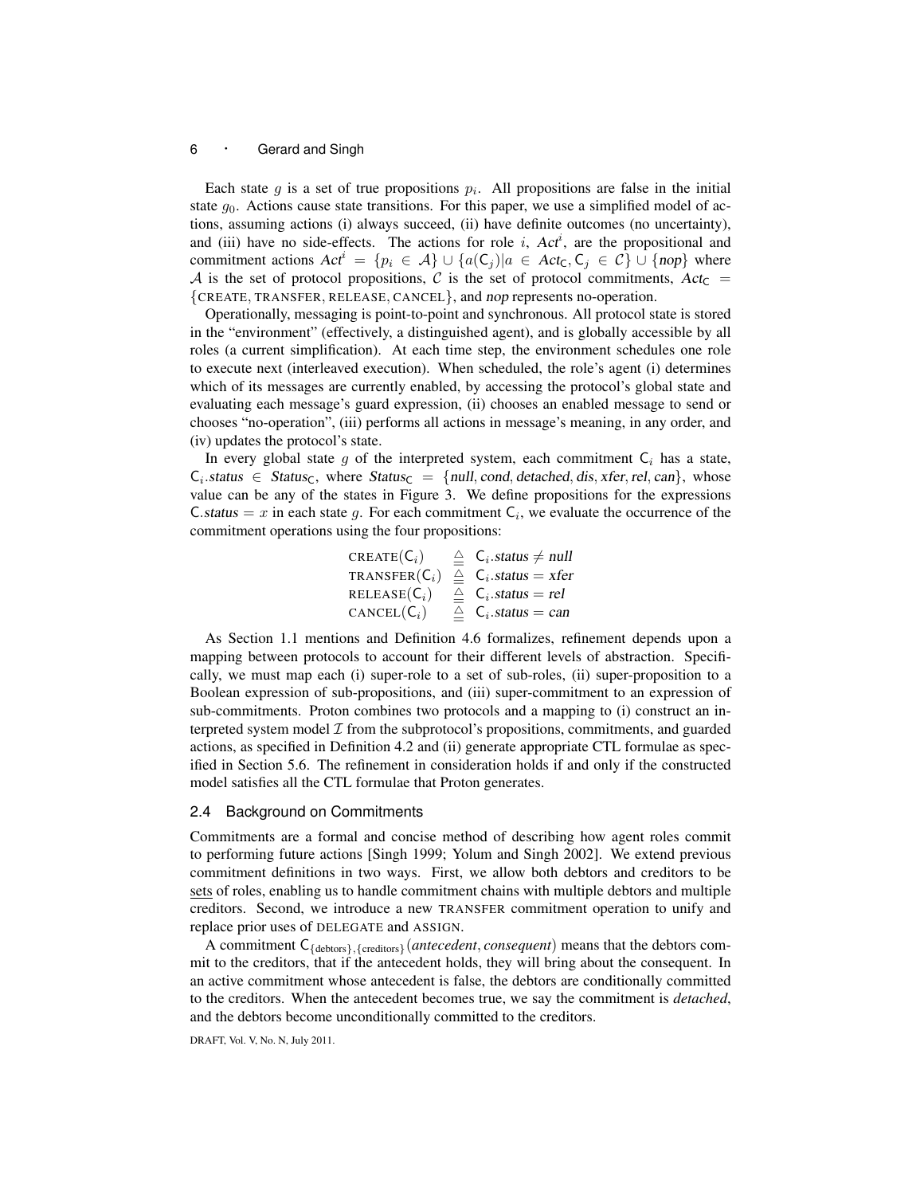Each state $g$ is a set of true propositions $p_i$. All propositions are false in the initial state $g_0$. Actions cause state transitions. For this paper, we use a simplified model of actions, assuming actions (i) always succeed, (ii) have definite outcomes (no uncertainty), and (iii) have no side-effects. The actions for role $i$, $Act^i$, are the propositional and commitment actions $Act^i = \{p_i \in \mathcal{A}\} \cup \{a(\mathsf{C}_j) | a \in Act_{\mathsf{C}}, \mathsf{C}_j \in \mathcal{C}\} \cup \{nop\}$ where $\mathcal{A}$ is the set of protocol propositions, $\mathcal{C}$ is the set of protocol commitments, $Act_{\mathsf{C}} = \{\text{CREATE}, \text{TRANSFER}, \text{RELEASE}, \text{CANCEL}\}$, and *nop* represents no-operation.

Operationally, messaging is point-to-point and synchronous. All protocol state is stored in the "environment" (effectively, a distinguished agent), and is globally accessible by all roles (a current simplification). At each time step, the environment schedules one role to execute next (interleaved execution). When scheduled, the role's agent (i) determines which of its messages are currently enabled, by accessing the protocol's global state and evaluating each message's guard expression, (ii) chooses an enabled message to send or chooses "no-operation", (iii) performs all actions in message's meaning, in any order, and (iv) updates the protocol's state.

In every global state $g$ of the interpreted system, each commitment $\mathsf{C}_i$ has a state, $\mathsf{C}_i.status \in Status_{\mathsf{C}}$, where $Status_{\mathsf{C}} = \{null, cond, detached, dis, xfer, rel, can\}$, whose value can be any of the states in Figure 3. We define propositions for the expressions $\mathsf{C}.status = x$ in each state $g$. For each commitment $\mathsf{C}_i$, we evaluate the occurrence of the commitment operations using the four propositions:

$$
\begin{aligned}
\text{CREATE}(\mathsf{C}_i) &\triangleq \mathsf{C}_i.status \neq null \\
\text{TRANSFER}(\mathsf{C}_i) &\triangleq \mathsf{C}_i.status = xfer \\
\text{RELEASE}(\mathsf{C}_i) &\triangleq \mathsf{C}_i.status = rel \\
\text{CANCEL}(\mathsf{C}_i) &\triangleq \mathsf{C}_i.status = can
\end{aligned}
$$

As Section 1.1 mentions and Definition 4.6 formalizes, refinement depends upon a mapping between protocols to account for their different levels of abstraction. Specifically, we must map each (i) super-role to a set of sub-roles, (ii) super-proposition to a Boolean expression of sub-propositions, and (iii) super-commitment to an expression of sub-commitments. Proton combines two protocols and a mapping to (i) construct an interpreted system model $\mathcal{I}$ from the subprotocol's propositions, commitments, and guarded actions, as specified in Definition 4.2 and (ii) generate appropriate CTL formulae as specified in Section 5.6. The refinement in consideration holds if and only if the constructed model satisfies all the CTL formulae that Proton generates.

### 2.4 Background on Commitments

Commitments are a formal and concise method of describing how agent roles commit to performing future actions [Singh 1999; Yolum and Singh 2002]. We extend previous commitment definitions in two ways. First, we allow both debtors and creditors to be sets of roles, enabling us to handle commitment chains with multiple debtors and multiple creditors. Second, we introduce a new TRANSFER commitment operation to unify and replace prior uses of DELEGATE and ASSIGN.

A commitment $\mathsf{C}_{\{\text{debtors}\},\{\text{creditors}\}}(\textit{antecedent}, \textit{consequent})$ means that the debtors commit to the creditors, that if the antecedent holds, they will bring about the consequent. In an active commitment whose antecedent is false, the debtors are conditionally committed to the creditors. When the antecedent becomes true, we say the commitment is *detached*, and the debtors become unconditionally committed to the creditors.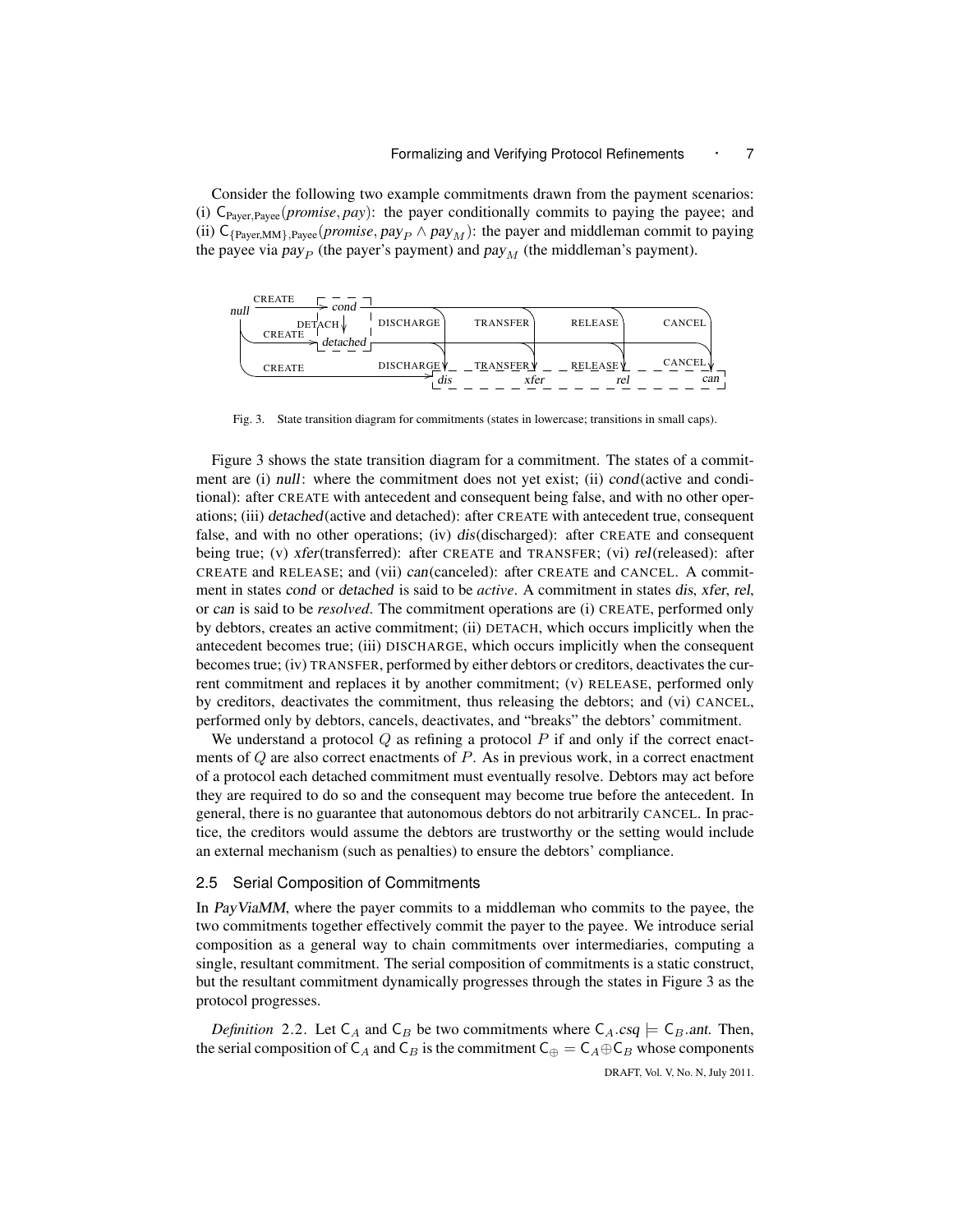Consider the following two example commitments drawn from the payment scenarios: (i) $\mathsf{C}_{\text{Payer,Payee}}(\textit{promise}, \textit{pay})$: the payer conditionally commits to paying the payee; and (ii) $\mathsf{C}_{\{\text{Payer,MM}\},\text{Payee}}(\textit{promise}, \textit{pay}_P \wedge \textit{pay}_M)$: the payer and middleman commit to paying the payee via $\textit{pay}_P$ (the payer's payment) and $\textit{pay}_M$ (the middleman's payment).

null
CREATE
cond
DETACH
CREATE
detached
DISCHARGE
TRANSFER
RELEASE
CANCEL
CREATE
DISCHARGE
TRANSFER
RELEASE
CANCEL
dis
xfer
rel
can

Fig. 3. State transition diagram for commitments (states in lowercase; transitions in small caps).

Figure 3 shows the state transition diagram for a commitment. The states of a commitment are (i) *null*: where the commitment does not yet exist; (ii) *cond*(active and conditional): after CREATE with antecedent and consequent being false, and with no other operations; (iii) *detached*(active and detached): after CREATE with antecedent true, consequent false, and with no other operations; (iv) *dis*(discharged): after CREATE and consequent being true; (v) *xfer*(transferred): after CREATE and TRANSFER; (vi) *rel*(released): after CREATE and RELEASE; and (vii) *can*(canceled): after CREATE and CANCEL. A commitment in states *cond* or *detached* is said to be *active*. A commitment in states *dis*, *xfer*, *rel*, or *can* is said to be *resolved*. The commitment operations are (i) CREATE, performed only by debtors, creates an active commitment; (ii) DETACH, which occurs implicitly when the antecedent becomes true; (iii) DISCHARGE, which occurs implicitly when the consequent becomes true; (iv) TRANSFER, performed by either debtors or creditors, deactivates the current commitment and replaces it by another commitment; (v) RELEASE, performed only by creditors, deactivates the commitment, thus releasing the debtors; and (vi) CANCEL, performed only by debtors, cancels, deactivates, and "breaks" the debtors' commitment.

We understand a protocol $Q$ as refining a protocol $P$ if and only if the correct enactments of $Q$ are also correct enactments of $P$. As in previous work, in a correct enactment of a protocol each detached commitment must eventually resolve. Debtors may act before they are required to do so and the consequent may become true before the antecedent. In general, there is no guarantee that autonomous debtors do not arbitrarily CANCEL. In practice, the creditors would assume the debtors are trustworthy or the setting would include an external mechanism (such as penalties) to ensure the debtors' compliance.

### 2.5 Serial Composition of Commitments

In *PayViaMM*, where the payer commits to a middleman who commits to the payee, the two commitments together effectively commit the payer to the payee. We introduce serial composition as a general way to chain commitments over intermediaries, computing a single, resultant commitment. The serial composition of commitments is a static construct, but the resultant commitment dynamically progresses through the states in Figure 3 as the protocol progresses.

*Definition* 2.2. Let $\mathsf{C}_A$ and $\mathsf{C}_B$ be two commitments where $\mathsf{C}_A.\textit{csq} \models \mathsf{C}_B.\textit{ant}$. Then, the serial composition of $\mathsf{C}_A$ and $\mathsf{C}_B$ is the commitment $\mathsf{C}_\oplus = \mathsf{C}_A \oplus \mathsf{C}_B$ whose components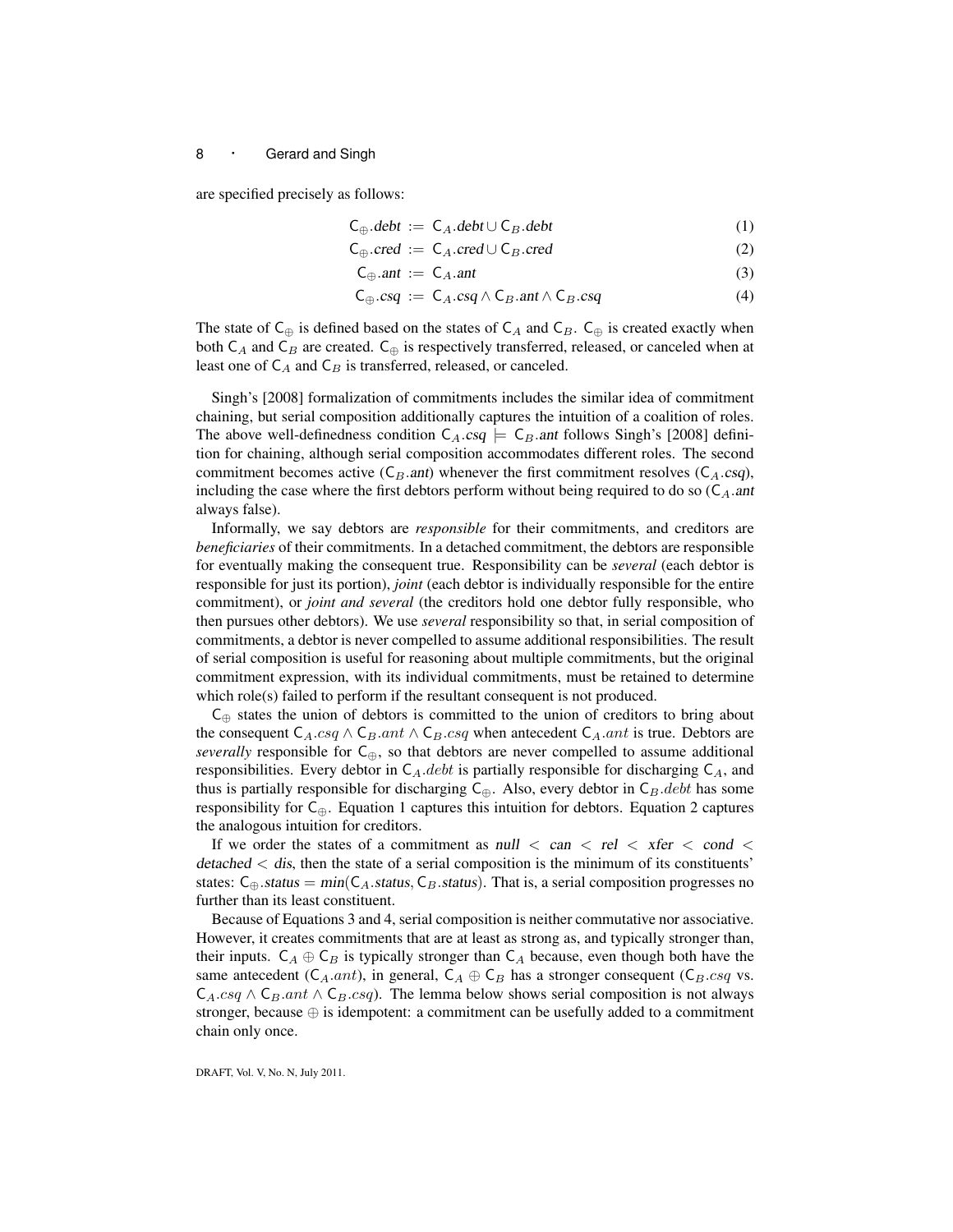are specified precisely as follows:

$$\mathsf{C}_{\oplus}.\mathit{debt} := \mathsf{C}_A.\mathit{debt} \cup \mathsf{C}_B.\mathit{debt} \tag{1}$$

$$\mathsf{C}_{\oplus}.\mathit{cred} := \mathsf{C}_A.\mathit{cred} \cup \mathsf{C}_B.\mathit{cred} \tag{2}$$

$$\mathsf{C}_{\oplus}.\mathit{ant} := \mathsf{C}_A.\mathit{ant} \tag{3}$$

$$\mathsf{C}_{\oplus}.\mathit{csq} := \mathsf{C}_A.\mathit{csq} \wedge \mathsf{C}_B.\mathit{ant} \wedge \mathsf{C}_B.\mathit{csq} \tag{4}$$

The state of $\mathsf{C}_{\oplus}$ is defined based on the states of $\mathsf{C}_A$ and $\mathsf{C}_B$. $\mathsf{C}_{\oplus}$ is created exactly when both $\mathsf{C}_A$ and $\mathsf{C}_B$ are created. $\mathsf{C}_{\oplus}$ is respectively transferred, released, or canceled when at least one of $\mathsf{C}_A$ and $\mathsf{C}_B$ is transferred, released, or canceled.

Singh's [2008] formalization of commitments includes the similar idea of commitment chaining, but serial composition additionally captures the intuition of a coalition of roles. The above well-definedness condition $\mathsf{C}_A.\mathit{csq} \models \mathsf{C}_B.\mathit{ant}$ follows Singh's [2008] definition for chaining, although serial composition accommodates different roles. The second commitment becomes active ($\mathsf{C}_B.\mathit{ant}$) whenever the first commitment resolves ($\mathsf{C}_A.\mathit{csq}$), including the case where the first debtors perform without being required to do so ($\mathsf{C}_A.\mathit{ant}$ always false).

Informally, we say debtors are *responsible* for their commitments, and creditors are *beneficiaries* of their commitments. In a detached commitment, the debtors are responsible for eventually making the consequent true. Responsibility can be *several* (each debtor is responsible for just its portion), *joint* (each debtor is individually responsible for the entire commitment), or *joint and several* (the creditors hold one debtor fully responsible, who then pursues other debtors). We use *several* responsibility so that, in serial composition of commitments, a debtor is never compelled to assume additional responsibilities. The result of serial composition is useful for reasoning about multiple commitments, but the original commitment expression, with its individual commitments, must be retained to determine which role(s) failed to perform if the resultant consequent is not produced.

$\mathsf{C}_{\oplus}$ states the union of debtors is committed to the union of creditors to bring about the consequent $\mathsf{C}_A.csq \wedge \mathsf{C}_B.ant \wedge \mathsf{C}_B.csq$ when antecedent $\mathsf{C}_A.ant$ is true. Debtors are *severally* responsible for $\mathsf{C}_{\oplus}$, so that debtors are never compelled to assume additional responsibilities. Every debtor in $\mathsf{C}_A.debt$ is partially responsible for discharging $\mathsf{C}_A$, and thus is partially responsible for discharging $\mathsf{C}_{\oplus}$. Also, every debtor in $\mathsf{C}_B.debt$ has some responsibility for $\mathsf{C}_{\oplus}$. Equation 1 captures this intuition for debtors. Equation 2 captures the analogous intuition for creditors.

If we order the states of a commitment as $\mathit{null} < \mathit{can} < \mathit{rel} < \mathit{xfer} < \mathit{cond} < \mathit{detached} < \mathit{dis}$, then the state of a serial composition is the minimum of its constituents' states: $\mathsf{C}_{\oplus}.\mathit{status} = \mathit{min}(\mathsf{C}_A.\mathit{status}, \mathsf{C}_B.\mathit{status})$. That is, a serial composition progresses no further than its least constituent.

Because of Equations 3 and 4, serial composition is neither commutative nor associative. However, it creates commitments that are at least as strong as, and typically stronger than, their inputs. $\mathsf{C}_A \oplus \mathsf{C}_B$ is typically stronger than $\mathsf{C}_A$ because, even though both have the same antecedent ($\mathsf{C}_A.ant$), in general, $\mathsf{C}_A \oplus \mathsf{C}_B$ has a stronger consequent ($\mathsf{C}_B.csq$ vs. $\mathsf{C}_A.csq \wedge \mathsf{C}_B.ant \wedge \mathsf{C}_B.csq$). The lemma below shows serial composition is not always stronger, because $\oplus$ is idempotent: a commitment can be usefully added to a commitment chain only once.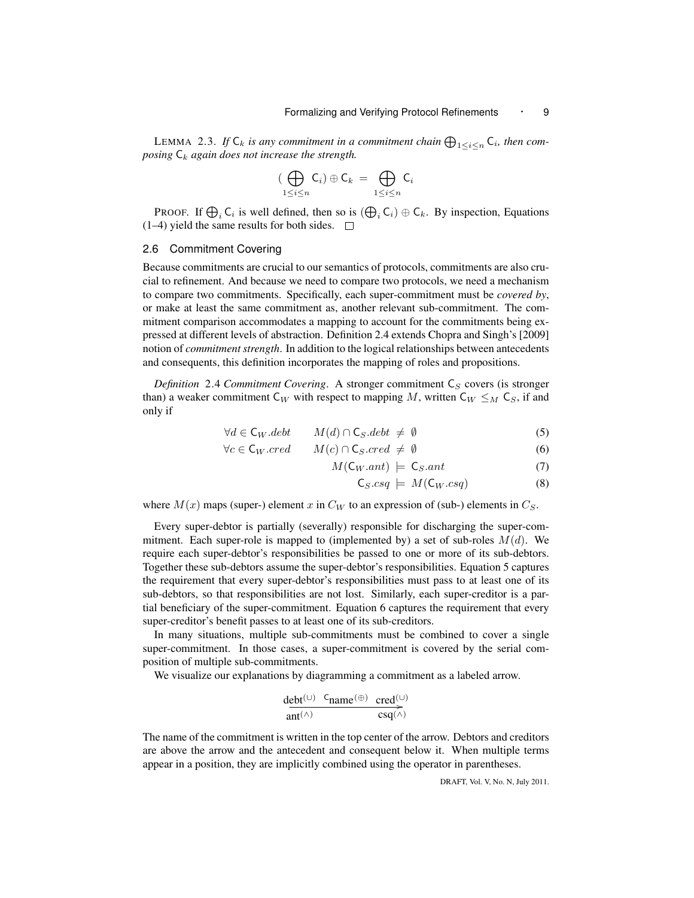LEMMA 2.3. *If $\mathsf{C}_k$ is any commitment in a commitment chain $\bigoplus_{1 \le i \le n} \mathsf{C}_i$, then composing $\mathsf{C}_k$ again does not increase the strength.*

$$(\bigoplus_{1 \le i \le n} \mathsf{C}_i) \oplus \mathsf{C}_k \; = \; \bigoplus_{1 \le i \le n} \mathsf{C}_i$$

PROOF. If $\bigoplus_i \mathsf{C}_i$ is well defined, then so is $(\bigoplus_i \mathsf{C}_i) \oplus \mathsf{C}_k$. By inspection, Equations (1–4) yield the same results for both sides. □

## 2.6 Commitment Covering

Because commitments are crucial to our semantics of protocols, commitments are also crucial to refinement. And because we need to compare two protocols, we need a mechanism to compare two commitments. Specifically, each super-commitment must be *covered by*, or make at least the same commitment as, another relevant sub-commitment. The commitment comparison accommodates a mapping to account for the commitments being expressed at different levels of abstraction. Definition 2.4 extends Chopra and Singh's [2009] notion of *commitment strength*. In addition to the logical relationships between antecedents and consequents, this definition incorporates the mapping of roles and propositions.

*Definition* 2.4 *Commitment Covering*. A stronger commitment $\mathsf{C}_S$ covers (is stronger than) a weaker commitment $\mathsf{C}_W$ with respect to mapping $M$, written $\mathsf{C}_W \le_M \mathsf{C}_S$, if and only if

$$\forall d \in \mathsf{C}_W.debt \qquad M(d) \cap \mathsf{C}_S.debt \neq \emptyset \tag{5}$$

$$\forall c \in \mathsf{C}_W.cred \qquad M(c) \cap \mathsf{C}_S.cred \neq \emptyset \tag{6}$$

$$M(\mathsf{C}_W.ant) \models \mathsf{C}_S.ant \tag{7}$$

$$\mathsf{C}_S.csq \models M(\mathsf{C}_W.csq) \tag{8}$$

where $M(x)$ maps (super-) element $x$ in $C_W$ to an expression of (sub-) elements in $C_S$.

Every super-debtor is partially (severally) responsible for discharging the super-commitment. Each super-role is mapped to (implemented by) a set of sub-roles $M(d)$. We require each super-debtor's responsibilities be passed to one or more of its sub-debtors. Together these sub-debtors assume the super-debtor's responsibilities. Equation 5 captures the requirement that every super-debtor's responsibilities must pass to at least one of its sub-debtors, so that responsibilities are not lost. Similarly, each super-creditor is a partial beneficiary of the super-commitment. Equation 6 captures the requirement that every super-creditor's benefit passes to at least one of its sub-creditors.

In many situations, multiple sub-commitments must be combined to cover a single super-commitment. In those cases, a super-commitment is covered by the serial composition of multiple sub-commitments.

We visualize our explanations by diagramming a commitment as a labeled arrow.

$$\xrightarrow[\text{ant}^{(\wedge)} \qquad\qquad\quad \text{csq}^{(\wedge)}]{\text{debt}^{(\cup)} \quad {}^{\mathsf{C}}\text{name}^{(\oplus)} \quad \text{cred}^{(\cup)}}$$

The name of the commitment is written in the top center of the arrow. Debtors and creditors are above the arrow and the antecedent and consequent below it. When multiple terms appear in a position, they are implicitly combined using the operator in parentheses.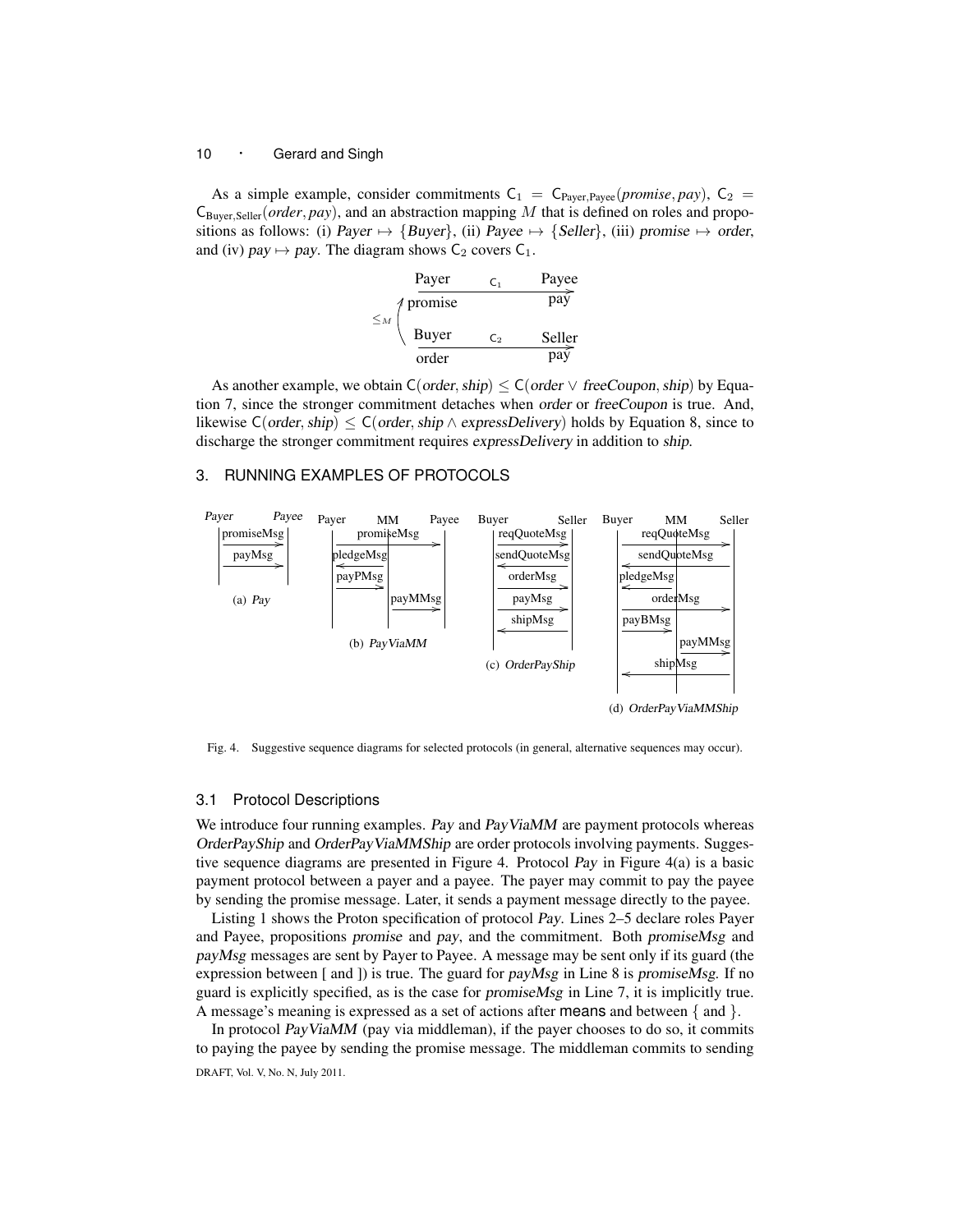As a simple example, consider commitments $\mathsf{C}_1 = \mathsf{C}_{\text{Payer},\text{Payee}}(promise, pay)$, $\mathsf{C}_2 = \mathsf{C}_{\text{Buyer},\text{Seller}}(order, pay)$, and an abstraction mapping $M$ that is defined on roles and propositions as follows: (i) *Payer* $\mapsto$ {*Buyer*}, (ii) *Payee* $\mapsto$ {*Seller*}, (iii) *promise* $\mapsto$ *order*, and (iv) *pay* $\mapsto$ *pay*. The diagram shows $\mathsf{C}_2$ covers $\mathsf{C}_1$.

$$\leq_M \left( \begin{array}{l} \text{Payer} \xrightarrow{\ \mathsf{C}_1\ } \text{Payee} \\ \text{promise} \qquad\quad\ \ \text{pay} \\[6pt] \text{Buyer} \xrightarrow{\ \mathsf{C}_2\ } \text{Seller} \\ \text{order} \qquad\qquad\ \ \text{pay} \end{array} \right.$$

As another example, we obtain $\mathsf{C}(order, ship) \leq \mathsf{C}(order \vee freeCoupon, ship)$ by Equation 7, since the stronger commitment detaches when *order* or *freeCoupon* is true. And, likewise $\mathsf{C}(order, ship) \leq \mathsf{C}(order, ship \wedge expressDelivery)$ holds by Equation 8, since to discharge the stronger commitment requires *expressDelivery* in addition to *ship*.

## 3. RUNNING EXAMPLES OF PROTOCOLS

(a) *Pay*: Payer → Payee: promiseMsg; Payer → Payee: payMsg

(b) *PayViaMM*: Payer → Payee: promiseMsg; MM → Payer: pledgeMsg; Payer → MM: payPMsg; MM → Payee: payMMsg

(c) *OrderPayShip*: Buyer → Seller: reqQuoteMsg; Seller → Buyer: sendQuoteMsg; Buyer → Seller: orderMsg; Buyer → Seller: payMsg; Seller → Buyer: shipMsg

(d) *OrderPayViaMMShip*: Buyer → Seller: reqQuoteMsg; Seller → Buyer: sendQuoteMsg; MM → Buyer: pledgeMsg; Buyer → Seller: orderMsg; Buyer → MM: payBMsg; MM → Seller: payMMsg; Seller → Buyer: shipMsg

Fig. 4. Suggestive sequence diagrams for selected protocols (in general, alternative sequences may occur).

### 3.1 Protocol Descriptions

We introduce four running examples. *Pay* and *PayViaMM* are payment protocols whereas *OrderPayShip* and *OrderPayViaMMShip* are order protocols involving payments. Suggestive sequence diagrams are presented in Figure 4. Protocol *Pay* in Figure 4(a) is a basic payment protocol between a payer and a payee. The payer may commit to pay the payee by sending the promise message. Later, it sends a payment message directly to the payee.

Listing 1 shows the Proton specification of protocol *Pay*. Lines 2–5 declare roles Payer and Payee, propositions *promise* and *pay*, and the commitment. Both *promiseMsg* and *payMsg* messages are sent by Payer to Payee. A message may be sent only if its guard (the expression between [ and ]) is true. The guard for *payMsg* in Line 8 is *promiseMsg*. If no guard is explicitly specified, as is the case for *promiseMsg* in Line 7, it is implicitly true. A message's meaning is expressed as a set of actions after means and between { and }.

In protocol *PayViaMM* (pay via middleman), if the payer chooses to do so, it commits to paying the payee by sending the promise message. The middleman commits to sending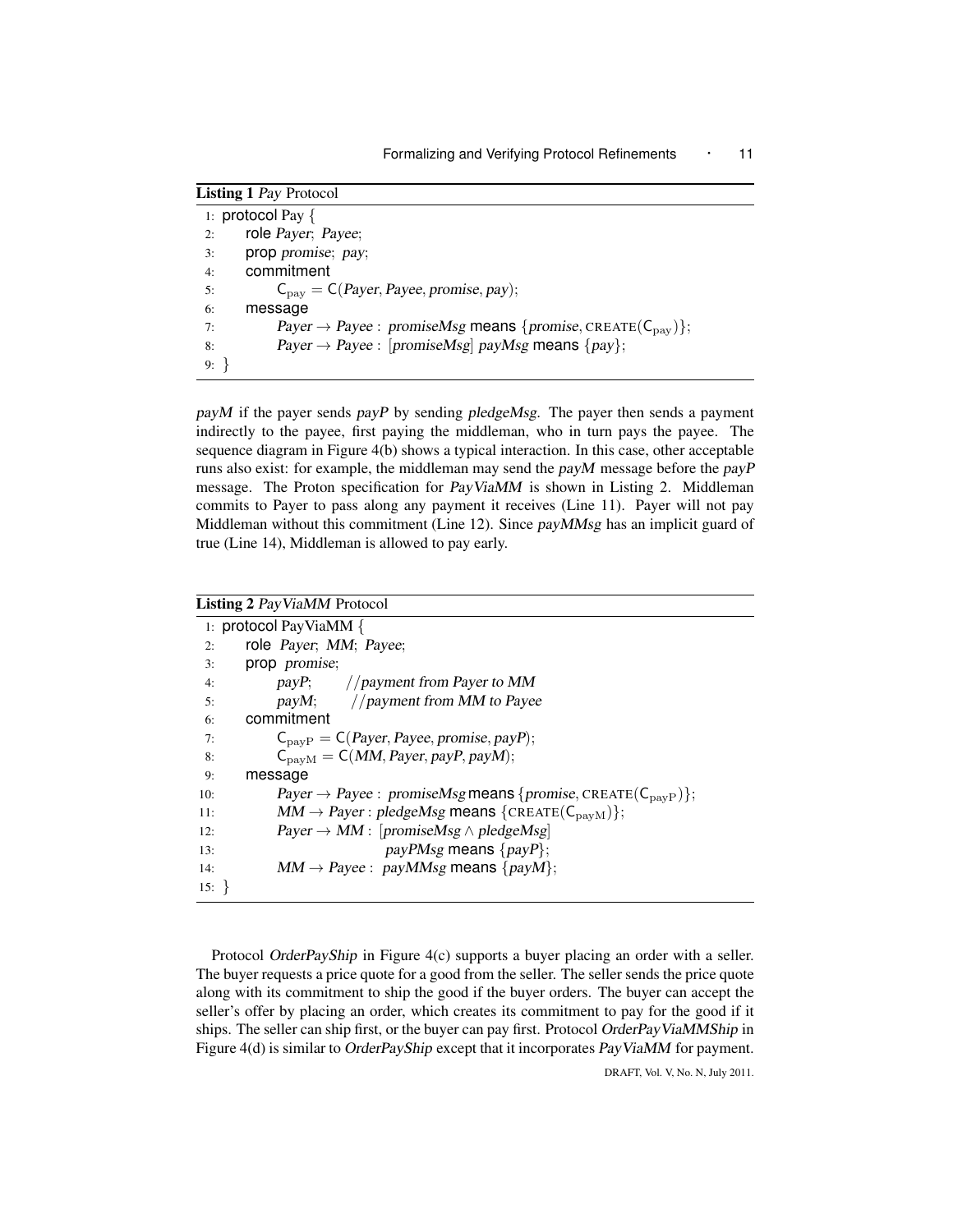**Listing 1** *Pay* Protocol

```
1: protocol Pay {
2:     role Payer; Payee;
3:     prop promise; pay;
4:     commitment
5:         C_pay = C(Payer, Payee, promise, pay);
6:     message
7:         Payer → Payee : promiseMsg means {promise, CREATE(C_pay)};
8:         Payer → Payee : [promiseMsg] payMsg means {pay};
9: }
```

*payM* if the payer sends *payP* by sending *pledgeMsg*. The payer then sends a payment indirectly to the payee, first paying the middleman, who in turn pays the payee. The sequence diagram in Figure 4(b) shows a typical interaction. In this case, other acceptable runs also exist: for example, the middleman may send the *payM* message before the *payP* message. The Proton specification for *PayViaMM* is shown in Listing 2. Middleman commits to Payer to pass along any payment it receives (Line 11). Payer will not pay Middleman without this commitment (Line 12). Since *payMMsg* has an implicit guard of true (Line 14), Middleman is allowed to pay early.

**Listing 2** *PayViaMM* Protocol

```
1:  protocol PayViaMM {
2:      role Payer; MM; Payee;
3:      prop promise;
4:          payP;    //payment from Payer to MM
5:          payM;    //payment from MM to Payee
6:      commitment
7:          C_payP = C(Payer, Payee, promise, payP);
8:          C_payM = C(MM, Payer, payP, payM);
9:      message
10:         Payer → Payee : promiseMsg means {promise, CREATE(C_payP)};
11:         MM → Payer : pledgeMsg means {CREATE(C_payM)};
12:         Payer → MM : [promiseMsg ∧ pledgeMsg]
13:                          payPMsg means {payP};
14:         MM → Payee : payMMsg means {payM};
15: }
```

Protocol *OrderPayShip* in Figure 4(c) supports a buyer placing an order with a seller. The buyer requests a price quote for a good from the seller. The seller sends the price quote along with its commitment to ship the good if the buyer orders. The buyer can accept the seller's offer by placing an order, which creates its commitment to pay for the good if it ships. The seller can ship first, or the buyer can pay first. Protocol *OrderPayViaMMShip* in Figure 4(d) is similar to *OrderPayShip* except that it incorporates *PayViaMM* for payment.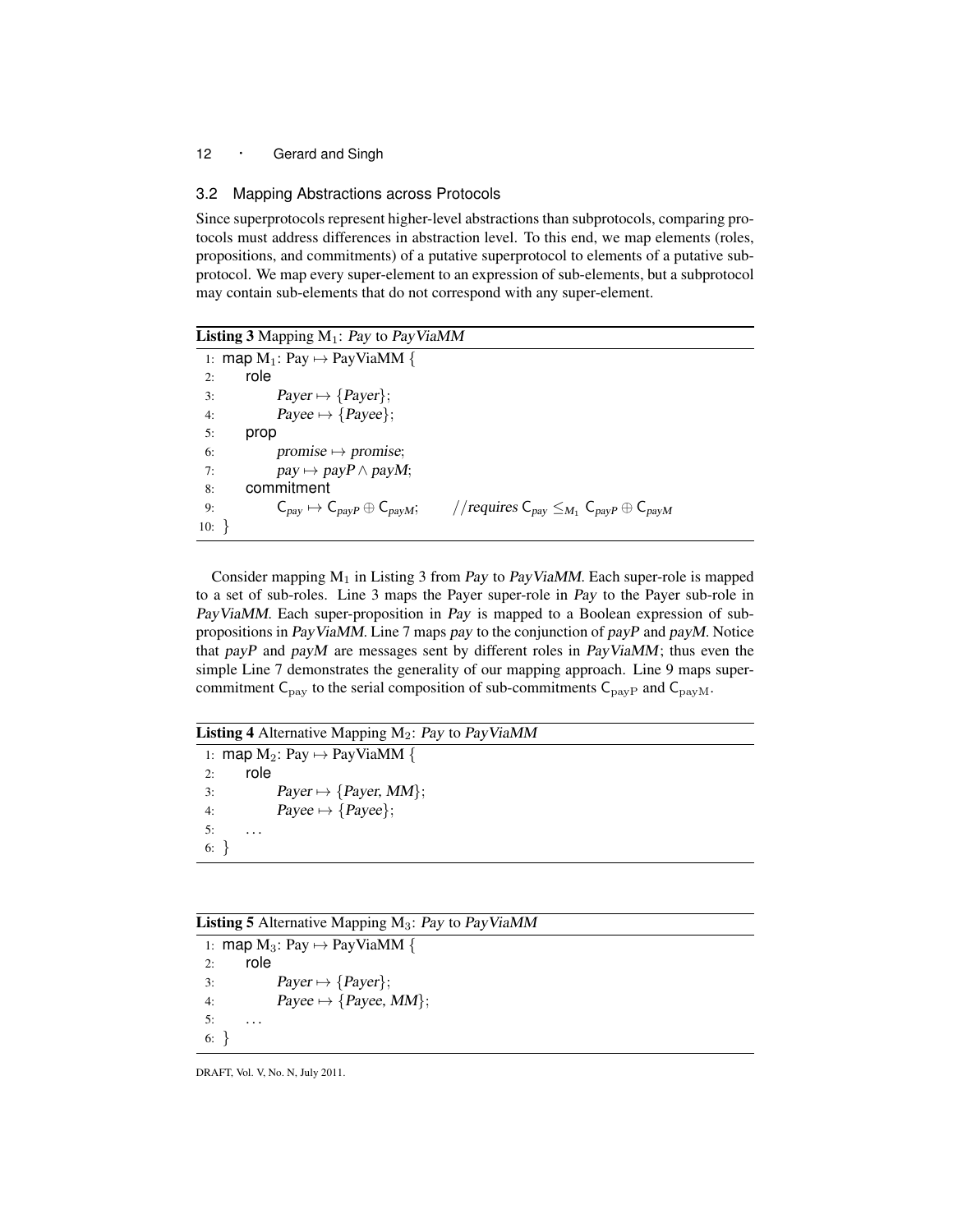### 3.2 Mapping Abstractions across Protocols

Since superprotocols represent higher-level abstractions than subprotocols, comparing protocols must address differences in abstraction level. To this end, we map elements (roles, propositions, and commitments) of a putative superprotocol to elements of a putative subprotocol. We map every super-element to an expression of sub-elements, but a subprotocol may contain sub-elements that do not correspond with any super-element.

**Listing 3** Mapping $M_1$: *Pay* to *PayViaMM*

```
1:  map M1: Pay ↦ PayViaMM {
2:      role
3:          Payer ↦ {Payer};
4:          Payee ↦ {Payee};
5:      prop
6:          promise ↦ promise;
7:          pay ↦ payP ∧ payM;
8:      commitment
9:          C_pay ↦ C_payP ⊕ C_payM;      //requires C_pay ≤_M1 C_payP ⊕ C_payM
10: }
```

Consider mapping $M_1$ in Listing 3 from *Pay* to *PayViaMM*. Each super-role is mapped to a set of sub-roles. Line 3 maps the Payer super-role in *Pay* to the Payer sub-role in *PayViaMM*. Each super-proposition in *Pay* is mapped to a Boolean expression of sub-propositions in *PayViaMM*. Line 7 maps *pay* to the conjunction of *payP* and *payM*. Notice that *payP* and *payM* are messages sent by different roles in *PayViaMM*; thus even the simple Line 7 demonstrates the generality of our mapping approach. Line 9 maps super-commitment $\mathsf{C}_{\rm pay}$ to the serial composition of sub-commitments $\mathsf{C}_{\rm payP}$ and $\mathsf{C}_{\rm payM}$.

**Listing 4** Alternative Mapping $M_2$: *Pay* to *PayViaMM*

```
1:  map M2: Pay ↦ PayViaMM {
2:      role
3:          Payer ↦ {Payer, MM};
4:          Payee ↦ {Payee};
5:      ...
6:  }
```

**Listing 5** Alternative Mapping $M_3$: *Pay* to *PayViaMM*

```
1:  map M3: Pay ↦ PayViaMM {
2:      role
3:          Payer ↦ {Payer};
4:          Payee ↦ {Payee, MM};
5:      ...
6:  }
```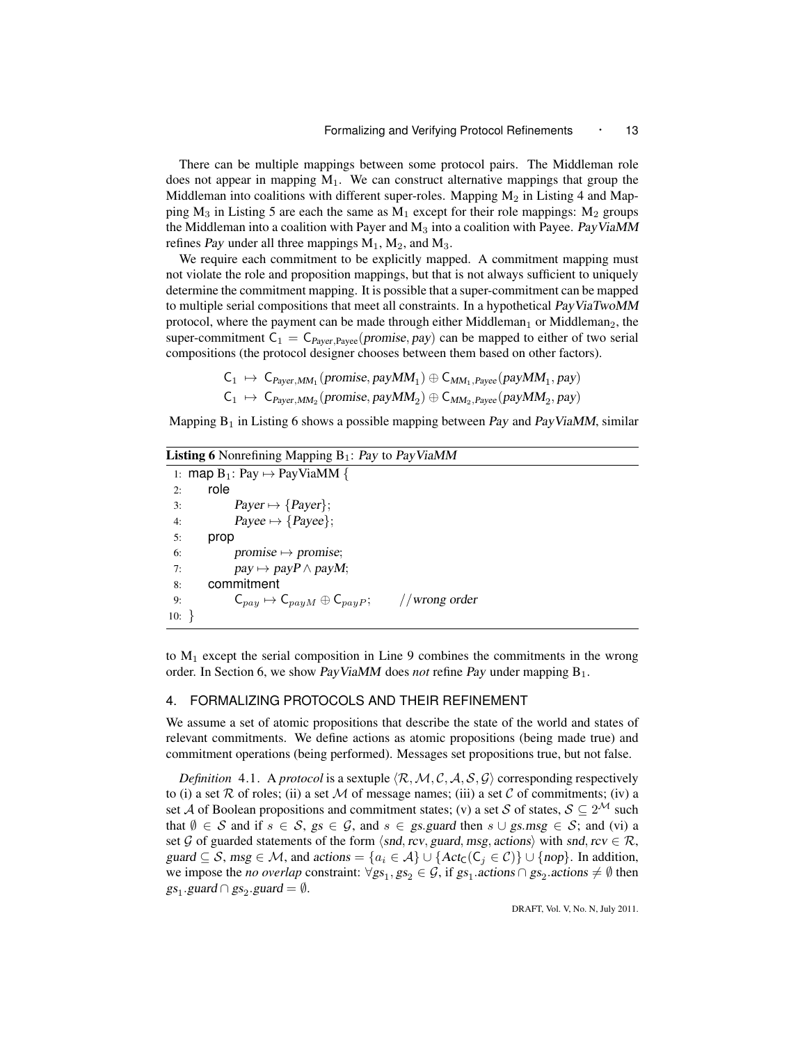There can be multiple mappings between some protocol pairs. The Middleman role does not appear in mapping $M_1$. We can construct alternative mappings that group the Middleman into coalitions with different super-roles. Mapping $M_2$ in Listing 4 and Mapping $M_3$ in Listing 5 are each the same as $M_1$ except for their role mappings: $M_2$ groups the Middleman into a coalition with Payer and $M_3$ into a coalition with Payee. *PayViaMM* refines *Pay* under all three mappings $M_1$, $M_2$, and $M_3$.

We require each commitment to be explicitly mapped. A commitment mapping must not violate the role and proposition mappings, but that is not always sufficient to uniquely determine the commitment mapping. It is possible that a super-commitment can be mapped to multiple serial compositions that meet all constraints. In a hypothetical *PayViaTwoMM* protocol, where the payment can be made through either $\text{Middleman}_1$ or $\text{Middleman}_2$, the super-commitment $\mathsf{C}_1 = \mathsf{C}_{Payer,Payee}(promise, pay)$ can be mapped to either of two serial compositions (the protocol designer chooses between them based on other factors).

$$\mathsf{C}_1 \mapsto \mathsf{C}_{Payer,MM_1}(promise, payMM_1) \oplus \mathsf{C}_{MM_1,Payee}(payMM_1, pay)$$
$$\mathsf{C}_1 \mapsto \mathsf{C}_{Payer,MM_2}(promise, payMM_2) \oplus \mathsf{C}_{MM_2,Payee}(payMM_2, pay)$$

Mapping $B_1$ in Listing 6 shows a possible mapping between *Pay* and *PayViaMM*, similar

**Listing 6** Nonrefining Mapping $B_1$: *Pay* to *PayViaMM*

```
1:  map B1: Pay ↦ PayViaMM {
2:      role
3:          Payer ↦ {Payer};
4:          Payee ↦ {Payee};
5:      prop
6:          promise ↦ promise;
7:          pay ↦ payP ∧ payM;
8:      commitment
9:          C_pay ↦ C_payM ⊕ C_payP;      //wrong order
10: }
```

to $M_1$ except the serial composition in Line 9 combines the commitments in the wrong order. In Section 6, we show *PayViaMM* does *not* refine *Pay* under mapping $B_1$.

## 4. FORMALIZING PROTOCOLS AND THEIR REFINEMENT

We assume a set of atomic propositions that describe the state of the world and states of relevant commitments. We define actions as atomic propositions (being made true) and commitment operations (being performed). Messages set propositions true, but not false.

*Definition* 4.1. A *protocol* is a sextuple $\langle \mathcal{R}, \mathcal{M}, \mathcal{C}, \mathcal{A}, \mathcal{S}, \mathcal{G} \rangle$ corresponding respectively to (i) a set $\mathcal{R}$ of roles; (ii) a set $\mathcal{M}$ of message names; (iii) a set $\mathcal{C}$ of commitments; (iv) a set $\mathcal{A}$ of Boolean propositions and commitment states; (v) a set $\mathcal{S}$ of states, $\mathcal{S} \subseteq 2^{\mathcal{M}}$ such that $\emptyset \in \mathcal{S}$ and if $s \in \mathcal{S}$, $gs \in \mathcal{G}$, and $s \in gs.guard$ then $s \cup gs.msg \in \mathcal{S}$; and (vi) a set $\mathcal{G}$ of guarded statements of the form $\langle snd, rcv, guard, msg, actions \rangle$ with $snd, rcv \in \mathcal{R}$, $guard \subseteq \mathcal{S}$, $msg \in \mathcal{M}$, and $actions = \{a_i \in \mathcal{A}\} \cup \{Act_{\mathsf{C}}(\mathsf{C}_j \in \mathcal{C})\} \cup \{nop\}$. In addition, we impose the *no overlap* constraint: $\forall gs_1, gs_2 \in \mathcal{G}$, if $gs_1.actions \cap gs_2.actions \neq \emptyset$ then $gs_1.guard \cap gs_2.guard = \emptyset$.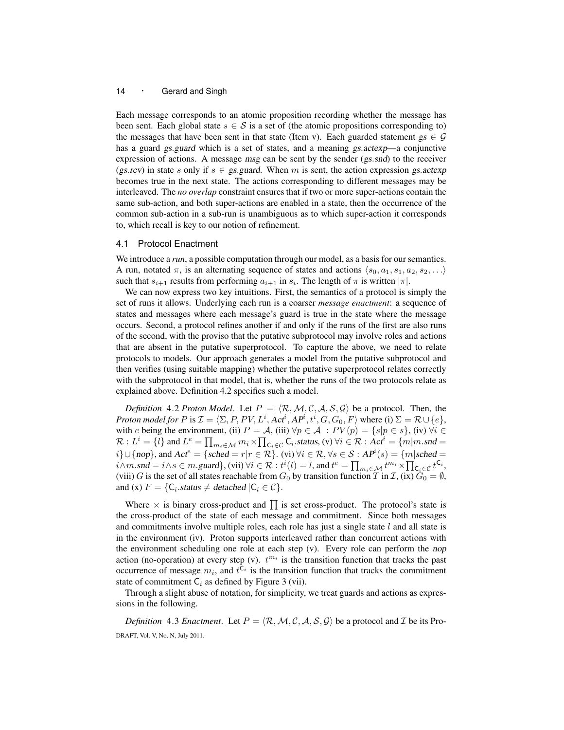Each message corresponds to an atomic proposition recording whether the message has been sent. Each global state $s \in \mathcal{S}$ is a set of (the atomic propositions corresponding to) the messages that have been sent in that state (Item v). Each guarded statement $gs \in \mathcal{G}$ has a guard *gs.guard* which is a set of states, and a meaning *gs.actexp*—a conjunctive expression of actions. A message *msg* can be sent by the sender (*gs.snd*) to the receiver (*gs.rcv*) in state $s$ only if $s \in$ *gs.guard*. When $m$ is sent, the action expression *gs.actexp* becomes true in the next state. The actions corresponding to different messages may be interleaved. The *no overlap* constraint ensures that if two or more super-actions contain the same sub-action, and both super-actions are enabled in a state, then the occurrence of the common sub-action in a sub-run is unambiguous as to which super-action it corresponds to, which recall is key to our notion of refinement.

### 4.1 Protocol Enactment

We introduce a *run*, a possible computation through our model, as a basis for our semantics. A run, notated $\pi$, is an alternating sequence of states and actions $\langle s_0, a_1, s_1, a_2, s_2, \ldots \rangle$ such that $s_{i+1}$ results from performing $a_{i+1}$ in $s_i$. The length of $\pi$ is written $|\pi|$.

We can now express two key intuitions. First, the semantics of a protocol is simply the set of runs it allows. Underlying each run is a coarser *message enactment*: a sequence of states and messages where each message's guard is true in the state where the message occurs. Second, a protocol refines another if and only if the runs of the first are also runs of the second, with the proviso that the putative subprotocol may involve roles and actions that are absent in the putative superprotocol. To capture the above, we need to relate protocols to models. Our approach generates a model from the putative subprotocol and then verifies (using suitable mapping) whether the putative superprotocol relates correctly with the subprotocol in that model, that is, whether the runs of the two protocols relate as explained above. Definition 4.2 specifies such a model.

*Definition* 4.2 *Proton Model*. Let $P = \langle \mathcal{R}, \mathcal{M}, \mathcal{C}, \mathcal{A}, \mathcal{S}, \mathcal{G} \rangle$ be a protocol. Then, the *Proton model for* $P$ is $\mathcal{I} = \langle \Sigma, P, PV, L^i, Act^i, AP^i, t^i, G, G_0, F \rangle$ where (i) $\Sigma = \mathcal{R} \cup \{e\}$, with $e$ being the environment, (ii) $P = \mathcal{A}$, (iii) $\forall p \in \mathcal{A} : PV(p) = \{s | p \in s\}$, (iv) $\forall i \in \mathcal{R} : L^i = \{l\}$ and $L^e = \prod_{m_i \in \mathcal{M}} m_i \times \prod_{\mathsf{C}_i \in \mathcal{C}} \mathsf{C}_i.status$, (v) $\forall i \in \mathcal{R} : Act^i = \{m | m.snd = i\} \cup \{nop\}$, and $Act^e = \{sched = r | r \in \mathcal{R}\}$. (vi) $\forall i \in \mathcal{R}, \forall s \in \mathcal{S} : AP^i(s) = \{m | sched = i \wedge m.snd = i \wedge s \in m.guard\}$, (vii) $\forall i \in \mathcal{R} : t^i(l) = l$, and $t^e = \prod_{m_i \in \mathcal{M}} t^{m_i} \times \prod_{\mathsf{C}_i \in \mathcal{C}} t^{\mathsf{C}_i}$, (viii) $G$ is the set of all states reachable from $G_0$ by transition function $T$ in $\mathcal{I}$, (ix) $G_0 = \emptyset$, and (x) $F = \{\mathsf{C}_i.status \neq detached \,|\mathsf{C}_i \in \mathcal{C}\}$.

Where $\times$ is binary cross-product and $\prod$ is set cross-product. The protocol's state is the cross-product of the state of each message and commitment. Since both messages and commitments involve multiple roles, each role has just a single state $l$ and all state is in the environment (iv). Proton supports interleaved rather than concurrent actions with the environment scheduling one role at each step (v). Every role can perform the *nop* action (no-operation) at every step (v). $t^{m_i}$ is the transition function that tracks the past occurrence of message $m_i$, and $t^{\mathsf{C}_i}$ is the transition function that tracks the commitment state of commitment $\mathsf{C}_i$ as defined by Figure 3 (vii).

Through a slight abuse of notation, for simplicity, we treat guards and actions as expressions in the following.

*Definition* 4.3 *Enactment*. Let $P = \langle \mathcal{R}, \mathcal{M}, \mathcal{C}, \mathcal{A}, \mathcal{S}, \mathcal{G} \rangle$ be a protocol and $\mathcal{I}$ be its Pro-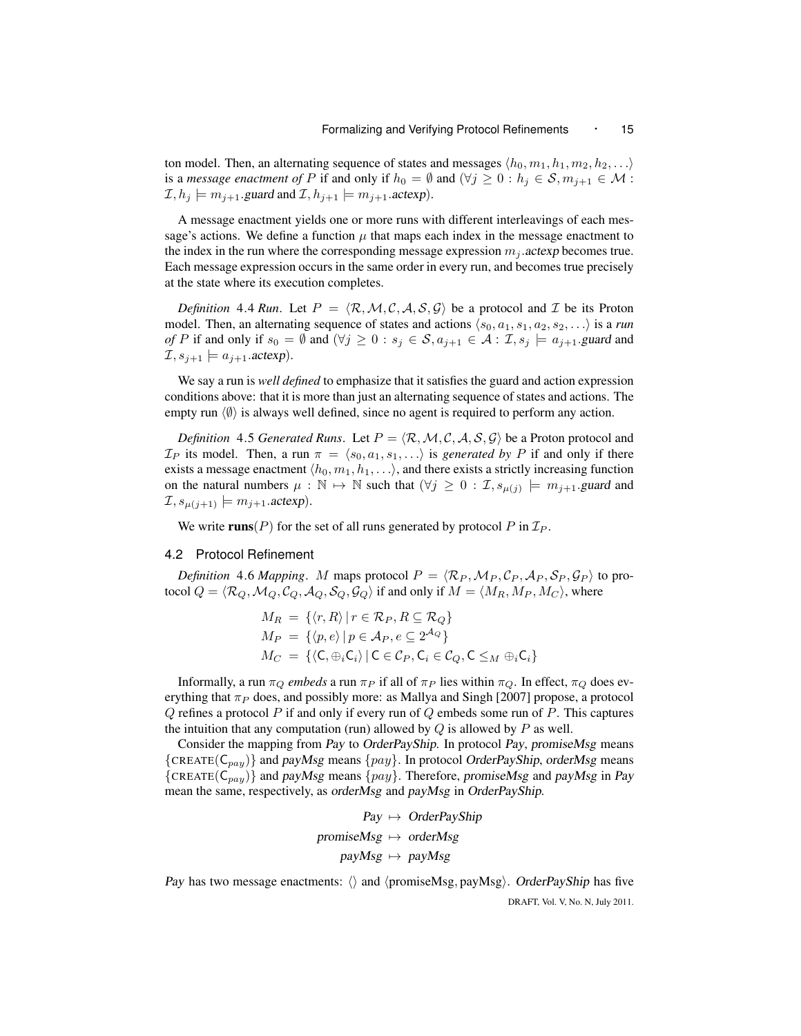ton model. Then, an alternating sequence of states and messages $\langle h_0, m_1, h_1, m_2, h_2, \ldots \rangle$ is a *message enactment of* $P$ if and only if $h_0 = \emptyset$ and $(\forall j \geq 0 : h_j \in \mathcal{S}, m_{j+1} \in \mathcal{M} : \mathcal{I}, h_j \models m_{j+1}.\mathit{guard}$ and $\mathcal{I}, h_{j+1} \models m_{j+1}.\mathit{actexp})$.

A message enactment yields one or more runs with different interleavings of each message's actions. We define a function $\mu$ that maps each index in the message enactment to the index in the run where the corresponding message expression $m_j.\mathit{actexp}$ becomes true. Each message expression occurs in the same order in every run, and becomes true precisely at the state where its execution completes.

*Definition* 4.4 *Run*. Let $P = \langle \mathcal{R}, \mathcal{M}, \mathcal{C}, \mathcal{A}, \mathcal{S}, \mathcal{G} \rangle$ be a protocol and $\mathcal{I}$ be its Proton model. Then, an alternating sequence of states and actions $\langle s_0, a_1, s_1, a_2, s_2, \ldots \rangle$ is a *run of* $P$ if and only if $s_0 = \emptyset$ and $(\forall j \geq 0 : s_j \in \mathcal{S}, a_{j+1} \in \mathcal{A} : \mathcal{I}, s_j \models a_{j+1}.\mathit{guard}$ and $\mathcal{I}, s_{j+1} \models a_{j+1}.\mathit{actexp})$.

We say a run is *well defined* to emphasize that it satisfies the guard and action expression conditions above: that it is more than just an alternating sequence of states and actions. The empty run $\langle \emptyset \rangle$ is always well defined, since no agent is required to perform any action.

*Definition* 4.5 *Generated Runs*. Let $P = \langle \mathcal{R}, \mathcal{M}, \mathcal{C}, \mathcal{A}, \mathcal{S}, \mathcal{G} \rangle$ be a Proton protocol and $\mathcal{I}_P$ its model. Then, a run $\pi = \langle s_0, a_1, s_1, \ldots \rangle$ is *generated by* $P$ if and only if there exists a message enactment $\langle h_0, m_1, h_1, \ldots \rangle$, and there exists a strictly increasing function on the natural numbers $\mu : \mathbb{N} \mapsto \mathbb{N}$ such that $(\forall j \geq 0 : \mathcal{I}, s_{\mu(j)} \models m_{j+1}.\mathit{guard}$ and $\mathcal{I}, s_{\mu(j+1)} \models m_{j+1}.\mathit{actexp})$.

We write $\mathbf{runs}(P)$ for the set of all runs generated by protocol $P$ in $\mathcal{I}_P$.

## 4.2 Protocol Refinement

*Definition* 4.6 *Mapping*. $M$ maps protocol $P = \langle \mathcal{R}_P, \mathcal{M}_P, \mathcal{C}_P, \mathcal{A}_P, \mathcal{S}_P, \mathcal{G}_P \rangle$ to protocol $Q = \langle \mathcal{R}_Q, \mathcal{M}_Q, \mathcal{C}_Q, \mathcal{A}_Q, \mathcal{S}_Q, \mathcal{G}_Q \rangle$ if and only if $M = \langle M_R, M_P, M_C \rangle$, where

$$
\begin{aligned}
M_R &= \{\langle r, R \rangle \mid r \in \mathcal{R}_P, R \subseteq \mathcal{R}_Q\} \\
M_P &= \{\langle p, e \rangle \mid p \in \mathcal{A}_P, e \subseteq 2^{\mathcal{A}_Q}\} \\
M_C &= \{\langle \mathsf{C}, \oplus_i \mathsf{C}_i \rangle \mid \mathsf{C} \in \mathcal{C}_P, \mathsf{C}_i \in \mathcal{C}_Q, \mathsf{C} \leq_M \oplus_i \mathsf{C}_i\}
\end{aligned}
$$

Informally, a run $\pi_Q$ *embeds* a run $\pi_P$ if all of $\pi_P$ lies within $\pi_Q$. In effect, $\pi_Q$ does everything that $\pi_P$ does, and possibly more: as Mallya and Singh [2007] propose, a protocol $Q$ refines a protocol $P$ if and only if every run of $Q$ embeds some run of $P$. This captures the intuition that any computation (run) allowed by $Q$ is allowed by $P$ as well.

Consider the mapping from *Pay* to *OrderPayShip*. In protocol *Pay*, *promiseMsg* means $\{\text{CREATE}(\mathsf{C}_{pay})\}$ and *payMsg* means $\{pay\}$. In protocol *OrderPayShip*, *orderMsg* means $\{\text{CREATE}(\mathsf{C}_{pay})\}$ and *payMsg* means $\{pay\}$. Therefore, *promiseMsg* and *payMsg* in *Pay* mean the same, respectively, as *orderMsg* and *payMsg* in *OrderPayShip*.

$$
\begin{aligned}
\mathit{Pay} &\mapsto \mathit{OrderPayShip} \\
\mathit{promiseMsg} &\mapsto \mathit{orderMsg} \\
\mathit{payMsg} &\mapsto \mathit{payMsg}
\end{aligned}
$$

*Pay* has two message enactments: $\langle \rangle$ and $\langle \text{promiseMsg}, \text{payMsg} \rangle$. *OrderPayShip* has five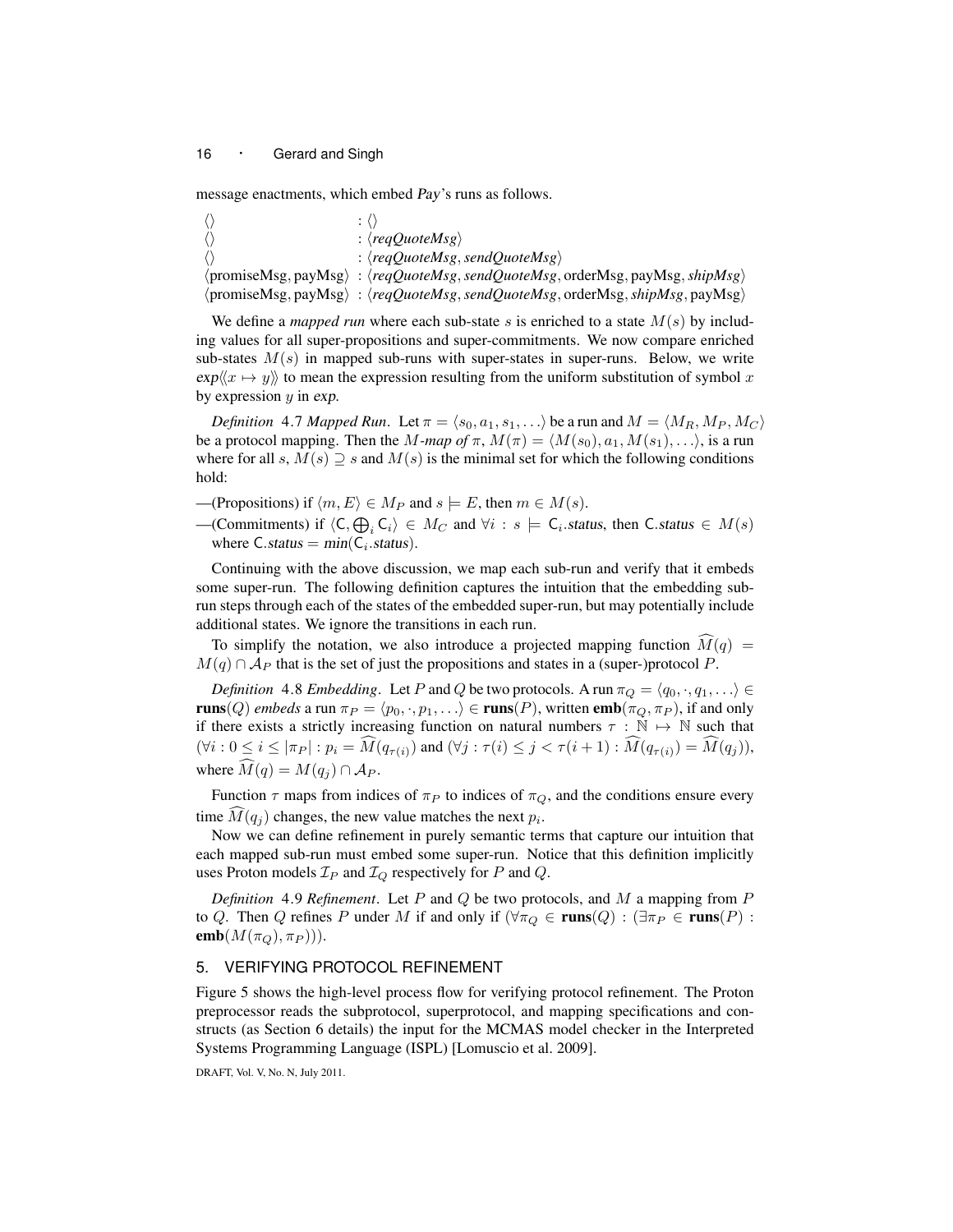message enactments, which embed *Pay*'s runs as follows.

| | |
|---|---|
| $\langle\rangle$ | : $\langle\rangle$ |
| $\langle\rangle$ | : $\langle$*reqQuoteMsg*$\rangle$ |
| $\langle\rangle$ | : $\langle$*reqQuoteMsg*, *sendQuoteMsg*$\rangle$ |
| $\langle$promiseMsg, payMsg$\rangle$ | : $\langle$*reqQuoteMsg*, *sendQuoteMsg*, orderMsg, payMsg, *shipMsg*$\rangle$ |
| $\langle$promiseMsg, payMsg$\rangle$ | : $\langle$*reqQuoteMsg*, *sendQuoteMsg*, orderMsg, *shipMsg*, payMsg$\rangle$ |

We define a *mapped run* where each sub-state $s$ is enriched to a state $M(s)$ by including values for all super-propositions and super-commitments. We now compare enriched sub-states $M(s)$ in mapped sub-runs with super-states in super-runs. Below, we write $exp\langle\!\langle x \mapsto y \rangle\!\rangle$ to mean the expression resulting from the uniform substitution of symbol $x$ by expression $y$ in *exp*.

*Definition* 4.7 *Mapped Run*. Let $\pi = \langle s_0, a_1, s_1, \ldots\rangle$ be a run and $M = \langle M_R, M_P, M_C\rangle$ be a protocol mapping. Then the $M$*-map of* $\pi$, $M(\pi) = \langle M(s_0), a_1, M(s_1), \ldots\rangle$, is a run where for all $s$, $M(s) \supseteq s$ and $M(s)$ is the minimal set for which the following conditions hold:

—(Propositions) if $\langle m, E\rangle \in M_P$ and $s \models E$, then $m \in M(s)$.

—(Commitments) if $\langle \mathsf{C}, \bigoplus_i \mathsf{C}_i\rangle \in M_C$ and $\forall i : s \models \mathsf{C}_i.status$, then $\mathsf{C}.status \in M(s)$ where $\mathsf{C}.status = min(\mathsf{C}_i.status)$.

Continuing with the above discussion, we map each sub-run and verify that it embeds some super-run. The following definition captures the intuition that the embedding sub-run steps through each of the states of the embedded super-run, but may potentially include additional states. We ignore the transitions in each run.

To simplify the notation, we also introduce a projected mapping function $\widehat{M}(q) = M(q) \cap \mathcal{A}_P$ that is the set of just the propositions and states in a (super-)protocol $P$.

*Definition* 4.8 *Embedding*. Let $P$ and $Q$ be two protocols. A run $\pi_Q = \langle q_0, \cdot, q_1, \ldots\rangle \in$ $\mathbf{runs}(Q)$ *embeds* a run $\pi_P = \langle p_0, \cdot, p_1, \ldots\rangle \in \mathbf{runs}(P)$, written $\mathbf{emb}(\pi_Q, \pi_P)$, if and only if there exists a strictly increasing function on natural numbers $\tau : \mathbb{N} \mapsto \mathbb{N}$ such that $(\forall i : 0 \leq i \leq |\pi_P| : p_i = \widehat{M}(q_{\tau(i)})$ and $(\forall j : \tau(i) \leq j < \tau(i+1) : \widehat{M}(q_{\tau(i)}) = \widehat{M}(q_j))$, where $\widehat{M}(q) = M(q_j) \cap \mathcal{A}_P$.

Function $\tau$ maps from indices of $\pi_P$ to indices of $\pi_Q$, and the conditions ensure every time $\widehat{M}(q_j)$ changes, the new value matches the next $p_i$.

Now we can define refinement in purely semantic terms that capture our intuition that each mapped sub-run must embed some super-run. Notice that this definition implicitly uses Proton models $\mathcal{I}_P$ and $\mathcal{I}_Q$ respectively for $P$ and $Q$.

*Definition* 4.9 *Refinement*. Let $P$ and $Q$ be two protocols, and $M$ a mapping from $P$ to $Q$. Then $Q$ refines $P$ under $M$ if and only if $(\forall \pi_Q \in \mathbf{runs}(Q) : (\exists \pi_P \in \mathbf{runs}(P) :$ $\mathbf{emb}(M(\pi_Q), \pi_P)))$.

## 5. VERIFYING PROTOCOL REFINEMENT

Figure 5 shows the high-level process flow for verifying protocol refinement. The Proton preprocessor reads the subprotocol, superprotocol, and mapping specifications and constructs (as Section 6 details) the input for the MCMAS model checker in the Interpreted Systems Programming Language (ISPL) [Lomuscio et al. 2009].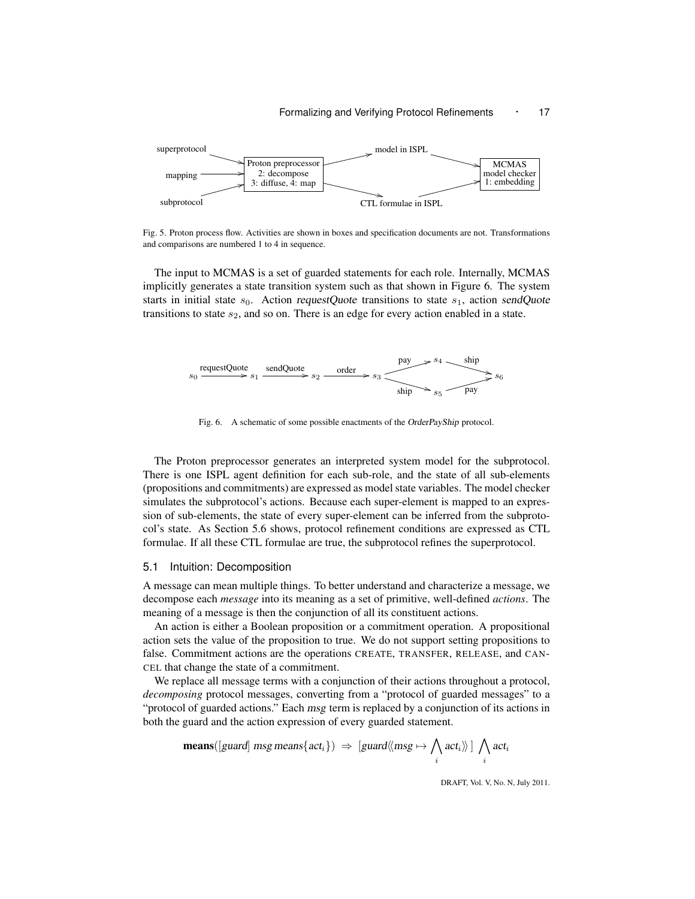Fig. 5. Proton process flow. Activities are shown in boxes and specification documents are not. Transformations and comparisons are numbered 1 to 4 in sequence.

The input to MCMAS is a set of guarded statements for each role. Internally, MCMAS implicitly generates a state transition system such as that shown in Figure 6. The system starts in initial state $s_0$. Action *requestQuote* transitions to state $s_1$, action *sendQuote* transitions to state $s_2$, and so on. There is an edge for every action enabled in a state.

Fig. 6. A schematic of some possible enactments of the *OrderPayShip* protocol.

The Proton preprocessor generates an interpreted system model for the subprotocol. There is one ISPL agent definition for each sub-role, and the state of all sub-elements (propositions and commitments) are expressed as model state variables. The model checker simulates the subprotocol's actions. Because each super-element is mapped to an expression of sub-elements, the state of every super-element can be inferred from the subprotocol's state. As Section 5.6 shows, protocol refinement conditions are expressed as CTL formulae. If all these CTL formulae are true, the subprotocol refines the superprotocol.

### 5.1 Intuition: Decomposition

A message can mean multiple things. To better understand and characterize a message, we decompose each *message* into its meaning as a set of primitive, well-defined *actions*. The meaning of a message is then the conjunction of all its constituent actions.

An action is either a Boolean proposition or a commitment operation. A propositional action sets the value of the proposition to true. We do not support setting propositions to false. Commitment actions are the operations CREATE, TRANSFER, RELEASE, and CANCEL that change the state of a commitment.

We replace all message terms with a conjunction of their actions throughout a protocol, *decomposing* protocol messages, converting from a "protocol of guarded messages" to a "protocol of guarded actions." Each *msg* term is replaced by a conjunction of its actions in both the guard and the action expression of every guarded statement.

$$\mathbf{means}([guard]\ msg\ \mathit{means}\{act_i\}) \ \Rightarrow\ [guard\langle\!\langle msg \mapsto \bigwedge_i act_i\rangle\!\rangle\,]\ \bigwedge_i act_i$$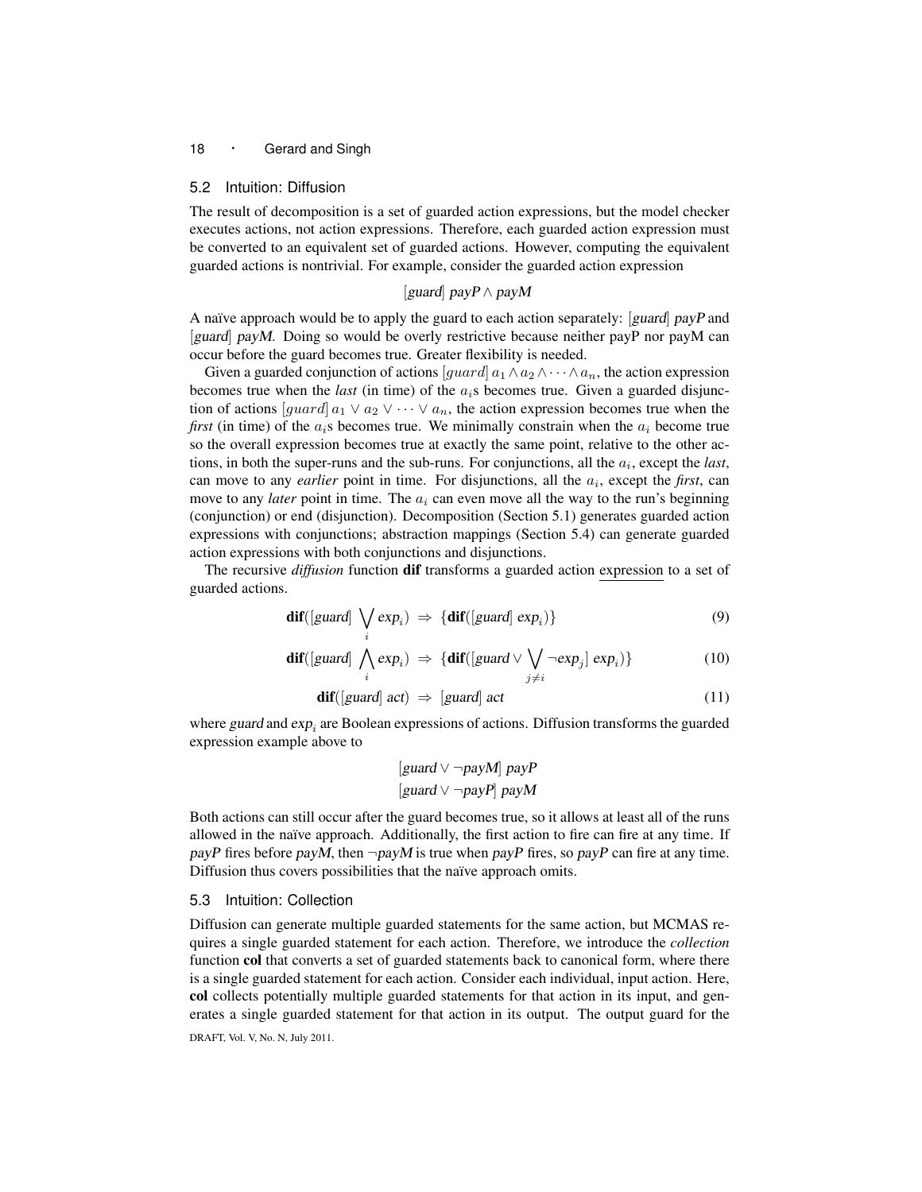## 5.2 Intuition: Diffusion

The result of decomposition is a set of guarded action expressions, but the model checker executes actions, not action expressions. Therefore, each guarded action expression must be converted to an equivalent set of guarded actions. However, computing the equivalent guarded actions is nontrivial. For example, consider the guarded action expression

$$[\mathit{guard}]\ \mathit{payP} \wedge \mathit{payM}$$

A naïve approach would be to apply the guard to each action separately: $[\mathit{guard}]\ \mathit{payP}$ and $[\mathit{guard}]\ \mathit{payM}$. Doing so would be overly restrictive because neither payP nor payM can occur before the guard becomes true. Greater flexibility is needed.

Given a guarded conjunction of actions $[guard]\, a_1 \wedge a_2 \wedge \cdots \wedge a_n$, the action expression becomes true when the *last* (in time) of the $a_i$s becomes true. Given a guarded disjunction of actions $[guard]\, a_1 \vee a_2 \vee \cdots \vee a_n$, the action expression becomes true when the *first* (in time) of the $a_i$s becomes true. We minimally constrain when the $a_i$ become true so the overall expression becomes true at exactly the same point, relative to the other actions, in both the super-runs and the sub-runs. For conjunctions, all the $a_i$, except the *last*, can move to any *earlier* point in time. For disjunctions, all the $a_i$, except the *first*, can move to any *later* point in time. The $a_i$ can even move all the way to the run's beginning (conjunction) or end (disjunction). Decomposition (Section 5.1) generates guarded action expressions with conjunctions; abstraction mappings (Section 5.4) can generate guarded action expressions with both conjunctions and disjunctions.

The recursive *diffusion* function **dif** transforms a guarded action expression to a set of guarded actions.

$$\mathbf{dif}([\mathit{guard}]\ \bigvee_i \mathit{exp}_i) \;\Rightarrow\; \{\mathbf{dif}([\mathit{guard}]\ \mathit{exp}_i)\} \tag{9}$$

$$\mathbf{dif}([\mathit{guard}]\ \bigwedge_i \mathit{exp}_i) \;\Rightarrow\; \{\mathbf{dif}([\mathit{guard} \vee \bigvee_{j \neq i} \neg \mathit{exp}_j]\ \mathit{exp}_i)\} \tag{10}$$

$$\mathbf{dif}([\mathit{guard}]\ \mathit{act}) \;\Rightarrow\; [\mathit{guard}]\ \mathit{act} \tag{11}$$

where $\mathit{guard}$ and $\mathit{exp}_i$ are Boolean expressions of actions. Diffusion transforms the guarded expression example above to

$$[\mathit{guard} \vee \neg \mathit{payM}]\ \mathit{payP}$$
$$[\mathit{guard} \vee \neg \mathit{payP}]\ \mathit{payM}$$

Both actions can still occur after the guard becomes true, so it allows at least all of the runs allowed in the naïve approach. Additionally, the first action to fire can fire at any time. If $\mathit{payP}$ fires before $\mathit{payM}$, then $\neg\mathit{payM}$ is true when $\mathit{payP}$ fires, so $\mathit{payP}$ can fire at any time. Diffusion thus covers possibilities that the naïve approach omits.

## 5.3 Intuition: Collection

Diffusion can generate multiple guarded statements for the same action, but MCMAS requires a single guarded statement for each action. Therefore, we introduce the *collection* function **col** that converts a set of guarded statements back to canonical form, where there is a single guarded statement for each action. Consider each individual, input action. Here, **col** collects potentially multiple guarded statements for that action in its input, and generates a single guarded statement for that action in its output. The output guard for the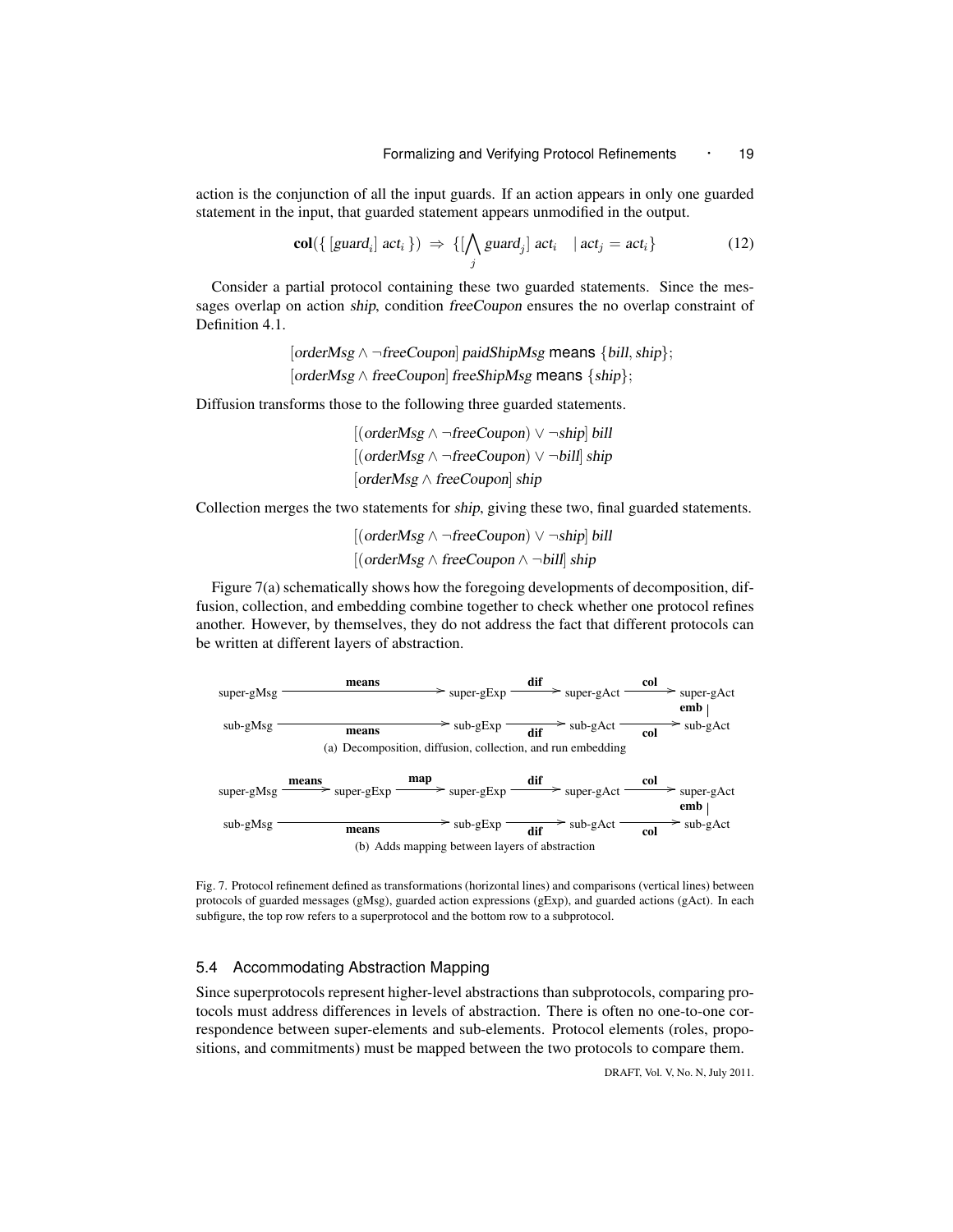action is the conjunction of all the input guards. If an action appears in only one guarded statement in the input, that guarded statement appears unmodified in the output.

$$\mathbf{col}(\{\,[guard_i]\ act_i\,\}) \ \Rightarrow\ \{[\bigwedge_j guard_j]\ act_i \quad |\ act_j = act_i\} \tag{12}$$

Consider a partial protocol containing these two guarded statements. Since the messages overlap on action *ship*, condition *freeCoupon* ensures the no overlap constraint of Definition 4.1.

$$[\mathit{orderMsg} \wedge \neg \mathit{freeCoupon}]\ \mathit{paidShipMsg}\ \textsf{means}\ \{\mathit{bill}, \mathit{ship}\};$$
$$[\mathit{orderMsg} \wedge \mathit{freeCoupon}]\ \mathit{freeShipMsg}\ \textsf{means}\ \{\mathit{ship}\};$$

Diffusion transforms those to the following three guarded statements.

$$[(\mathit{orderMsg} \wedge \neg \mathit{freeCoupon}) \vee \neg \mathit{ship}]\ \mathit{bill}$$
$$[(\mathit{orderMsg} \wedge \neg \mathit{freeCoupon}) \vee \neg \mathit{bill}]\ \mathit{ship}$$
$$[\mathit{orderMsg} \wedge \mathit{freeCoupon}]\ \mathit{ship}$$

Collection merges the two statements for *ship*, giving these two, final guarded statements.

$$[(\mathit{orderMsg} \wedge \neg \mathit{freeCoupon}) \vee \neg \mathit{ship}]\ \mathit{bill}$$
$$[(\mathit{orderMsg} \wedge \mathit{freeCoupon} \wedge \neg \mathit{bill}]\ \mathit{ship}$$

Figure 7(a) schematically shows how the foregoing developments of decomposition, diffusion, collection, and embedding combine together to check whether one protocol refines another. However, by themselves, they do not address the fact that different protocols can be written at different layers of abstraction.

$$\begin{array}{ccccccccc}
\text{super-gMsg} & \xrightarrow{\quad\mathbf{means}\quad} & \text{super-gExp} & \xrightarrow{\mathbf{dif}} & \text{super-gAct} & \xrightarrow{\mathbf{col}} & \text{super-gAct} \\
 & & & & & & \big|\ \mathbf{emb} \\
\text{sub-gMsg} & \xrightarrow[\mathbf{means}]{\quad\quad} & \text{sub-gExp} & \xrightarrow[\mathbf{dif}]{} & \text{sub-gAct} & \xrightarrow[\mathbf{col}]{} & \text{sub-gAct}
\end{array}$$

(a) Decomposition, diffusion, collection, and run embedding

$$\begin{array}{ccccccccccc}
\text{super-gMsg} & \xrightarrow{\mathbf{means}} & \text{super-gExp} & \xrightarrow{\mathbf{map}} & \text{super-gExp} & \xrightarrow{\mathbf{dif}} & \text{super-gAct} & \xrightarrow{\mathbf{col}} & \text{super-gAct} \\
 & & & & & & & & \big|\ \mathbf{emb} \\
\text{sub-gMsg} & & \xrightarrow[\mathbf{means}]{\quad\quad} & & \text{sub-gExp} & \xrightarrow[\mathbf{dif}]{} & \text{sub-gAct} & \xrightarrow[\mathbf{col}]{} & \text{sub-gAct}
\end{array}$$

(b) Adds mapping between layers of abstraction

Fig. 7. Protocol refinement defined as transformations (horizontal lines) and comparisons (vertical lines) between protocols of guarded messages (gMsg), guarded action expressions (gExp), and guarded actions (gAct). In each subfigure, the top row refers to a superprotocol and the bottom row to a subprotocol.

### 5.4 Accommodating Abstraction Mapping

Since superprotocols represent higher-level abstractions than subprotocols, comparing protocols must address differences in levels of abstraction. There is often no one-to-one correspondence between super-elements and sub-elements. Protocol elements (roles, propositions, and commitments) must be mapped between the two protocols to compare them.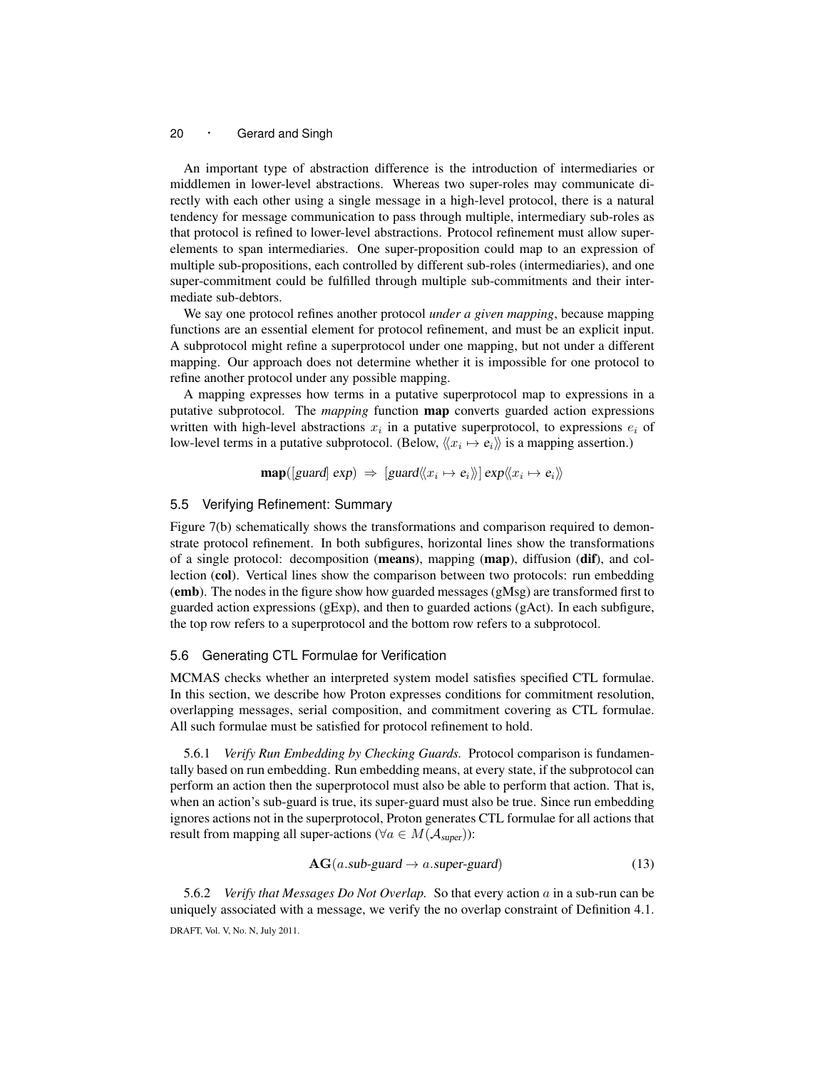An important type of abstraction difference is the introduction of intermediaries or middlemen in lower-level abstractions. Whereas two super-roles may communicate directly with each other using a single message in a high-level protocol, there is a natural tendency for message communication to pass through multiple, intermediary sub-roles as that protocol is refined to lower-level abstractions. Protocol refinement must allow super-elements to span intermediaries. One super-proposition could map to an expression of multiple sub-propositions, each controlled by different sub-roles (intermediaries), and one super-commitment could be fulfilled through multiple sub-commitments and their intermediate sub-debtors.

We say one protocol refines another protocol *under a given mapping*, because mapping functions are an essential element for protocol refinement, and must be an explicit input. A subprotocol might refine a superprotocol under one mapping, but not under a different mapping. Our approach does not determine whether it is impossible for one protocol to refine another protocol under any possible mapping.

A mapping expresses how terms in a putative superprotocol map to expressions in a putative subprotocol. The *mapping* function **map** converts guarded action expressions written with high-level abstractions $x_i$ in a putative superprotocol, to expressions $e_i$ of low-level terms in a putative subprotocol. (Below, $\langle\!\langle x_i \mapsto e_i \rangle\!\rangle$ is a mapping assertion.)

$$\mathbf{map}([\mathit{guard}]\ \mathit{exp})\ \Rightarrow\ [\mathit{guard}\langle\!\langle x_i \mapsto e_i \rangle\!\rangle]\ \mathit{exp}\langle\!\langle x_i \mapsto e_i \rangle\!\rangle$$

## 5.5 Verifying Refinement: Summary

Figure 7(b) schematically shows the transformations and comparison required to demonstrate protocol refinement. In both subfigures, horizontal lines show the transformations of a single protocol: decomposition (**means**), mapping (**map**), diffusion (**dif**), and collection (**col**). Vertical lines show the comparison between two protocols: run embedding (**emb**). The nodes in the figure show how guarded messages (gMsg) are transformed first to guarded action expressions (gExp), and then to guarded actions (gAct). In each subfigure, the top row refers to a superprotocol and the bottom row refers to a subprotocol.

## 5.6 Generating CTL Formulae for Verification

MCMAS checks whether an interpreted system model satisfies specified CTL formulae. In this section, we describe how Proton expresses conditions for commitment resolution, overlapping messages, serial composition, and commitment covering as CTL formulae. All such formulae must be satisfied for protocol refinement to hold.

5.6.1 *Verify Run Embedding by Checking Guards.* Protocol comparison is fundamentally based on run embedding. Run embedding means, at every state, if the subprotocol can perform an action then the superprotocol must also be able to perform that action. That is, when an action's sub-guard is true, its super-guard must also be true. Since run embedding ignores actions not in the superprotocol, Proton generates CTL formulae for all actions that result from mapping all super-actions ($\forall a \in M(\mathcal{A}_{\mathit{super}})$):

$$\mathbf{AG}(a.\mathsf{sub\text{-}guard} \rightarrow a.\mathsf{super\text{-}guard}) \tag{13}$$

5.6.2 *Verify that Messages Do Not Overlap.* So that every action $a$ in a sub-run can be uniquely associated with a message, we verify the no overlap constraint of Definition 4.1.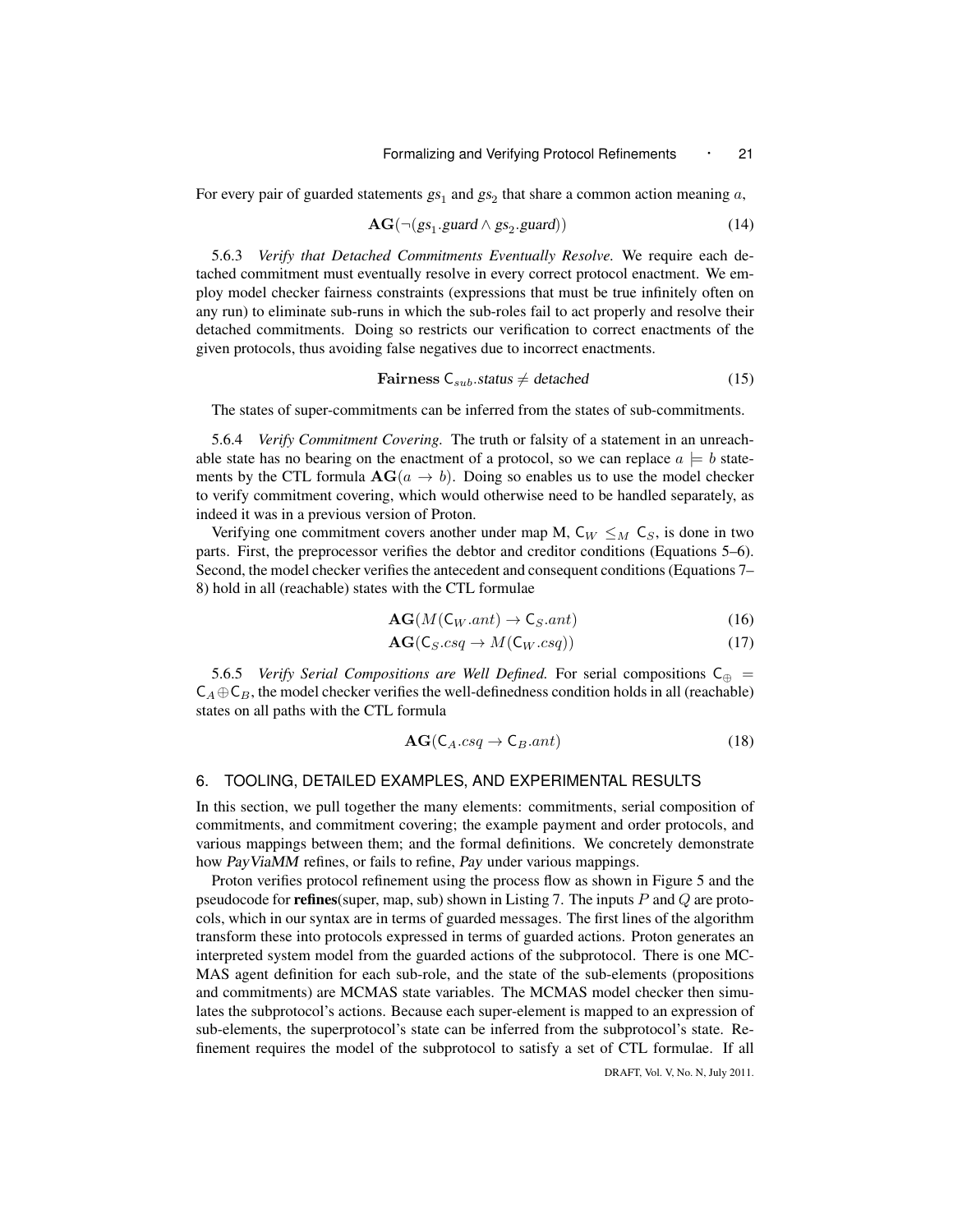For every pair of guarded statements $gs_1$ and $gs_2$ that share a common action meaning $a$,

$$\mathbf{AG}(\neg(gs_1.\mathit{guard} \wedge gs_2.\mathit{guard})) \tag{14}$$

5.6.3 *Verify that Detached Commitments Eventually Resolve.* We require each detached commitment must eventually resolve in every correct protocol enactment. We employ model checker fairness constraints (expressions that must be true infinitely often on any run) to eliminate sub-runs in which the sub-roles fail to act properly and resolve their detached commitments. Doing so restricts our verification to correct enactments of the given protocols, thus avoiding false negatives due to incorrect enactments.

$$\textbf{Fairness } \mathsf{C}_{sub}.\mathit{status} \neq \mathit{detached} \tag{15}$$

The states of super-commitments can be inferred from the states of sub-commitments.

5.6.4 *Verify Commitment Covering.* The truth or falsity of a statement in an unreachable state has no bearing on the enactment of a protocol, so we can replace $a \models b$ statements by the CTL formula $\mathbf{AG}(a \rightarrow b)$. Doing so enables us to use the model checker to verify commitment covering, which would otherwise need to be handled separately, as indeed it was in a previous version of Proton.

Verifying one commitment covers another under map M, $\mathsf{C}_W \leq_M \mathsf{C}_S$, is done in two parts. First, the preprocessor verifies the debtor and creditor conditions (Equations 5–6). Second, the model checker verifies the antecedent and consequent conditions (Equations 7–8) hold in all (reachable) states with the CTL formulae

$$\mathbf{AG}(M(\mathsf{C}_W.ant) \rightarrow \mathsf{C}_S.ant) \tag{16}$$

$$\mathbf{AG}(\mathsf{C}_S.csq \rightarrow M(\mathsf{C}_W.csq)) \tag{17}$$

5.6.5 *Verify Serial Compositions are Well Defined.* For serial compositions $\mathsf{C}_\oplus = \mathsf{C}_A \oplus \mathsf{C}_B$, the model checker verifies the well-definedness condition holds in all (reachable) states on all paths with the CTL formula

$$\mathbf{AG}(\mathsf{C}_A.csq \rightarrow \mathsf{C}_B.ant) \tag{18}$$

## 6. TOOLING, DETAILED EXAMPLES, AND EXPERIMENTAL RESULTS

In this section, we pull together the many elements: commitments, serial composition of commitments, and commitment covering; the example payment and order protocols, and various mappings between them; and the formal definitions. We concretely demonstrate how *PayViaMM* refines, or fails to refine, *Pay* under various mappings.

Proton verifies protocol refinement using the process flow as shown in Figure 5 and the pseudocode for **refines**(super, map, sub) shown in Listing 7. The inputs $P$ and $Q$ are protocols, which in our syntax are in terms of guarded messages. The first lines of the algorithm transform these into protocols expressed in terms of guarded actions. Proton generates an interpreted system model from the guarded actions of the subprotocol. There is one MCMAS agent definition for each sub-role, and the state of the sub-elements (propositions and commitments) are MCMAS state variables. The MCMAS model checker then simulates the subprotocol's actions. Because each super-element is mapped to an expression of sub-elements, the superprotocol's state can be inferred from the subprotocol's state. Refinement requires the model of the subprotocol to satisfy a set of CTL formulae. If all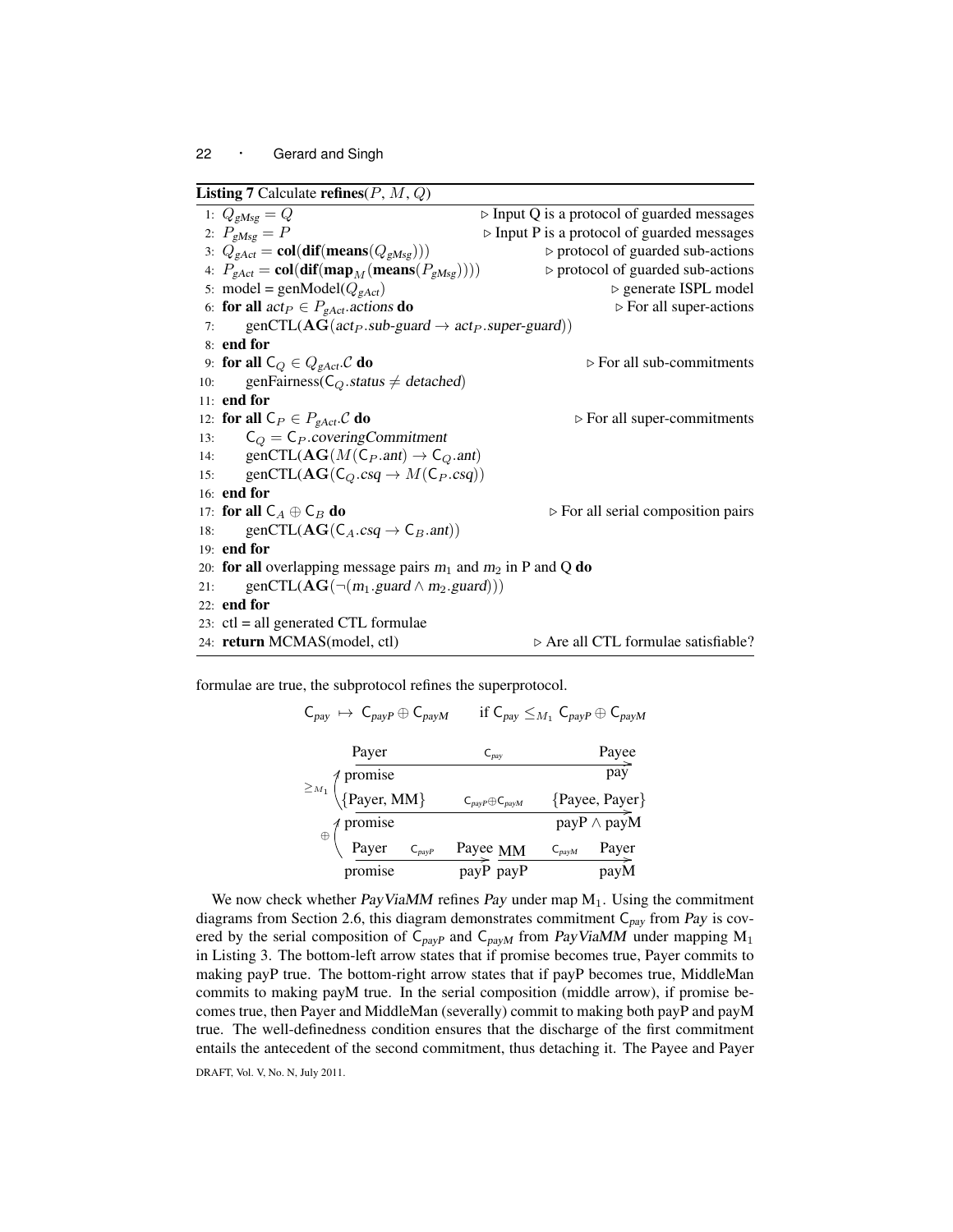**Listing 7** Calculate **refines**($P$, $M$, $Q$)

```
 1: Q_gMsg = Q                                          ▷ Input Q is a protocol of guarded messages
 2: P_gMsg = P                                          ▷ Input P is a protocol of guarded messages
 3: Q_gAct = col(dif(means(Q_gMsg)))                    ▷ protocol of guarded sub-actions
 4: P_gAct = col(dif(map_M(means(P_gMsg))))             ▷ protocol of guarded sub-actions
 5: model = genModel(Q_gAct)                            ▷ generate ISPL model
 6: for all act_P ∈ P_gAct.actions do                   ▷ For all super-actions
 7:     genCTL(AG(act_P.sub-guard → act_P.super-guard))
 8: end for
 9: for all C_Q ∈ Q_gAct.C do                           ▷ For all sub-commitments
10:     genFairness(C_Q.status ≠ detached)
11: end for
12: for all C_P ∈ P_gAct.C do                           ▷ For all super-commitments
13:     C_Q = C_P.coveringCommitment
14:     genCTL(AG(M(C_P.ant) → C_Q.ant)
15:     genCTL(AG(C_Q.csq → M(C_P.csq))
16: end for
17: for all C_A ⊕ C_B do                                ▷ For all serial composition pairs
18:     genCTL(AG(C_A.csq → C_B.ant))
19: end for
20: for all overlapping message pairs m_1 and m_2 in P and Q do
21:     genCTL(AG(¬(m_1.guard ∧ m_2.guard)))
22: end for
23: ctl = all generated CTL formulae
24: return MCMAS(model, ctl)                            ▷ Are all CTL formulae satisfiable?
```

formulae are true, the subprotocol refines the superprotocol.

$$\mathsf{C}_{pay} \mapsto \mathsf{C}_{payP} \oplus \mathsf{C}_{payM} \qquad \text{if } \mathsf{C}_{pay} \leq_{M_1} \mathsf{C}_{payP} \oplus \mathsf{C}_{payM}$$

Payer $\xrightarrow{\mathsf{C}_{pay}}$ Payee: promise → pay

$\geq_{M_1}$

{Payer, MM} $\xrightarrow{\mathsf{C}_{payP} \oplus \mathsf{C}_{payM}}$ {Payee, Payer}: promise → payP ∧ payM

$\oplus$

Payer $\xrightarrow{\mathsf{C}_{payP}}$ Payee: promise → payP; MM $\xrightarrow{\mathsf{C}_{payM}}$ Payer: payP → payM

We now check whether *PayViaMM* refines *Pay* under map $M_1$. Using the commitment diagrams from Section 2.6, this diagram demonstrates commitment $\mathsf{C}_{pay}$ from *Pay* is covered by the serial composition of $\mathsf{C}_{payP}$ and $\mathsf{C}_{payM}$ from *PayViaMM* under mapping $M_1$ in Listing 3. The bottom-left arrow states that if promise becomes true, Payer commits to making payP true. The bottom-right arrow states that if payP becomes true, MiddleMan commits to making payM true. In the serial composition (middle arrow), if promise becomes true, then Payer and MiddleMan (severally) commit to making both payP and payM true. The well-definedness condition ensures that the discharge of the first commitment entails the antecedent of the second commitment, thus detaching it. The Payee and Payer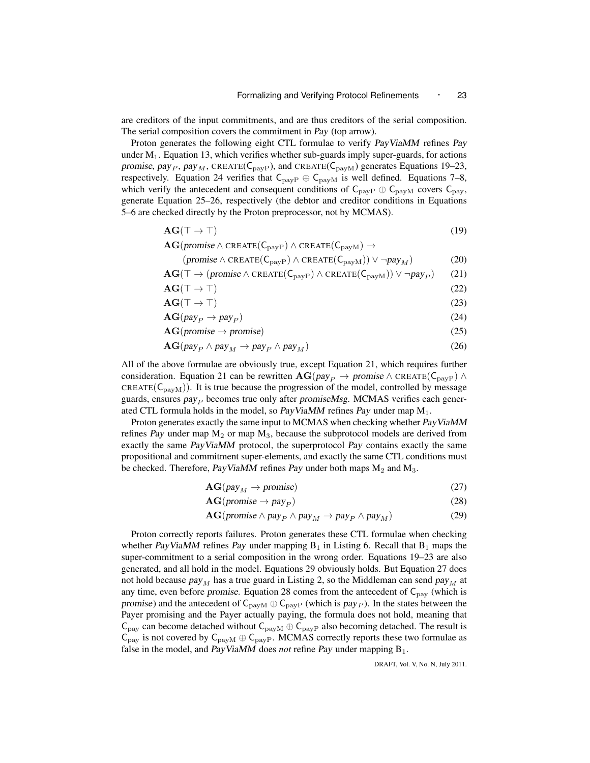are creditors of the input commitments, and are thus creditors of the serial composition. The serial composition covers the commitment in *Pay* (top arrow).

Proton generates the following eight CTL formulae to verify *PayViaMM* refines *Pay* under $\mathrm{M}_1$. Equation 13, which verifies whether sub-guards imply super-guards, for actions *promise*, $pay_P$, $pay_M$, $\textsc{create}(\mathsf{C}_{\mathrm{payP}})$, and $\textsc{create}(\mathsf{C}_{\mathrm{payM}})$ generates Equations 19–23, respectively. Equation 24 verifies that $\mathsf{C}_{\mathrm{payP}} \oplus \mathsf{C}_{\mathrm{payM}}$ is well defined. Equations 7–8, which verify the antecedent and consequent conditions of $\mathsf{C}_{\mathrm{payP}} \oplus \mathsf{C}_{\mathrm{payM}}$ covers $\mathsf{C}_{\mathrm{pay}}$, generate Equation 25–26, respectively (the debtor and creditor conditions in Equations 5–6 are checked directly by the Proton preprocessor, not by MCMAS).

$$\mathbf{AG}(\top \rightarrow \top) \tag{19}$$

$$\begin{aligned}\mathbf{AG}(&promise \wedge \textsc{create}(\mathsf{C}_{\mathrm{payP}}) \wedge \textsc{create}(\mathsf{C}_{\mathrm{payM}}) \rightarrow \\ &(promise \wedge \textsc{create}(\mathsf{C}_{\mathrm{payP}}) \wedge \textsc{create}(\mathsf{C}_{\mathrm{payM}})) \vee \neg pay_M)\end{aligned} \tag{20}$$

$$\mathbf{AG}(\top \rightarrow (promise \wedge \textsc{create}(\mathsf{C}_{\mathrm{payP}}) \wedge \textsc{create}(\mathsf{C}_{\mathrm{payM}})) \vee \neg pay_P) \tag{21}$$

$$\mathbf{AG}(\top \rightarrow \top) \tag{22}$$

$$\mathbf{AG}(\top \rightarrow \top) \tag{23}$$

$$\mathbf{AG}(pay_P \rightarrow pay_P) \tag{24}$$

$$\mathbf{AG}(promise \rightarrow promise) \tag{25}$$

$$\mathbf{AG}(pay_P \wedge pay_M \rightarrow pay_P \wedge pay_M) \tag{26}$$

All of the above formulae are obviously true, except Equation 21, which requires further consideration. Equation 21 can be rewritten $\mathbf{AG}(pay_P \rightarrow promise \wedge \textsc{create}(\mathsf{C}_{\mathrm{payP}}) \wedge \textsc{create}(\mathsf{C}_{\mathrm{payM}}))$. It is true because the progression of the model, controlled by message guards, ensures $pay_P$ becomes true only after *promiseMsg*. MCMAS verifies each generated CTL formula holds in the model, so *PayViaMM* refines *Pay* under map $\mathrm{M}_1$.

Proton generates exactly the same input to MCMAS when checking whether *PayViaMM* refines *Pay* under map $\mathrm{M}_2$ or map $\mathrm{M}_3$, because the subprotocol models are derived from exactly the same *PayViaMM* protocol, the superprotocol *Pay* contains exactly the same propositional and commitment super-elements, and exactly the same CTL conditions must be checked. Therefore, *PayViaMM* refines *Pay* under both maps $\mathrm{M}_2$ and $\mathrm{M}_3$.

$$\mathbf{AG}(pay_M \rightarrow promise) \tag{27}$$

$$\mathbf{AG}(promise \rightarrow pay_P) \tag{28}$$

$$\mathbf{AG}(promise \wedge pay_P \wedge pay_M \rightarrow pay_P \wedge pay_M) \tag{29}$$

Proton correctly reports failures. Proton generates these CTL formulae when checking whether *PayViaMM* refines *Pay* under mapping $\mathrm{B}_1$ in Listing 6. Recall that $\mathrm{B}_1$ maps the super-commitment to a serial composition in the wrong order. Equations 19–23 are also generated, and all hold in the model. Equations 29 obviously holds. But Equation 27 does not hold because $pay_M$ has a true guard in Listing 2, so the Middleman can send $pay_M$ at any time, even before *promise*. Equation 28 comes from the antecedent of $\mathsf{C}_{\mathrm{pay}}$ (which is *promise*) and the antecedent of $\mathsf{C}_{\mathrm{payM}} \oplus \mathsf{C}_{\mathrm{payP}}$ (which is $pay_P$). In the states between the Payer promising and the Payer actually paying, the formula does not hold, meaning that $\mathsf{C}_{\mathrm{pay}}$ can become detached without $\mathsf{C}_{\mathrm{payM}} \oplus \mathsf{C}_{\mathrm{payP}}$ also becoming detached. The result is $\mathsf{C}_{\mathrm{pay}}$ is not covered by $\mathsf{C}_{\mathrm{payM}} \oplus \mathsf{C}_{\mathrm{payP}}$. MCMAS correctly reports these two formulae as false in the model, and *PayViaMM* does *not* refine *Pay* under mapping $\mathrm{B}_1$.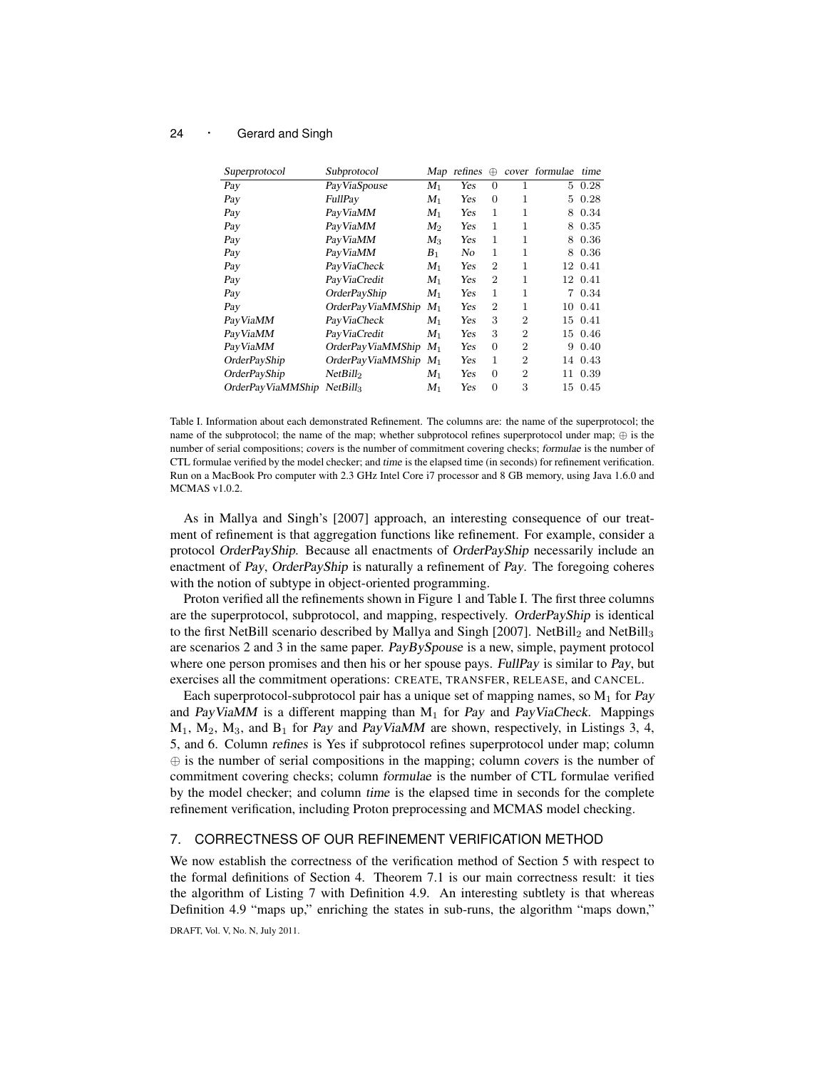| *Superprotocol* | *Subprotocol* | *Map* | *refines* | $\oplus$ | *cover* | *formulae* | *time* |
|---|---|---|---|---|---|---|---|
| *Pay* | *PayViaSpouse* | $M_1$ | *Yes* | 0 | 1 | 5 | 0.28 |
| *Pay* | *FullPay* | $M_1$ | *Yes* | 0 | 1 | 5 | 0.28 |
| *Pay* | *PayViaMM* | $M_1$ | *Yes* | 1 | 1 | 8 | 0.34 |
| *Pay* | *PayViaMM* | $M_2$ | *Yes* | 1 | 1 | 8 | 0.35 |
| *Pay* | *PayViaMM* | $M_3$ | *Yes* | 1 | 1 | 8 | 0.36 |
| *Pay* | *PayViaMM* | $B_1$ | *No* | 1 | 1 | 8 | 0.36 |
| *Pay* | *PayViaCheck* | $M_1$ | *Yes* | 2 | 1 | 12 | 0.41 |
| *Pay* | *PayViaCredit* | $M_1$ | *Yes* | 2 | 1 | 12 | 0.41 |
| *Pay* | *OrderPayShip* | $M_1$ | *Yes* | 1 | 1 | 7 | 0.34 |
| *Pay* | *OrderPayViaMMShip* | $M_1$ | *Yes* | 2 | 1 | 10 | 0.41 |
| *PayViaMM* | *PayViaCheck* | $M_1$ | *Yes* | 3 | 2 | 15 | 0.41 |
| *PayViaMM* | *PayViaCredit* | $M_1$ | *Yes* | 3 | 2 | 15 | 0.46 |
| *PayViaMM* | *OrderPayViaMMShip* | $M_1$ | *Yes* | 0 | 2 | 9 | 0.40 |
| *OrderPayShip* | *OrderPayViaMMShip* | $M_1$ | *Yes* | 1 | 2 | 14 | 0.43 |
| *OrderPayShip* | *NetBill*$_2$ | $M_1$ | *Yes* | 0 | 2 | 11 | 0.39 |
| *OrderPayViaMMShip* | *NetBill*$_3$ | $M_1$ | *Yes* | 0 | 3 | 15 | 0.45 |

Table I. Information about each demonstrated Refinement. The columns are: the name of the superprotocol; the name of the subprotocol; the name of the map; whether subprotocol refines superprotocol under map; $\oplus$ is the number of serial compositions; *covers* is the number of commitment covering checks; *formulae* is the number of CTL formulae verified by the model checker; and *time* is the elapsed time (in seconds) for refinement verification. Run on a MacBook Pro computer with 2.3 GHz Intel Core i7 processor and 8 GB memory, using Java 1.6.0 and MCMAS v1.0.2.

As in Mallya and Singh's [2007] approach, an interesting consequence of our treatment of refinement is that aggregation functions like refinement. For example, consider a protocol *OrderPayShip*. Because all enactments of *OrderPayShip* necessarily include an enactment of *Pay*, *OrderPayShip* is naturally a refinement of *Pay*. The foregoing coheres with the notion of subtype in object-oriented programming.

Proton verified all the refinements shown in Figure 1 and Table I. The first three columns are the superprotocol, subprotocol, and mapping, respectively. *OrderPayShip* is identical to the first NetBill scenario described by Mallya and Singh [2007]. $\text{NetBill}_2$ and $\text{NetBill}_3$ are scenarios 2 and 3 in the same paper. *PayBySpouse* is a new, simple, payment protocol where one person promises and then his or her spouse pays. *FullPay* is similar to *Pay*, but exercises all the commitment operations: CREATE, TRANSFER, RELEASE, and CANCEL.

Each superprotocol-subprotocol pair has a unique set of mapping names, so $M_1$ for *Pay* and *PayViaMM* is a different mapping than $M_1$ for *Pay* and *PayViaCheck*. Mappings $M_1$, $M_2$, $M_3$, and $B_1$ for *Pay* and *PayViaMM* are shown, respectively, in Listings 3, 4, 5, and 6. Column *refines* is Yes if subprotocol refines superprotocol under map; column $\oplus$ is the number of serial compositions in the mapping; column *covers* is the number of commitment covering checks; column *formulae* is the number of CTL formulae verified by the model checker; and column *time* is the elapsed time in seconds for the complete refinement verification, including Proton preprocessing and MCMAS model checking.

## 7. CORRECTNESS OF OUR REFINEMENT VERIFICATION METHOD

We now establish the correctness of the verification method of Section 5 with respect to the formal definitions of Section 4. Theorem 7.1 is our main correctness result: it ties the algorithm of Listing 7 with Definition 4.9. An interesting subtlety is that whereas Definition 4.9 "maps up," enriching the states in sub-runs, the algorithm "maps down,"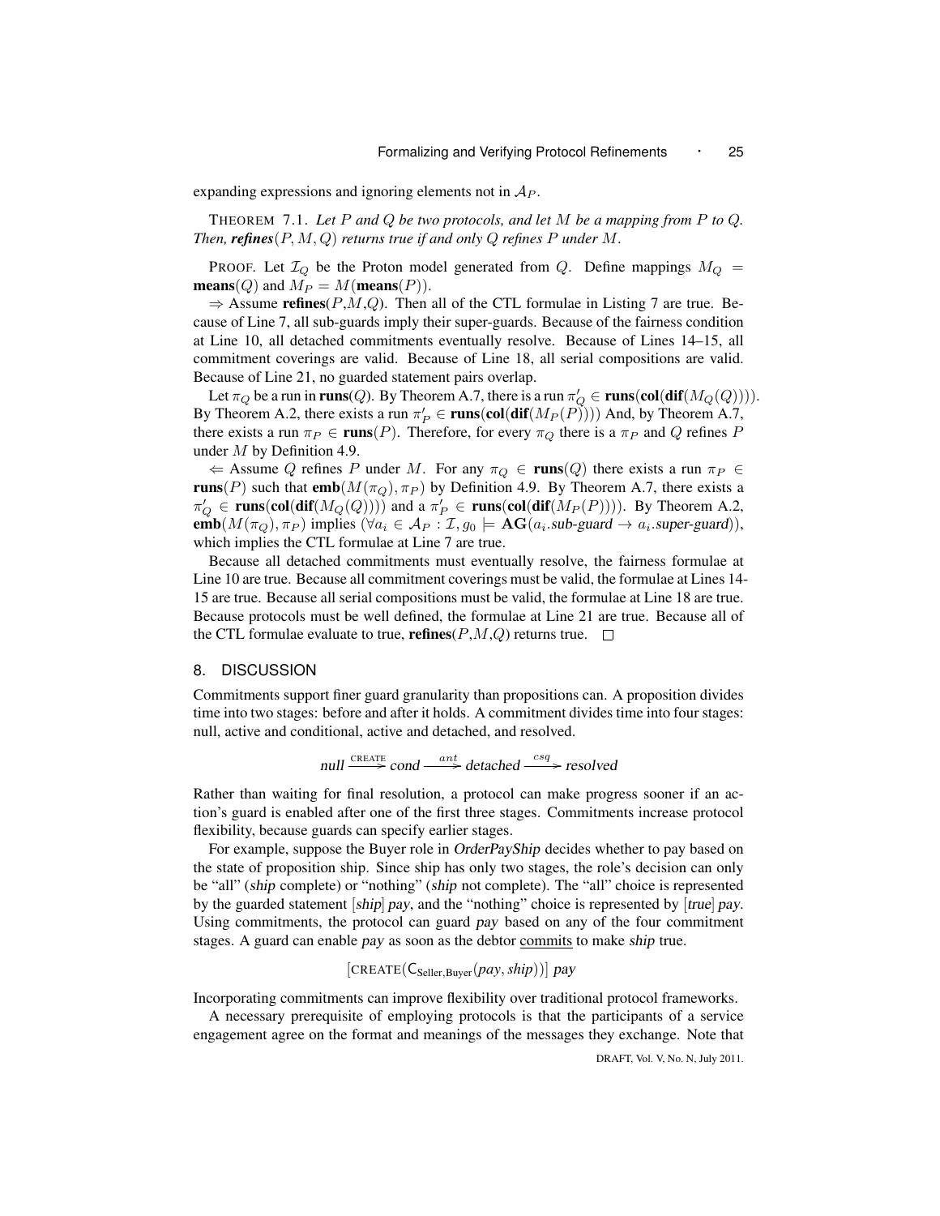expanding expressions and ignoring elements not in $\mathcal{A}_P$.

THEOREM 7.1. *Let $P$ and $Q$ be two protocols, and let $M$ be a mapping from $P$ to $Q$. Then, **refines**$(P, M, Q)$ returns true if and only $Q$ refines $P$ under $M$.*

PROOF. Let $\mathcal{I}_Q$ be the Proton model generated from $Q$. Define mappings $M_Q = \textbf{means}(Q)$ and $M_P = M(\textbf{means}(P))$.

$\Rightarrow$ Assume **refines**$(P,M,Q)$. Then all of the CTL formulae in Listing 7 are true. Because of Line 7, all sub-guards imply their super-guards. Because of the fairness condition at Line 10, all detached commitments eventually resolve. Because of Lines 14–15, all commitment coverings are valid. Because of Line 18, all serial compositions are valid. Because of Line 21, no guarded statement pairs overlap.

Let $\pi_Q$ be a run in **runs**$(Q)$. By Theorem A.7, there is a run $\pi'_Q \in \textbf{runs}(\textbf{col}(\textbf{dif}(M_Q(Q))))$. By Theorem A.2, there exists a run $\pi'_P \in \textbf{runs}(\textbf{col}(\textbf{dif}(M_P(P))))$ And, by Theorem A.7, there exists a run $\pi_P \in \textbf{runs}(P)$. Therefore, for every $\pi_Q$ there is a $\pi_P$ and $Q$ refines $P$ under $M$ by Definition 4.9.

$\Leftarrow$ Assume $Q$ refines $P$ under $M$. For any $\pi_Q \in \textbf{runs}(Q)$ there exists a run $\pi_P \in \textbf{runs}(P)$ such that $\textbf{emb}(M(\pi_Q), \pi_P)$ by Definition 4.9. By Theorem A.7, there exists a $\pi'_Q \in \textbf{runs}(\textbf{col}(\textbf{dif}(M_Q(Q))))$ and a $\pi'_P \in \textbf{runs}(\textbf{col}(\textbf{dif}(M_P(P))))$. By Theorem A.2, $\textbf{emb}(M(\pi_Q), \pi_P)$ implies $(\forall a_i \in \mathcal{A}_P : \mathcal{I}, g_0 \models \textbf{AG}(a_i.\textit{sub-guard} \rightarrow a_i.\textit{super-guard}))$, which implies the CTL formulae at Line 7 are true.

Because all detached commitments must eventually resolve, the fairness formulae at Line 10 are true. Because all commitment coverings must be valid, the formulae at Lines 14-15 are true. Because all serial compositions must be valid, the formulae at Line 18 are true. Because protocols must be well defined, the formulae at Line 21 are true. Because all of the CTL formulae evaluate to true, **refines**$(P,M,Q)$ returns true. $\square$

## 8. DISCUSSION

Commitments support finer guard granularity than propositions can. A proposition divides time into two stages: before and after it holds. A commitment divides time into four stages: null, active and conditional, active and detached, and resolved.

$$\textit{null} \xrightarrow{\text{CREATE}} \textit{cond} \xrightarrow{ant} \textit{detached} \xrightarrow{csq} \textit{resolved}$$

Rather than waiting for final resolution, a protocol can make progress sooner if an action's guard is enabled after one of the first three stages. Commitments increase protocol flexibility, because guards can specify earlier stages.

For example, suppose the Buyer role in *OrderPayShip* decides whether to pay based on the state of proposition ship. Since ship has only two stages, the role's decision can only be "all" (*ship* complete) or "nothing" (*ship* not complete). The "all" choice is represented by the guarded statement [*ship*] *pay*, and the "nothing" choice is represented by [*true*] *pay*. Using commitments, the protocol can guard *pay* based on any of the four commitment stages. A guard can enable *pay* as soon as the debtor <u>commits</u> to make *ship* true.

$$[\text{CREATE}(\mathsf{C}_{\text{Seller},\text{Buyer}}(pay, ship))]\ pay$$

Incorporating commitments can improve flexibility over traditional protocol frameworks.

A necessary prerequisite of employing protocols is that the participants of a service engagement agree on the format and meanings of the messages they exchange. Note that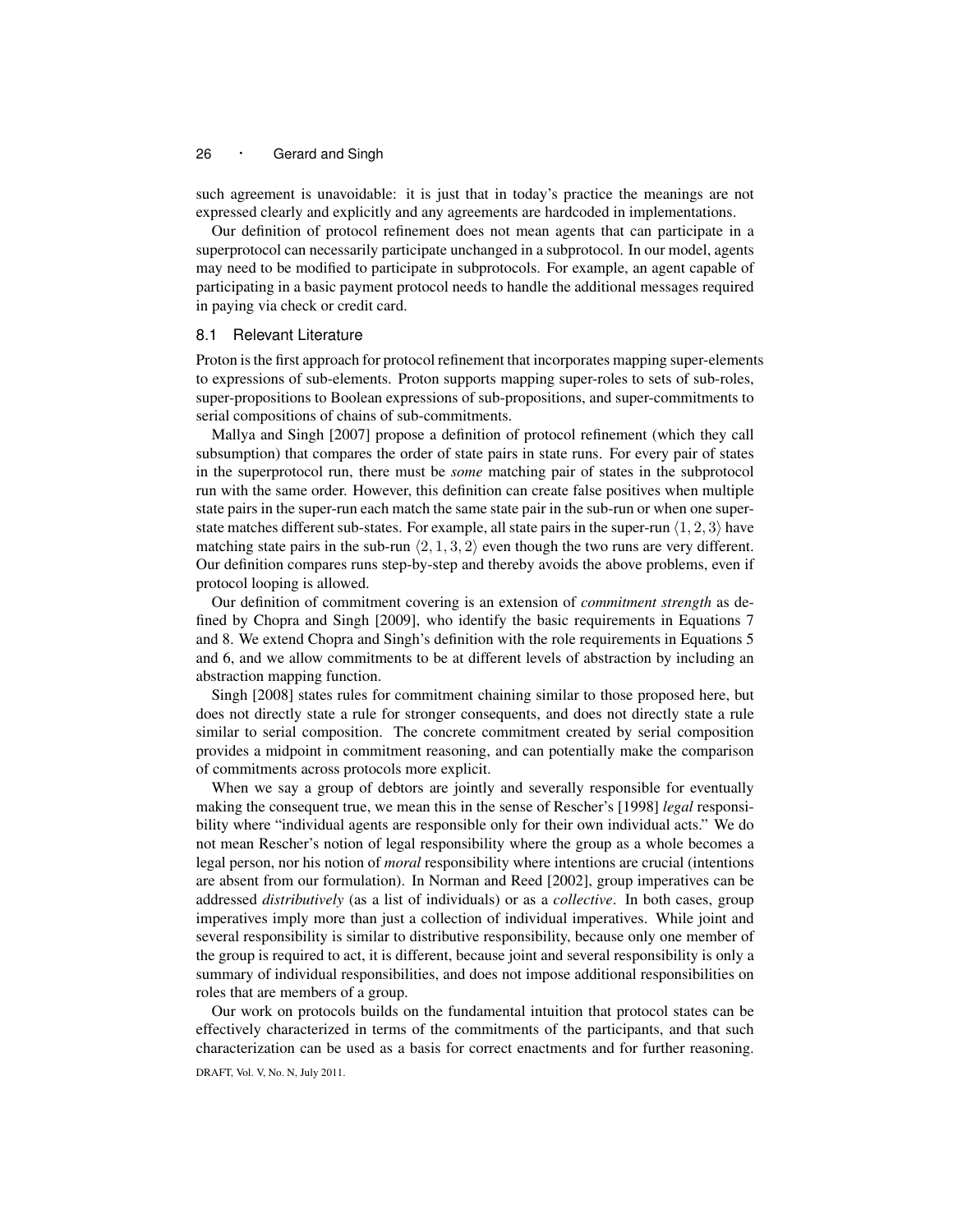such agreement is unavoidable: it is just that in today's practice the meanings are not expressed clearly and explicitly and any agreements are hardcoded in implementations.

Our definition of protocol refinement does not mean agents that can participate in a superprotocol can necessarily participate unchanged in a subprotocol. In our model, agents may need to be modified to participate in subprotocols. For example, an agent capable of participating in a basic payment protocol needs to handle the additional messages required in paying via check or credit card.

## 8.1 Relevant Literature

Proton is the first approach for protocol refinement that incorporates mapping super-elements to expressions of sub-elements. Proton supports mapping super-roles to sets of sub-roles, super-propositions to Boolean expressions of sub-propositions, and super-commitments to serial compositions of chains of sub-commitments.

Mallya and Singh [2007] propose a definition of protocol refinement (which they call subsumption) that compares the order of state pairs in state runs. For every pair of states in the superprotocol run, there must be *some* matching pair of states in the subprotocol run with the same order. However, this definition can create false positives when multiple state pairs in the super-run each match the same state pair in the sub-run or when one super-state matches different sub-states. For example, all state pairs in the super-run $\langle 1, 2, 3 \rangle$ have matching state pairs in the sub-run $\langle 2, 1, 3, 2 \rangle$ even though the two runs are very different. Our definition compares runs step-by-step and thereby avoids the above problems, even if protocol looping is allowed.

Our definition of commitment covering is an extension of *commitment strength* as defined by Chopra and Singh [2009], who identify the basic requirements in Equations 7 and 8. We extend Chopra and Singh's definition with the role requirements in Equations 5 and 6, and we allow commitments to be at different levels of abstraction by including an abstraction mapping function.

Singh [2008] states rules for commitment chaining similar to those proposed here, but does not directly state a rule for stronger consequents, and does not directly state a rule similar to serial composition. The concrete commitment created by serial composition provides a midpoint in commitment reasoning, and can potentially make the comparison of commitments across protocols more explicit.

When we say a group of debtors are jointly and severally responsible for eventually making the consequent true, we mean this in the sense of Rescher's [1998] *legal* responsibility where "individual agents are responsible only for their own individual acts." We do not mean Rescher's notion of legal responsibility where the group as a whole becomes a legal person, nor his notion of *moral* responsibility where intentions are crucial (intentions are absent from our formulation). In Norman and Reed [2002], group imperatives can be addressed *distributively* (as a list of individuals) or as a *collective*. In both cases, group imperatives imply more than just a collection of individual imperatives. While joint and several responsibility is similar to distributive responsibility, because only one member of the group is required to act, it is different, because joint and several responsibility is only a summary of individual responsibilities, and does not impose additional responsibilities on roles that are members of a group.

Our work on protocols builds on the fundamental intuition that protocol states can be effectively characterized in terms of the commitments of the participants, and that such characterization can be used as a basis for correct enactments and for further reasoning.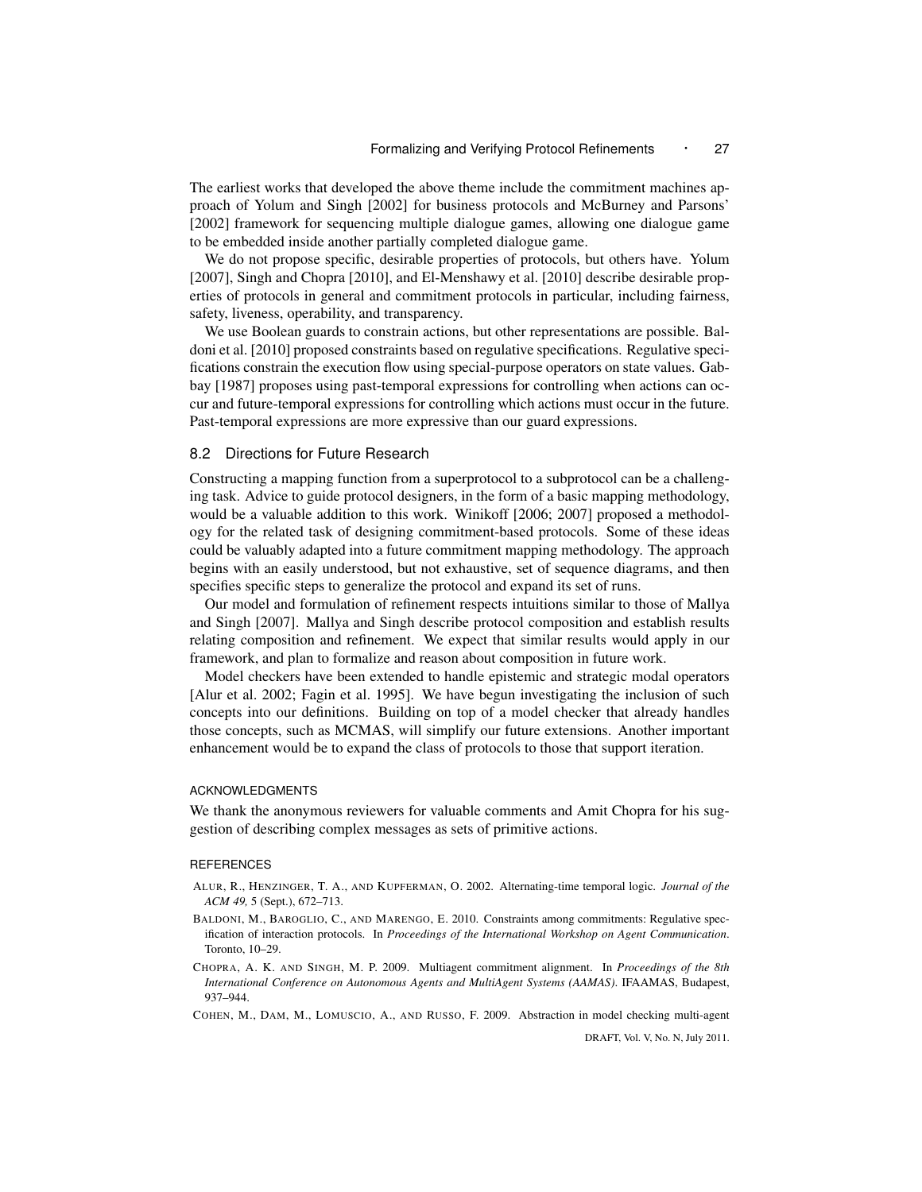The earliest works that developed the above theme include the commitment machines approach of Yolum and Singh [2002] for business protocols and McBurney and Parsons' [2002] framework for sequencing multiple dialogue games, allowing one dialogue game to be embedded inside another partially completed dialogue game.

We do not propose specific, desirable properties of protocols, but others have. Yolum [2007], Singh and Chopra [2010], and El-Menshawy et al. [2010] describe desirable properties of protocols in general and commitment protocols in particular, including fairness, safety, liveness, operability, and transparency.

We use Boolean guards to constrain actions, but other representations are possible. Baldoni et al. [2010] proposed constraints based on regulative specifications. Regulative specifications constrain the execution flow using special-purpose operators on state values. Gabbay [1987] proposes using past-temporal expressions for controlling when actions can occur and future-temporal expressions for controlling which actions must occur in the future. Past-temporal expressions are more expressive than our guard expressions.

## 8.2 Directions for Future Research

Constructing a mapping function from a superprotocol to a subprotocol can be a challenging task. Advice to guide protocol designers, in the form of a basic mapping methodology, would be a valuable addition to this work. Winikoff [2006; 2007] proposed a methodology for the related task of designing commitment-based protocols. Some of these ideas could be valuably adapted into a future commitment mapping methodology. The approach begins with an easily understood, but not exhaustive, set of sequence diagrams, and then specifies specific steps to generalize the protocol and expand its set of runs.

Our model and formulation of refinement respects intuitions similar to those of Mallya and Singh [2007]. Mallya and Singh describe protocol composition and establish results relating composition and refinement. We expect that similar results would apply in our framework, and plan to formalize and reason about composition in future work.

Model checkers have been extended to handle epistemic and strategic modal operators [Alur et al. 2002; Fagin et al. 1995]. We have begun investigating the inclusion of such concepts into our definitions. Building on top of a model checker that already handles those concepts, such as MCMAS, will simplify our future extensions. Another important enhancement would be to expand the class of protocols to those that support iteration.

### ACKNOWLEDGMENTS

We thank the anonymous reviewers for valuable comments and Amit Chopra for his suggestion of describing complex messages as sets of primitive actions.

### REFERENCES

ALUR, R., HENZINGER, T. A., AND KUPFERMAN, O. 2002. Alternating-time temporal logic. *Journal of the ACM 49,* 5 (Sept.), 672–713.

BALDONI, M., BAROGLIO, C., AND MARENGO, E. 2010. Constraints among commitments: Regulative specification of interaction protocols. In *Proceedings of the International Workshop on Agent Communication*. Toronto, 10–29.

CHOPRA, A. K. AND SINGH, M. P. 2009. Multiagent commitment alignment. In *Proceedings of the 8th International Conference on Autonomous Agents and MultiAgent Systems (AAMAS)*. IFAAMAS, Budapest, 937–944.

COHEN, M., DAM, M., LOMUSCIO, A., AND RUSSO, F. 2009. Abstraction in model checking multi-agent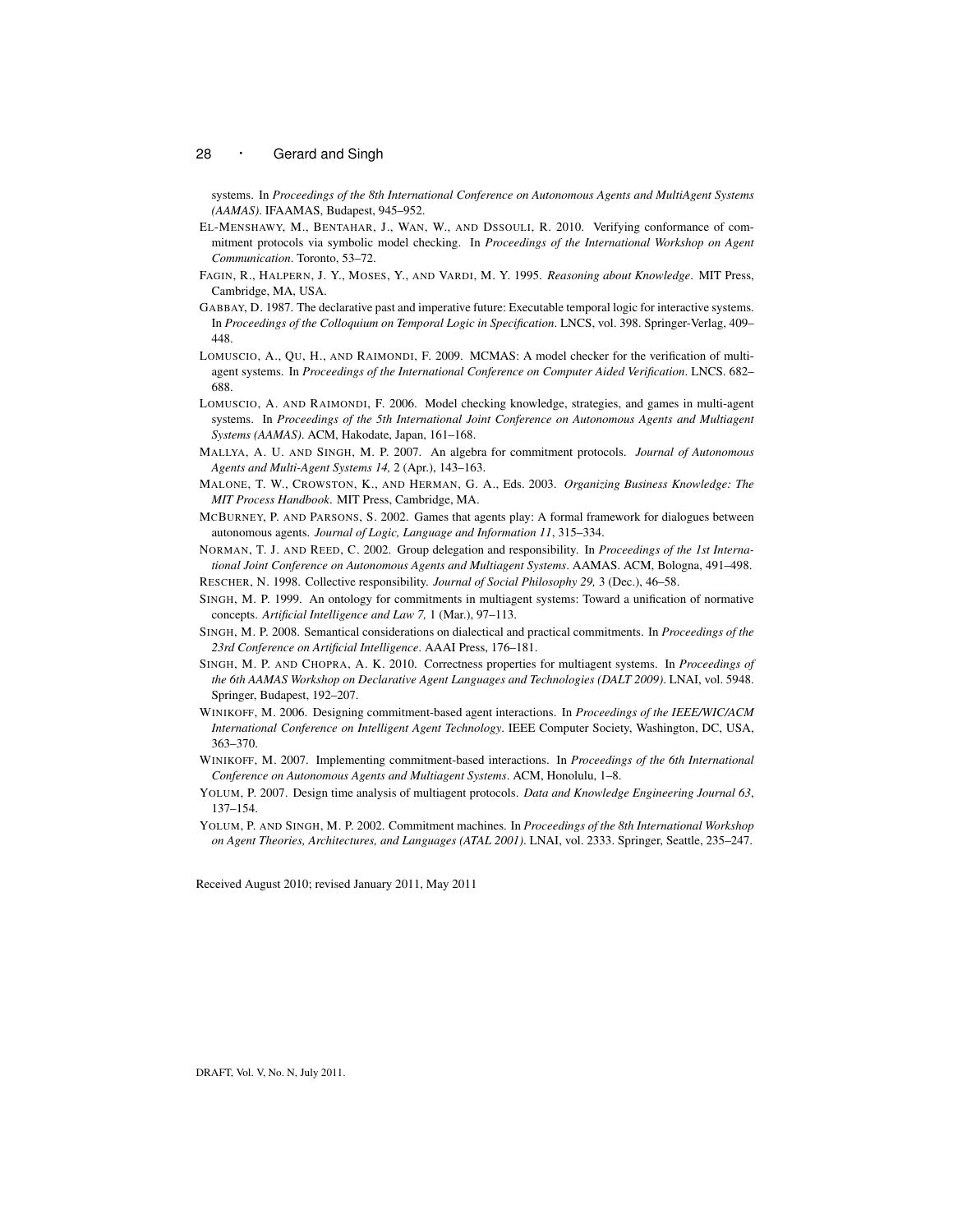systems. In *Proceedings of the 8th International Conference on Autonomous Agents and MultiAgent Systems (AAMAS)*. IFAAMAS, Budapest, 945–952.

EL-MENSHAWY, M., BENTAHAR, J., WAN, W., AND DSSOULI, R. 2010. Verifying conformance of commitment protocols via symbolic model checking. In *Proceedings of the International Workshop on Agent Communication*. Toronto, 53–72.

FAGIN, R., HALPERN, J. Y., MOSES, Y., AND VARDI, M. Y. 1995. *Reasoning about Knowledge*. MIT Press, Cambridge, MA, USA.

GABBAY, D. 1987. The declarative past and imperative future: Executable temporal logic for interactive systems. In *Proceedings of the Colloquium on Temporal Logic in Specification*. LNCS, vol. 398. Springer-Verlag, 409–448.

LOMUSCIO, A., QU, H., AND RAIMONDI, F. 2009. MCMAS: A model checker for the verification of multi-agent systems. In *Proceedings of the International Conference on Computer Aided Verification*. LNCS. 682–688.

LOMUSCIO, A. AND RAIMONDI, F. 2006. Model checking knowledge, strategies, and games in multi-agent systems. In *Proceedings of the 5th International Joint Conference on Autonomous Agents and Multiagent Systems (AAMAS)*. ACM, Hakodate, Japan, 161–168.

MALLYA, A. U. AND SINGH, M. P. 2007. An algebra for commitment protocols. *Journal of Autonomous Agents and Multi-Agent Systems 14,* 2 (Apr.), 143–163.

MALONE, T. W., CROWSTON, K., AND HERMAN, G. A., Eds. 2003. *Organizing Business Knowledge: The MIT Process Handbook*. MIT Press, Cambridge, MA.

MCBURNEY, P. AND PARSONS, S. 2002. Games that agents play: A formal framework for dialogues between autonomous agents. *Journal of Logic, Language and Information 11*, 315–334.

NORMAN, T. J. AND REED, C. 2002. Group delegation and responsibility. In *Proceedings of the 1st International Joint Conference on Autonomous Agents and Multiagent Systems*. AAMAS. ACM, Bologna, 491–498.

RESCHER, N. 1998. Collective responsibility. *Journal of Social Philosophy 29,* 3 (Dec.), 46–58.

SINGH, M. P. 1999. An ontology for commitments in multiagent systems: Toward a unification of normative concepts. *Artificial Intelligence and Law 7,* 1 (Mar.), 97–113.

SINGH, M. P. 2008. Semantical considerations on dialectical and practical commitments. In *Proceedings of the 23rd Conference on Artificial Intelligence*. AAAI Press, 176–181.

SINGH, M. P. AND CHOPRA, A. K. 2010. Correctness properties for multiagent systems. In *Proceedings of the 6th AAMAS Workshop on Declarative Agent Languages and Technologies (DALT 2009)*. LNAI, vol. 5948. Springer, Budapest, 192–207.

WINIKOFF, M. 2006. Designing commitment-based agent interactions. In *Proceedings of the IEEE/WIC/ACM International Conference on Intelligent Agent Technology*. IEEE Computer Society, Washington, DC, USA, 363–370.

WINIKOFF, M. 2007. Implementing commitment-based interactions. In *Proceedings of the 6th International Conference on Autonomous Agents and Multiagent Systems*. ACM, Honolulu, 1–8.

YOLUM, P. 2007. Design time analysis of multiagent protocols. *Data and Knowledge Engineering Journal 63*, 137–154.

YOLUM, P. AND SINGH, M. P. 2002. Commitment machines. In *Proceedings of the 8th International Workshop on Agent Theories, Architectures, and Languages (ATAL 2001)*. LNAI, vol. 2333. Springer, Seattle, 235–247.

Received August 2010; revised January 2011, May 2011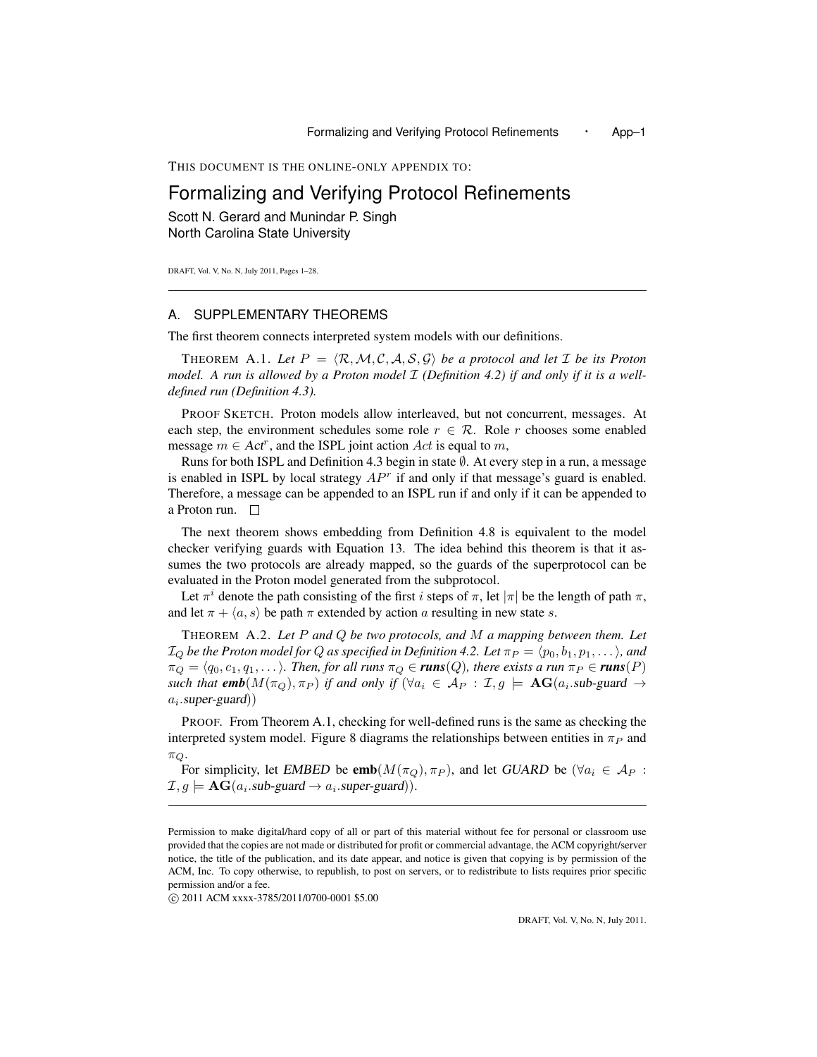THIS DOCUMENT IS THE ONLINE-ONLY APPENDIX TO:

# Formalizing and Verifying Protocol Refinements

Scott N. Gerard and Munindar P. Singh
North Carolina State University

DRAFT, Vol. V, No. N, July 2011, Pages 1–28.

## A. SUPPLEMENTARY THEOREMS

The first theorem connects interpreted system models with our definitions.

THEOREM A.1. *Let $P = \langle \mathcal{R}, \mathcal{M}, \mathcal{C}, \mathcal{A}, \mathcal{S}, \mathcal{G} \rangle$ be a protocol and let $\mathcal{I}$ be its Proton model. A run is allowed by a Proton model $\mathcal{I}$ (Definition 4.2) if and only if it is a well-defined run (Definition 4.3).*

PROOF SKETCH. Proton models allow interleaved, but not concurrent, messages. At each step, the environment schedules some role $r \in \mathcal{R}$. Role $r$ chooses some enabled message $m \in Act^r$, and the ISPL joint action $Act$ is equal to $m$,

Runs for both ISPL and Definition 4.3 begin in state $\emptyset$. At every step in a run, a message is enabled in ISPL by local strategy $AP^r$ if and only if that message's guard is enabled. Therefore, a message can be appended to an ISPL run if and only if it can be appended to a Proton run. □

The next theorem shows embedding from Definition 4.8 is equivalent to the model checker verifying guards with Equation 13. The idea behind this theorem is that it assumes the two protocols are already mapped, so the guards of the superprotocol can be evaluated in the Proton model generated from the subprotocol.

Let $\pi^i$ denote the path consisting of the first $i$ steps of $\pi$, let $|\pi|$ be the length of path $\pi$, and let $\pi + \langle a, s \rangle$ be path $\pi$ extended by action $a$ resulting in new state $s$.

THEOREM A.2. *Let $P$ and $Q$ be two protocols, and $M$ a mapping between them. Let $\mathcal{I}_Q$ be the Proton model for $Q$ as specified in Definition 4.2. Let $\pi_P = \langle p_0, b_1, p_1, \dots \rangle$, and $\pi_Q = \langle q_0, c_1, q_1, \dots \rangle$. Then, for all runs $\pi_Q \in$ **runs**$(Q)$, there exists a run $\pi_P \in$ **runs**$(P)$ such that **emb**$(M(\pi_Q), \pi_P)$ if and only if $(\forall a_i \in \mathcal{A}_P : \mathcal{I}, g \models \mathbf{AG}(a_i.\text{sub-guard} \rightarrow a_i.\text{super-guard}))$*

PROOF. From Theorem A.1, checking for well-defined runs is the same as checking the interpreted system model. Figure 8 diagrams the relationships between entities in $\pi_P$ and $\pi_Q$.

For simplicity, let *EMBED* be **emb**$(M(\pi_Q), \pi_P)$, and let *GUARD* be $(\forall a_i \in \mathcal{A}_P : \mathcal{I}, g \models \mathbf{AG}(a_i.\text{sub-guard} \rightarrow a_i.\text{super-guard}))$.

Permission to make digital/hard copy of all or part of this material without fee for personal or classroom use provided that the copies are not made or distributed for profit or commercial advantage, the ACM copyright/server notice, the title of the publication, and its date appear, and notice is given that copying is by permission of the ACM, Inc. To copy otherwise, to republish, to post on servers, or to redistribute to lists requires prior specific permission and/or a fee.
© 2011 ACM xxxx-3785/2011/0700-0001 $5.00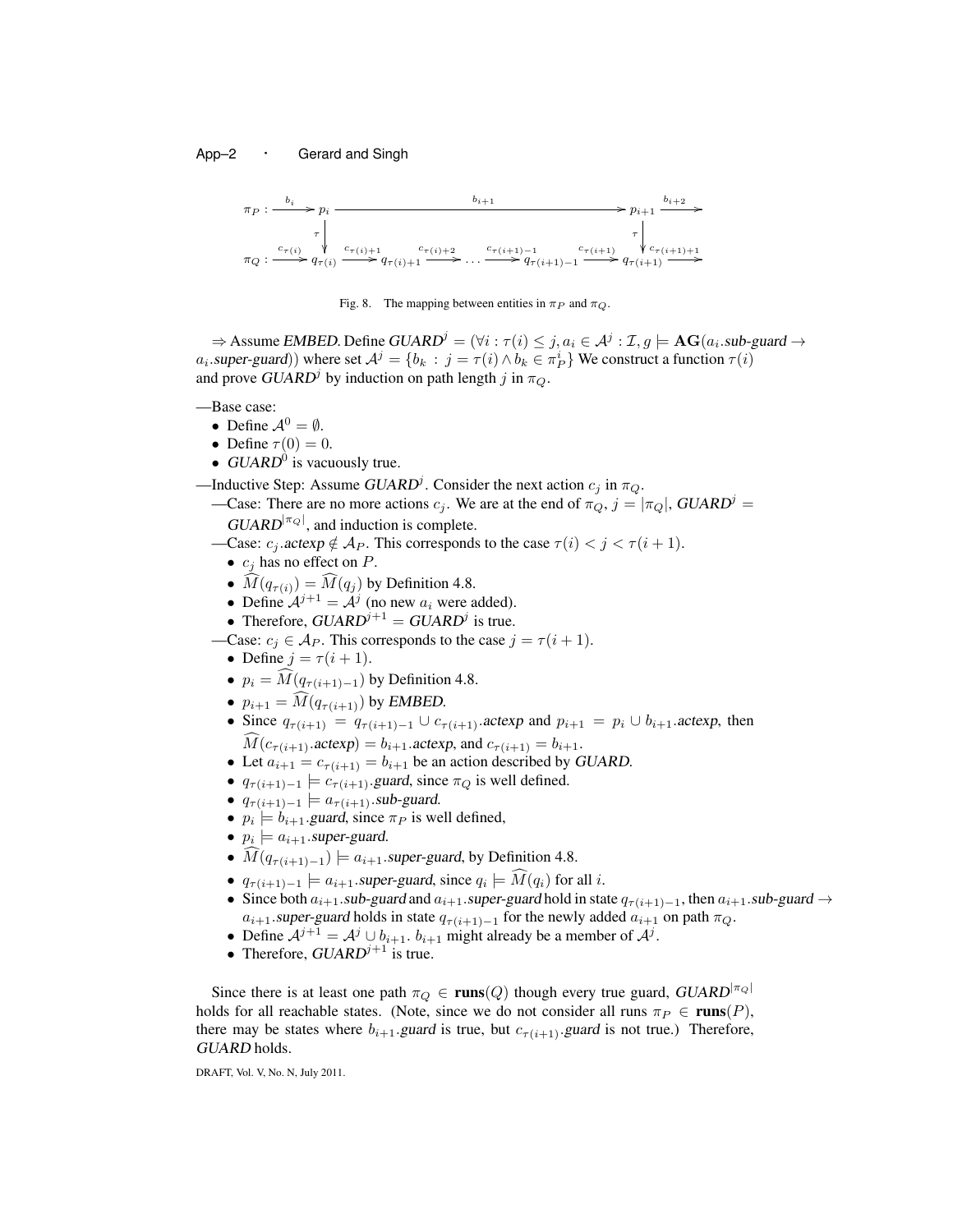$$
\begin{array}{l}
\pi_P : \xrightarrow{b_i} p_i \xrightarrow{\qquad\qquad\qquad\qquad b_{i+1} \qquad\qquad\qquad\qquad} p_{i+1} \xrightarrow{b_{i+2}} \\
\qquad\qquad \downarrow \tau \qquad\qquad\qquad\qquad\qquad\qquad\qquad\qquad\qquad\qquad \downarrow \tau \\
\pi_Q : \xrightarrow{c_{\tau(i)}} q_{\tau(i)} \xrightarrow{c_{\tau(i)+1}} q_{\tau(i)+1} \xrightarrow{c_{\tau(i)+2}} \ldots \xrightarrow{c_{\tau(i+1)-1}} q_{\tau(i+1)-1} \xrightarrow{c_{\tau(i+1)}} q_{\tau(i+1)} \xrightarrow{c_{\tau(i+1)+1}}
\end{array}
$$

Fig. 8. The mapping between entities in $\pi_P$ and $\pi_Q$.

$\Rightarrow$ Assume *EMBED*. Define $GUARD^j = (\forall i : \tau(i) \leq j, a_i \in \mathcal{A}^j : \mathcal{I}, g \models \mathbf{AG}(a_i.\textit{sub-guard} \rightarrow a_i.\textit{super-guard}))$ where set $\mathcal{A}^j = \{b_k \,:\, j = \tau(i) \wedge b_k \in \pi_P^i\}$ We construct a function $\tau(i)$ and prove $GUARD^j$ by induction on path length $j$ in $\pi_Q$.

—Base case:
- Define $\mathcal{A}^0 = \emptyset$.
- Define $\tau(0) = 0$.
- $GUARD^0$ is vacuously true.

—Inductive Step: Assume $GUARD^j$. Consider the next action $c_j$ in $\pi_Q$.

—Case: There are no more actions $c_j$. We are at the end of $\pi_Q$, $j = |\pi_Q|$, $GUARD^j = GUARD^{|\pi_Q|}$, and induction is complete.

—Case: $c_j.\textit{actexp} \notin \mathcal{A}_P$. This corresponds to the case $\tau(i) < j < \tau(i+1)$.
- $c_j$ has no effect on $P$.
- $\widehat{M}(q_{\tau(i)}) = \widehat{M}(q_j)$ by Definition 4.8.
- Define $\mathcal{A}^{j+1} = \mathcal{A}^j$ (no new $a_i$ were added).
- Therefore, $GUARD^{j+1} = GUARD^j$ is true.

—Case: $c_j \in \mathcal{A}_P$. This corresponds to the case $j = \tau(i+1)$.
- Define $j = \tau(i+1)$.
- $p_i = \widehat{M}(q_{\tau(i+1)-1})$ by Definition 4.8.
- $p_{i+1} = \widehat{M}(q_{\tau(i+1)})$ by *EMBED*.
- Since $q_{\tau(i+1)} = q_{\tau(i+1)-1} \cup c_{\tau(i+1)}.\textit{actexp}$ and $p_{i+1} = p_i \cup b_{i+1}.\textit{actexp}$, then $\widehat{M}(c_{\tau(i+1)}.\textit{actexp}) = b_{i+1}.\textit{actexp}$, and $c_{\tau(i+1)} = b_{i+1}$.
- Let $a_{i+1} = c_{\tau(i+1)} = b_{i+1}$ be an action described by *GUARD*.
- $q_{\tau(i+1)-1} \models c_{\tau(i+1)}.\textit{guard}$, since $\pi_Q$ is well defined.
- $q_{\tau(i+1)-1} \models a_{\tau(i+1)}.\textit{sub-guard}$.
- $p_i \models b_{i+1}.\textit{guard}$, since $\pi_P$ is well defined,
- $p_i \models a_{i+1}.\textit{super-guard}$.
- $\widehat{M}(q_{\tau(i+1)-1}) \models a_{i+1}.\textit{super-guard}$, by Definition 4.8.
- $q_{\tau(i+1)-1} \models a_{i+1}.\textit{super-guard}$, since $q_i \models \widehat{M}(q_i)$ for all $i$.
- Since both $a_{i+1}.\textit{sub-guard}$ and $a_{i+1}.\textit{super-guard}$ hold in state $q_{\tau(i+1)-1}$, then $a_{i+1}.\textit{sub-guard} \rightarrow a_{i+1}.\textit{super-guard}$ holds in state $q_{\tau(i+1)-1}$ for the newly added $a_{i+1}$ on path $\pi_Q$.
- Define $\mathcal{A}^{j+1} = \mathcal{A}^j \cup b_{i+1}$. $b_{i+1}$ might already be a member of $\mathcal{A}^j$.
- Therefore, $GUARD^{j+1}$ is true.

Since there is at least one path $\pi_Q \in \textbf{runs}(Q)$ though every true guard, $GUARD^{|\pi_Q|}$ holds for all reachable states. (Note, since we do not consider all runs $\pi_P \in \textbf{runs}(P)$, there may be states where $b_{i+1}.\textit{guard}$ is true, but $c_{\tau(i+1)}.\textit{guard}$ is not true.) Therefore, *GUARD* holds.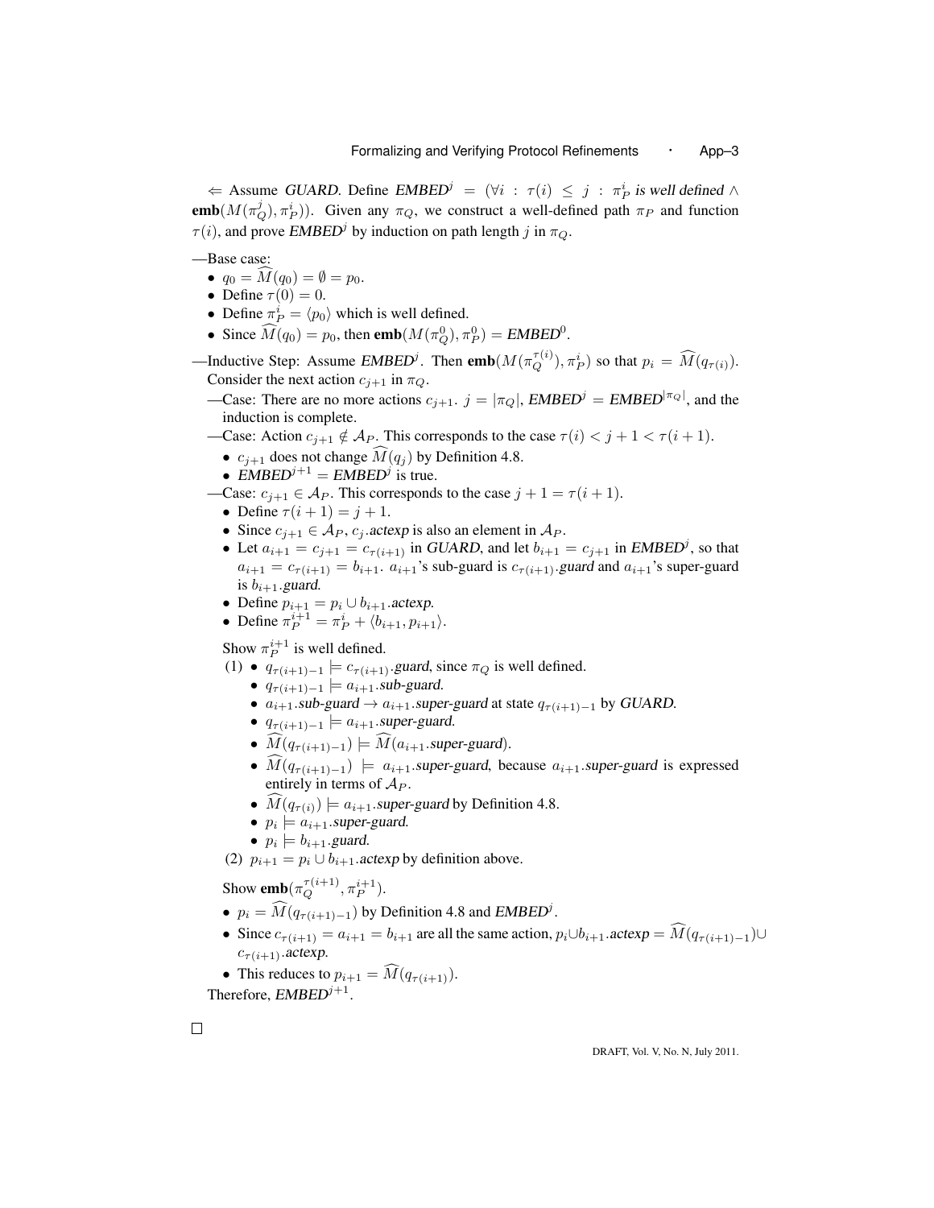$\Leftarrow$ Assume *GUARD*. Define $\mathit{EMBED}^j = (\forall i : \tau(i) \leq j : \pi_P^i \textit{ is well defined} \wedge \mathbf{emb}(M(\pi_Q^j), \pi_P^i))$. Given any $\pi_Q$, we construct a well-defined path $\pi_P$ and function $\tau(i)$, and prove $\mathit{EMBED}^j$ by induction on path length $j$ in $\pi_Q$.

—Base case:

- $q_0 = \widehat{M}(q_0) = \emptyset = p_0$.
- Define $\tau(0) = 0$.
- Define $\pi_P^i = \langle p_0 \rangle$ which is well defined.
- Since $\widehat{M}(q_0) = p_0$, then $\mathbf{emb}(M(\pi_Q^0), \pi_P^0) = \mathit{EMBED}^0$.

—Inductive Step: Assume $\mathit{EMBED}^j$. Then $\mathbf{emb}(M(\pi_Q^{\tau(i)}), \pi_P^i)$ so that $p_i = \widehat{M}(q_{\tau(i)})$. Consider the next action $c_{j+1}$ in $\pi_Q$.

—Case: There are no more actions $c_{j+1}$. $j = |\pi_Q|$, $\mathit{EMBED}^j = \mathit{EMBED}^{|\pi_Q|}$, and the induction is complete.

—Case: Action $c_{j+1} \notin \mathcal{A}_P$. This corresponds to the case $\tau(i) < j+1 < \tau(i+1)$.

- $c_{j+1}$ does not change $\widehat{M}(q_j)$ by Definition 4.8.
- $\mathit{EMBED}^{j+1} = \mathit{EMBED}^j$ is true.

—Case: $c_{j+1} \in \mathcal{A}_P$. This corresponds to the case $j+1 = \tau(i+1)$.

- Define $\tau(i+1) = j+1$.
- Since $c_{j+1} \in \mathcal{A}_P$, $c_j.\mathit{actexp}$ is also an element in $\mathcal{A}_P$.
- Let $a_{i+1} = c_{j+1} = c_{\tau(i+1)}$ in *GUARD*, and let $b_{i+1} = c_{j+1}$ in $\mathit{EMBED}^j$, so that $a_{i+1} = c_{\tau(i+1)} = b_{i+1}$. $a_{i+1}$'s sub-guard is $c_{\tau(i+1)}.\mathit{guard}$ and $a_{i+1}$'s super-guard is $b_{i+1}.\mathit{guard}$.
- Define $p_{i+1} = p_i \cup b_{i+1}.\mathit{actexp}$.
- Define $\pi_P^{i+1} = \pi_P^i + \langle b_{i+1}, p_{i+1} \rangle$.

Show $\pi_P^{i+1}$ is well defined.

(1)
- $q_{\tau(i+1)-1} \models c_{\tau(i+1)}.\mathit{guard}$, since $\pi_Q$ is well defined.
- $q_{\tau(i+1)-1} \models a_{i+1}.\mathit{sub\text{-}guard}$.
- $a_{i+1}.\mathit{sub\text{-}guard} \rightarrow a_{i+1}.\mathit{super\text{-}guard}$ at state $q_{\tau(i+1)-1}$ by *GUARD*.
- $q_{\tau(i+1)-1} \models a_{i+1}.\mathit{super\text{-}guard}$.
- $\widehat{M}(q_{\tau(i+1)-1}) \models \widehat{M}(a_{i+1}.\mathit{super\text{-}guard})$.
- $\widehat{M}(q_{\tau(i+1)-1}) \models a_{i+1}.\mathit{super\text{-}guard}$, because $a_{i+1}.\mathit{super\text{-}guard}$ is expressed entirely in terms of $\mathcal{A}_P$.
- $\widehat{M}(q_{\tau(i)}) \models a_{i+1}.\mathit{super\text{-}guard}$ by Definition 4.8.
- $p_i \models a_{i+1}.\mathit{super\text{-}guard}$.
- $p_i \models b_{i+1}.\mathit{guard}$.

(2) $p_{i+1} = p_i \cup b_{i+1}.\mathit{actexp}$ by definition above.

Show $\mathbf{emb}(\pi_Q^{\tau(i+1)}, \pi_P^{i+1})$.

- $p_i = \widehat{M}(q_{\tau(i+1)-1})$ by Definition 4.8 and $\mathit{EMBED}^j$.
- Since $c_{\tau(i+1)} = a_{i+1} = b_{i+1}$ are all the same action, $p_i \cup b_{i+1}.\mathit{actexp} = \widehat{M}(q_{\tau(i+1)-1}) \cup c_{\tau(i+1)}.\mathit{actexp}$.
- This reduces to $p_{i+1} = \widehat{M}(q_{\tau(i+1)})$.

Therefore, $\mathit{EMBED}^{j+1}$.

□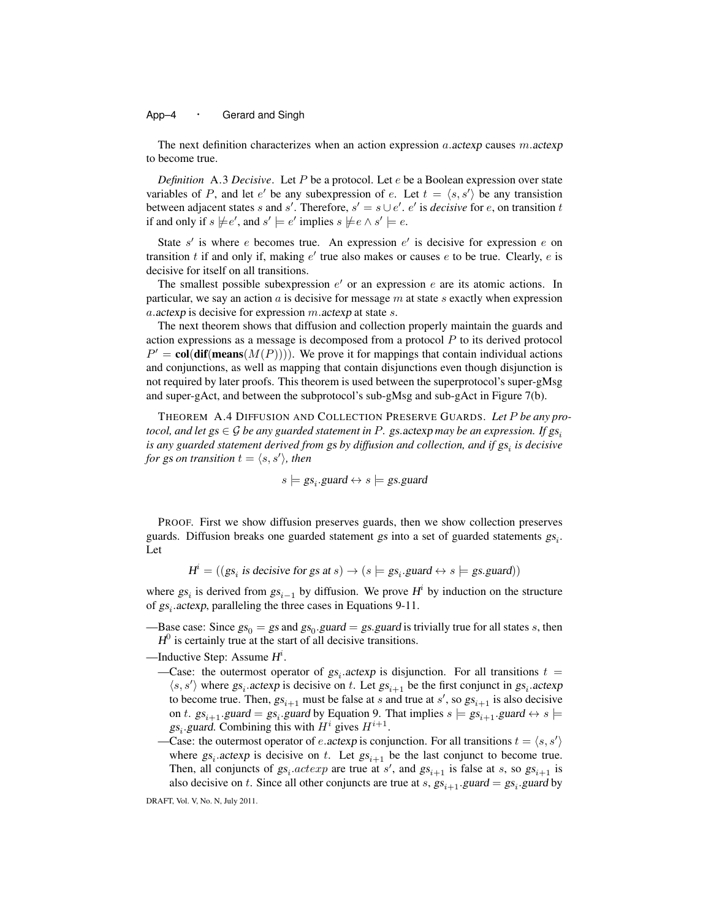The next definition characterizes when an action expression $a$.*actexp* causes $m$.*actexp* to become true.

*Definition* A.3 *Decisive*. Let $P$ be a protocol. Let $e$ be a Boolean expression over state variables of $P$, and let $e'$ be any subexpression of $e$. Let $t = \langle s, s' \rangle$ be any transistion between adjacent states $s$ and $s'$. Therefore, $s' = s \cup e'$. $e'$ is *decisive* for $e$, on transition $t$ if and only if $s \not\models e'$, and $s' \models e'$ implies $s \not\models e \wedge s' \models e$.

State $s'$ is where $e$ becomes true. An expression $e'$ is decisive for expression $e$ on transition $t$ if and only if, making $e'$ true also makes or causes $e$ to be true. Clearly, $e$ is decisive for itself on all transitions.

The smallest possible subexpression $e'$ or an expression $e$ are its atomic actions. In particular, we say an action $a$ is decisive for message $m$ at state $s$ exactly when expression $a$.*actexp* is decisive for expression $m$.*actexp* at state $s$.

The next theorem shows that diffusion and collection properly maintain the guards and action expressions as a message is decomposed from a protocol $P$ to its derived protocol $P' = \mathbf{col}(\mathbf{dif}(\mathbf{means}(M(P))))$. We prove it for mappings that contain individual actions and conjunctions, as well as mapping that contain disjunctions even though disjunction is not required by later proofs. This theorem is used between the superprotocol's super-gMsg and super-gAct, and between the subprotocol's sub-gMsg and sub-gAct in Figure 7(b).

THEOREM A.4 DIFFUSION AND COLLECTION PRESERVE GUARDS. *Let $P$ be any protocol, and let $gs \in \mathcal{G}$ be any guarded statement in $P$. $gs$.actexp may be an expression. If $gs_i$ is any guarded statement derived from $gs$ by diffusion and collection, and if $gs_i$ is decisive for $gs$ on transition $t = \langle s, s' \rangle$, then*

$$s \models gs_i.\textit{guard} \leftrightarrow s \models gs.\textit{guard}$$

PROOF. First we show diffusion preserves guards, then we show collection preserves guards. Diffusion breaks one guarded statement $gs$ into a set of guarded statements $gs_i$. Let

$$H^i = ((gs_i \text{ is decisive for } gs \text{ at } s) \rightarrow (s \models gs_i.\textit{guard} \leftrightarrow s \models gs.\textit{guard}))$$

where $gs_i$ is derived from $gs_{i-1}$ by diffusion. We prove $H^i$ by induction on the structure of $gs_i$.*actexp*, paralleling the three cases in Equations 9-11.

—Base case: Since $gs_0 = gs$ and $gs_0.\textit{guard} = gs.\textit{guard}$ is trivially true for all states $s$, then $H^0$ is certainly true at the start of all decisive transitions.

—Inductive Step: Assume $H^i$.

—Case: the outermost operator of $gs_i$.*actexp* is disjunction. For all transitions $t = \langle s, s' \rangle$ where $gs_i$.*actexp* is decisive on $t$. Let $gs_{i+1}$ be the first conjunct in $gs_i$.*actexp* to become true. Then, $gs_{i+1}$ must be false at $s$ and true at $s'$, so $gs_{i+1}$ is also decisive on $t$. $gs_{i+1}.\textit{guard} = gs_i.\textit{guard}$ by Equation 9. That implies $s \models gs_{i+1}.\textit{guard} \leftrightarrow s \models gs_i.\textit{guard}$. Combining this with $H^i$ gives $H^{i+1}$.

—Case: the outermost operator of $e$.*actexp* is conjunction. For all transitions $t = \langle s, s' \rangle$ where $gs_i$.*actexp* is decisive on $t$. Let $gs_{i+1}$ be the last conjunct to become true. Then, all conjuncts of $gs_i.actexp$ are true at $s'$, and $gs_{i+1}$ is false at $s$, so $gs_{i+1}$ is also decisive on $t$. Since all other conjuncts are true at $s$, $gs_{i+1}.\textit{guard} = gs_i.\textit{guard}$ by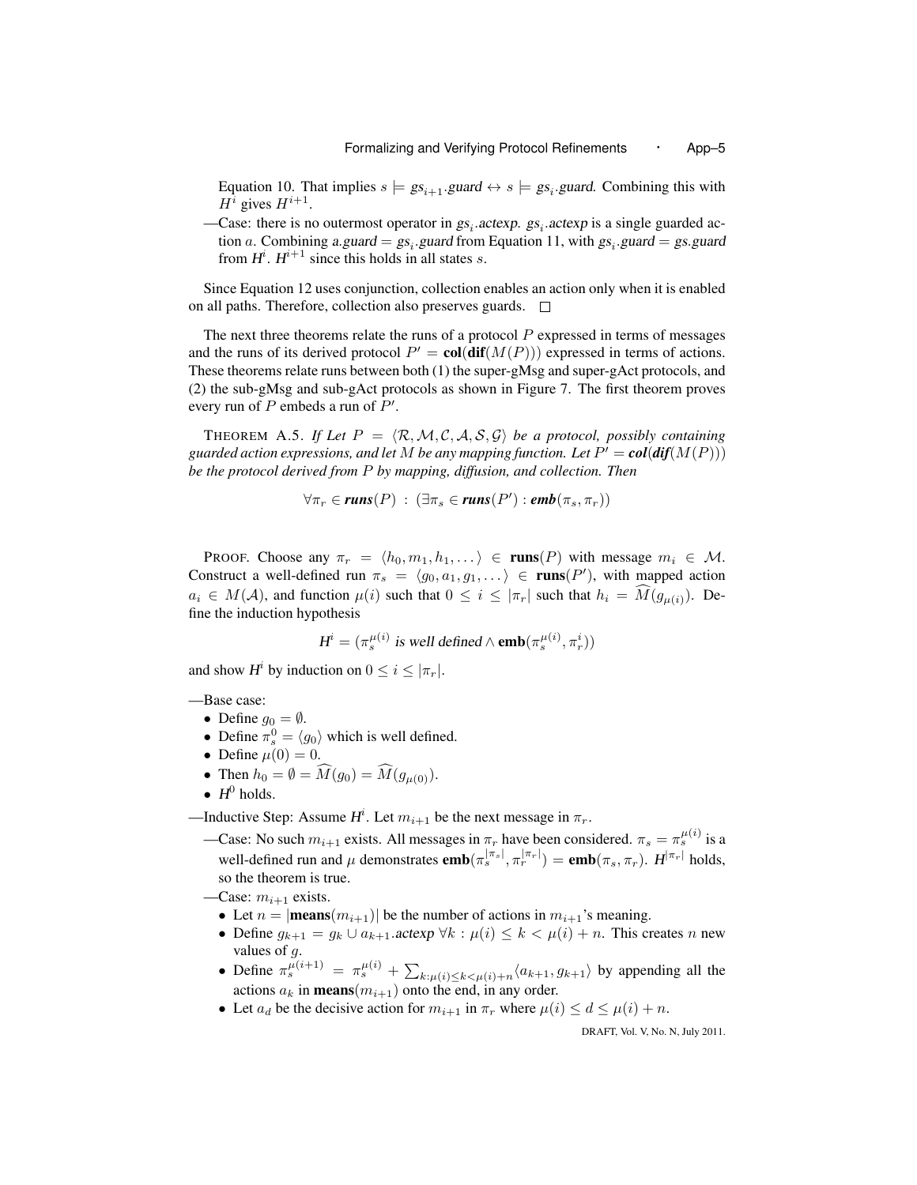Equation 10. That implies $s \models gs_{i+1}.guard \leftrightarrow s \models gs_i.guard$. Combining this with $H^i$ gives $H^{i+1}$.

—Case: there is no outermost operator in $gs_i.actexp$. $gs_i.actexp$ is a single guarded action $a$. Combining $a.guard = gs_i.guard$ from Equation 11, with $gs_i.guard = gs.guard$ from $H^i$. $H^{i+1}$ since this holds in all states $s$.

Since Equation 12 uses conjunction, collection enables an action only when it is enabled on all paths. Therefore, collection also preserves guards. □

The next three theorems relate the runs of a protocol $P$ expressed in terms of messages and the runs of its derived protocol $P' = \mathbf{col}(\mathbf{dif}(M(P)))$ expressed in terms of actions. These theorems relate runs between both (1) the super-gMsg and super-gAct protocols, and (2) the sub-gMsg and sub-gAct protocols as shown in Figure 7. The first theorem proves every run of $P$ embeds a run of $P'$.

THEOREM A.5. *If Let $P = \langle \mathcal{R}, \mathcal{M}, \mathcal{C}, \mathcal{A}, \mathcal{S}, \mathcal{G} \rangle$ be a protocol, possibly containing guarded action expressions, and let $M$ be any mapping function. Let $P' = \mathbf{col}(\mathbf{dif}(M(P)))$ be the protocol derived from $P$ by mapping, diffusion, and collection. Then*

$$\forall \pi_r \in \mathbf{runs}(P) \;:\; (\exists \pi_s \in \mathbf{runs}(P') : \mathbf{emb}(\pi_s, \pi_r))$$

PROOF. Choose any $\pi_r = \langle h_0, m_1, h_1, \dots \rangle \in \mathbf{runs}(P)$ with message $m_i \in \mathcal{M}$. Construct a well-defined run $\pi_s = \langle g_0, a_1, g_1, \dots \rangle \in \mathbf{runs}(P')$, with mapped action $a_i \in M(\mathcal{A})$, and function $\mu(i)$ such that $0 \le i \le |\pi_r|$ such that $h_i = \widehat{M}(g_{\mu(i)})$. Define the induction hypothesis

$$H^i = (\pi_s^{\mu(i)} \text{ is well defined} \wedge \mathbf{emb}(\pi_s^{\mu(i)}, \pi_r^i))$$

and show $H^i$ by induction on $0 \le i \le |\pi_r|$.

—Base case:

- Define $g_0 = \emptyset$.
- Define $\pi_s^0 = \langle g_0 \rangle$ which is well defined.
- Define $\mu(0) = 0$.
- Then $h_0 = \emptyset = \widehat{M}(g_0) = \widehat{M}(g_{\mu(0)})$.
- $H^0$ holds.

—Inductive Step: Assume $H^i$. Let $m_{i+1}$ be the next message in $\pi_r$.

—Case: No such $m_{i+1}$ exists. All messages in $\pi_r$ have been considered. $\pi_s = \pi_s^{\mu(i)}$ is a well-defined run and $\mu$ demonstrates $\mathbf{emb}(\pi_s^{|\pi_s|}, \pi_r^{|\pi_r|}) = \mathbf{emb}(\pi_s, \pi_r)$. $H^{|\pi_r|}$ holds, so the theorem is true.

—Case: $m_{i+1}$ exists.

- Let $n = |\mathbf{means}(m_{i+1})|$ be the number of actions in $m_{i+1}$'s meaning.
- Define $g_{k+1} = g_k \cup a_{k+1}.actexp$ $\forall k : \mu(i) \le k < \mu(i) + n$. This creates $n$ new values of $g$.
- Define $\pi_s^{\mu(i+1)} = \pi_s^{\mu(i)} + \sum_{k:\mu(i) \le k < \mu(i)+n} \langle a_{k+1}, g_{k+1} \rangle$ by appending all the actions $a_k$ in $\mathbf{means}(m_{i+1})$ onto the end, in any order.
- Let $a_d$ be the decisive action for $m_{i+1}$ in $\pi_r$ where $\mu(i) \le d \le \mu(i) + n$.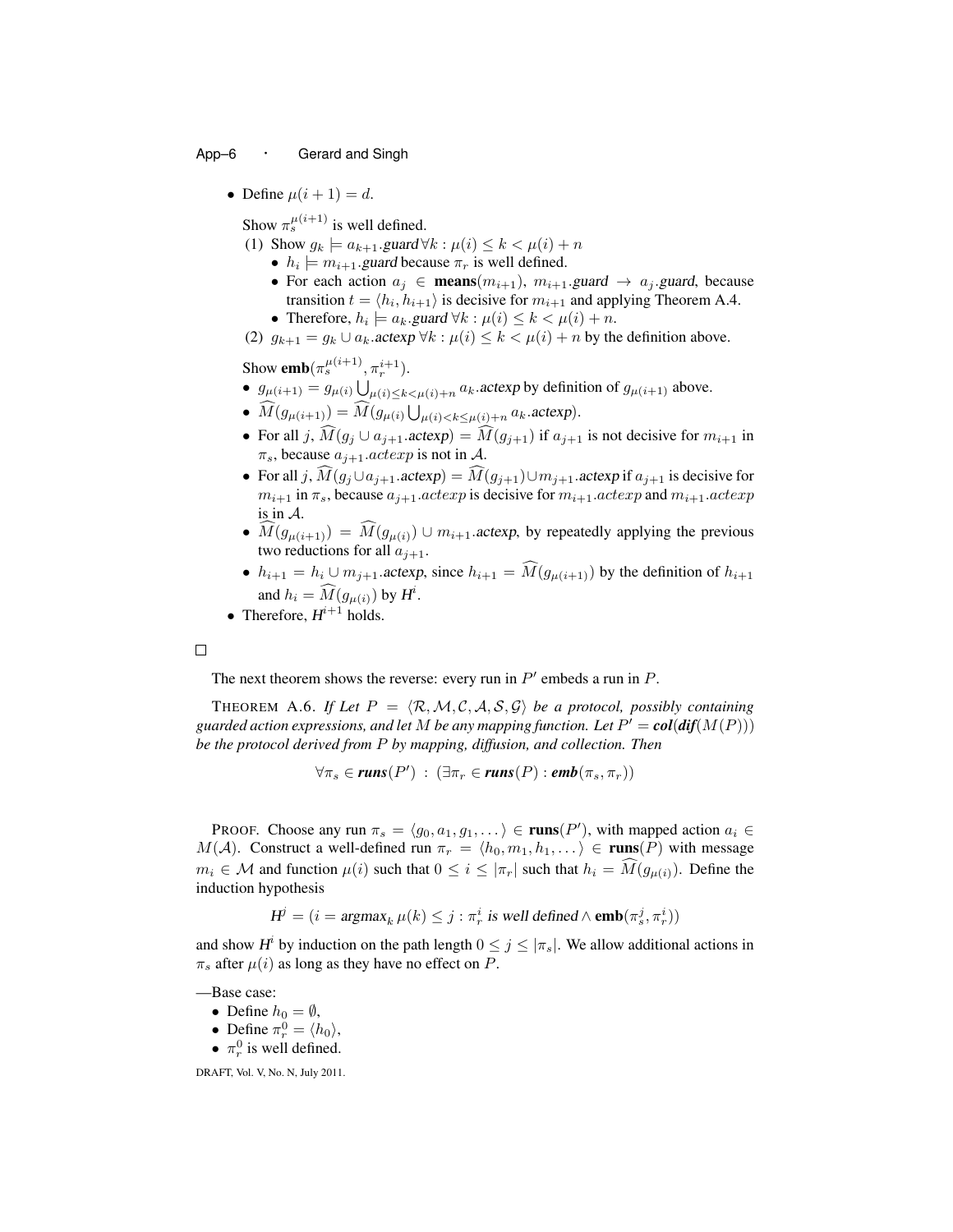- Define $\mu(i+1) = d$.

  Show $\pi_s^{\mu(i+1)}$ is well defined.

  (1) Show $g_k \models a_{k+1}.\textit{guard} \forall k : \mu(i) \leq k < \mu(i) + n$
  - $h_i \models m_{i+1}.\textit{guard}$ because $\pi_r$ is well defined.
  - For each action $a_j \in \textbf{means}(m_{i+1})$, $m_{i+1}.\textit{guard} \rightarrow a_j.\textit{guard}$, because transition $t = \langle h_i, h_{i+1}\rangle$ is decisive for $m_{i+1}$ and applying Theorem A.4.
  - Therefore, $h_i \models a_k.\textit{guard}\ \forall k : \mu(i) \leq k < \mu(i) + n$.

  (2) $g_{k+1} = g_k \cup a_k.\textit{actexp}\ \forall k : \mu(i) \leq k < \mu(i) + n$ by the definition above.

  Show $\textbf{emb}(\pi_s^{\mu(i+1)}, \pi_r^{i+1})$.
  - $g_{\mu(i+1)} = g_{\mu(i)} \bigcup_{\mu(i) \leq k < \mu(i)+n} a_k.\textit{actexp}$ by definition of $g_{\mu(i+1)}$ above.
  - $\widehat{M}(g_{\mu(i+1)}) = \widehat{M}(g_{\mu(i)} \bigcup_{\mu(i) < k \leq \mu(i)+n} a_k.\textit{actexp})$.
  - For all $j$, $\widehat{M}(g_j \cup a_{j+1}.\textit{actexp}) = \widehat{M}(g_{j+1})$ if $a_{j+1}$ is not decisive for $m_{i+1}$ in $\pi_s$, because $a_{j+1}.actexp$ is not in $\mathcal{A}$.
  - For all $j$, $\widehat{M}(g_j \cup a_{j+1}.\textit{actexp}) = \widehat{M}(g_{j+1}) \cup m_{j+1}.\textit{actexp}$ if $a_{j+1}$ is decisive for $m_{i+1}$ in $\pi_s$, because $a_{j+1}.actexp$ is decisive for $m_{i+1}.actexp$ and $m_{i+1}.actexp$ is in $\mathcal{A}$.
  - $\widehat{M}(g_{\mu(i+1)}) = \widehat{M}(g_{\mu(i)}) \cup m_{i+1}.\textit{actexp}$, by repeatedly applying the previous two reductions for all $a_{j+1}$.
  - $h_{i+1} = h_i \cup m_{j+1}.\textit{actexp}$, since $h_{i+1} = \widehat{M}(g_{\mu(i+1)})$ by the definition of $h_{i+1}$ and $h_i = \widehat{M}(g_{\mu(i)})$ by $H^i$.
- Therefore, $H^{i+1}$ holds.

□

The next theorem shows the reverse: every run in $P'$ embeds a run in $P$.

THEOREM A.6. *If Let $P = \langle \mathcal{R}, \mathcal{M}, \mathcal{C}, \mathcal{A}, \mathcal{S}, \mathcal{G}\rangle$ be a protocol, possibly containing guarded action expressions, and let $M$ be any mapping function. Let $P' = \textbf{col}(\textbf{dif}(M(P)))$ be the protocol derived from $P$ by mapping, diffusion, and collection. Then*

$$\forall \pi_s \in \textbf{runs}(P') \ : \ (\exists \pi_r \in \textbf{runs}(P) : \textbf{emb}(\pi_s, \pi_r))$$

PROOF. Choose any run $\pi_s = \langle g_0, a_1, g_1, \dots\rangle \in \textbf{runs}(P')$, with mapped action $a_i \in M(\mathcal{A})$. Construct a well-defined run $\pi_r = \langle h_0, m_1, h_1, \dots\rangle \in \textbf{runs}(P)$ with message $m_i \in \mathcal{M}$ and function $\mu(i)$ such that $0 \leq i \leq |\pi_r|$ such that $h_i = \widehat{M}(g_{\mu(i)})$. Define the induction hypothesis

$$H^j = (i = \text{argmax}_k\, \mu(k) \leq j : \pi_r^i \textit{ is well defined} \wedge \textbf{emb}(\pi_s^j, \pi_r^i))$$

and show $H^i$ by induction on the path length $0 \leq j \leq |\pi_s|$. We allow additional actions in $\pi_s$ after $\mu(i)$ as long as they have no effect on $P$.

—Base case:
- Define $h_0 = \emptyset$,
- Define $\pi_r^0 = \langle h_0\rangle$,
- $\pi_r^0$ is well defined.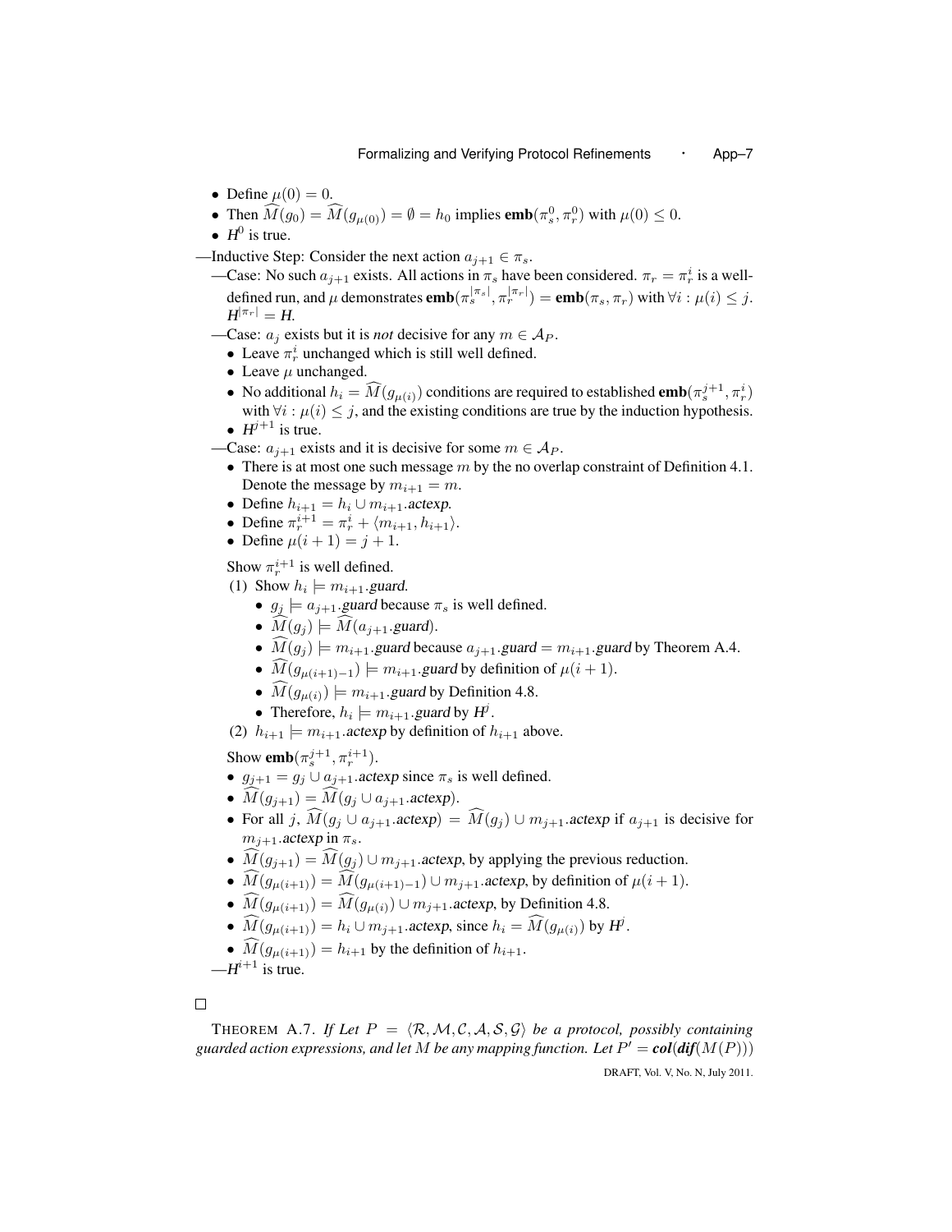- Define $\mu(0) = 0$.
- Then $\widehat{M}(g_0) = \widehat{M}(g_{\mu(0)}) = \emptyset = h_0$ implies $\mathbf{emb}(\pi_s^0, \pi_r^0)$ with $\mu(0) \leq 0$.
- $H^0$ is true.

—Inductive Step: Consider the next action $a_{j+1} \in \pi_s$.

—Case: No such $a_{j+1}$ exists. All actions in $\pi_s$ have been considered. $\pi_r = \pi_r^i$ is a well-defined run, and $\mu$ demonstrates $\mathbf{emb}(\pi_s^{|\pi_s|}, \pi_r^{|\pi_r|}) = \mathbf{emb}(\pi_s, \pi_r)$ with $\forall i : \mu(i) \leq j$. $H^{|\pi_r|} = H$.

—Case: $a_j$ exists but it is *not* decisive for any $m \in \mathcal{A}_P$.

- Leave $\pi_r^i$ unchanged which is still well defined.
- Leave $\mu$ unchanged.
- No additional $h_i = \widehat{M}(g_{\mu(i)})$ conditions are required to established $\mathbf{emb}(\pi_s^{j+1}, \pi_r^i)$ with $\forall i : \mu(i) \leq j$, and the existing conditions are true by the induction hypothesis.
- $H^{j+1}$ is true.

—Case: $a_{j+1}$ exists and it is decisive for some $m \in \mathcal{A}_P$.

- There is at most one such message $m$ by the no overlap constraint of Definition 4.1. Denote the message by $m_{i+1} = m$.
- Define $h_{i+1} = h_i \cup m_{i+1}.actexp$.
- Define $\pi_r^{i+1} = \pi_r^i + \langle m_{i+1}, h_{i+1} \rangle$.
- Define $\mu(i+1) = j+1$.

Show $\pi_r^{i+1}$ is well defined.

(1) Show $h_i \models m_{i+1}.guard$.

- $g_j \models a_{j+1}.guard$ because $\pi_s$ is well defined.
- $\widehat{M}(g_j) \models \widehat{M}(a_{j+1}.guard)$.
- $\widehat{M}(g_j) \models m_{i+1}.guard$ because $a_{j+1}.guard = m_{i+1}.guard$ by Theorem A.4.
- $\widehat{M}(g_{\mu(i+1)-1}) \models m_{i+1}.guard$ by definition of $\mu(i+1)$.
- $\widehat{M}(g_{\mu(i)}) \models m_{i+1}.guard$ by Definition 4.8.
- Therefore, $h_i \models m_{i+1}.guard$ by $H^j$.

(2) $h_{i+1} \models m_{i+1}.actexp$ by definition of $h_{i+1}$ above.

Show $\mathbf{emb}(\pi_s^{j+1}, \pi_r^{i+1})$.

- $g_{j+1} = g_j \cup a_{j+1}.actexp$ since $\pi_s$ is well defined.
- $\widehat{M}(g_{j+1}) = \widehat{M}(g_j \cup a_{j+1}.actexp)$.
- For all $j$, $\widehat{M}(g_j \cup a_{j+1}.actexp) = \widehat{M}(g_j) \cup m_{j+1}.actexp$ if $a_{j+1}$ is decisive for $m_{j+1}.actexp$ in $\pi_s$.
- $\widehat{M}(g_{j+1}) = \widehat{M}(g_j) \cup m_{j+1}.actexp$, by applying the previous reduction.
- $\widehat{M}(g_{\mu(i+1)}) = \widehat{M}(g_{\mu(i+1)-1}) \cup m_{j+1}.actexp$, by definition of $\mu(i+1)$.
- $\widehat{M}(g_{\mu(i+1)}) = \widehat{M}(g_{\mu(i)}) \cup m_{j+1}.actexp$, by Definition 4.8.
- $\widehat{M}(g_{\mu(i+1)}) = h_i \cup m_{j+1}.actexp$, since $h_i = \widehat{M}(g_{\mu(i)})$ by $H^j$.
- $\widehat{M}(g_{\mu(i+1)}) = h_{i+1}$ by the definition of $h_{i+1}$.

—$H^{i+1}$ is true.

□

THEOREM A.7. *If Let $P = \langle \mathcal{R}, \mathcal{M}, \mathcal{C}, \mathcal{A}, \mathcal{S}, \mathcal{G} \rangle$ be a protocol, possibly containing guarded action expressions, and let $M$ be any mapping function. Let $P' = \boldsymbol{col}(\boldsymbol{dif}(M(P)))$*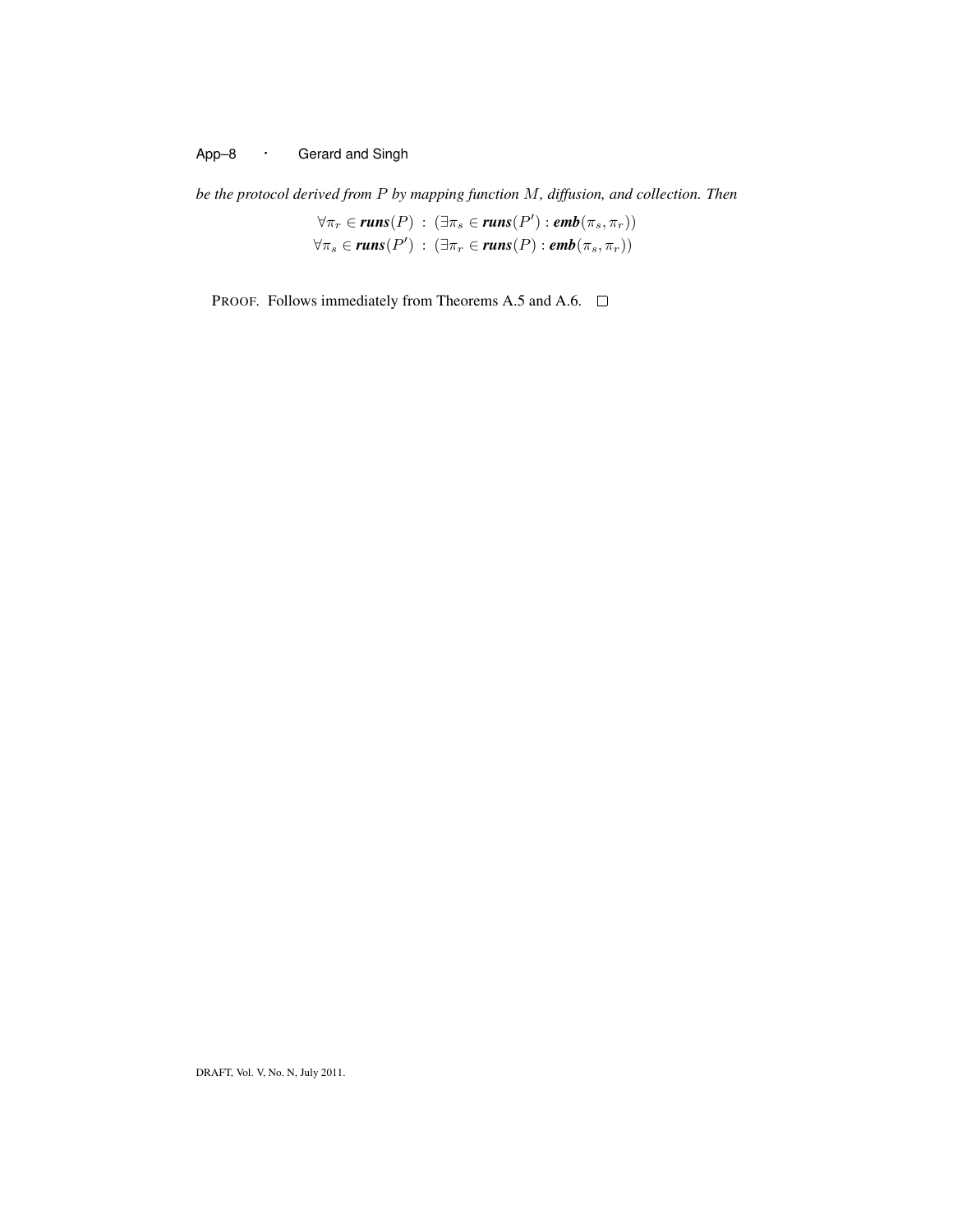*be the protocol derived from $P$ by mapping function $M$, diffusion, and collection. Then*

$$\forall \pi_r \in \textbf{\textit{runs}}(P) \; : \; (\exists \pi_s \in \textbf{\textit{runs}}(P') : \textbf{\textit{emb}}(\pi_s, \pi_r))$$
$$\forall \pi_s \in \textbf{\textit{runs}}(P') \; : \; (\exists \pi_r \in \textbf{\textit{runs}}(P) : \textbf{\textit{emb}}(\pi_s, \pi_r))$$

PROOF. Follows immediately from Theorems A.5 and A.6. □